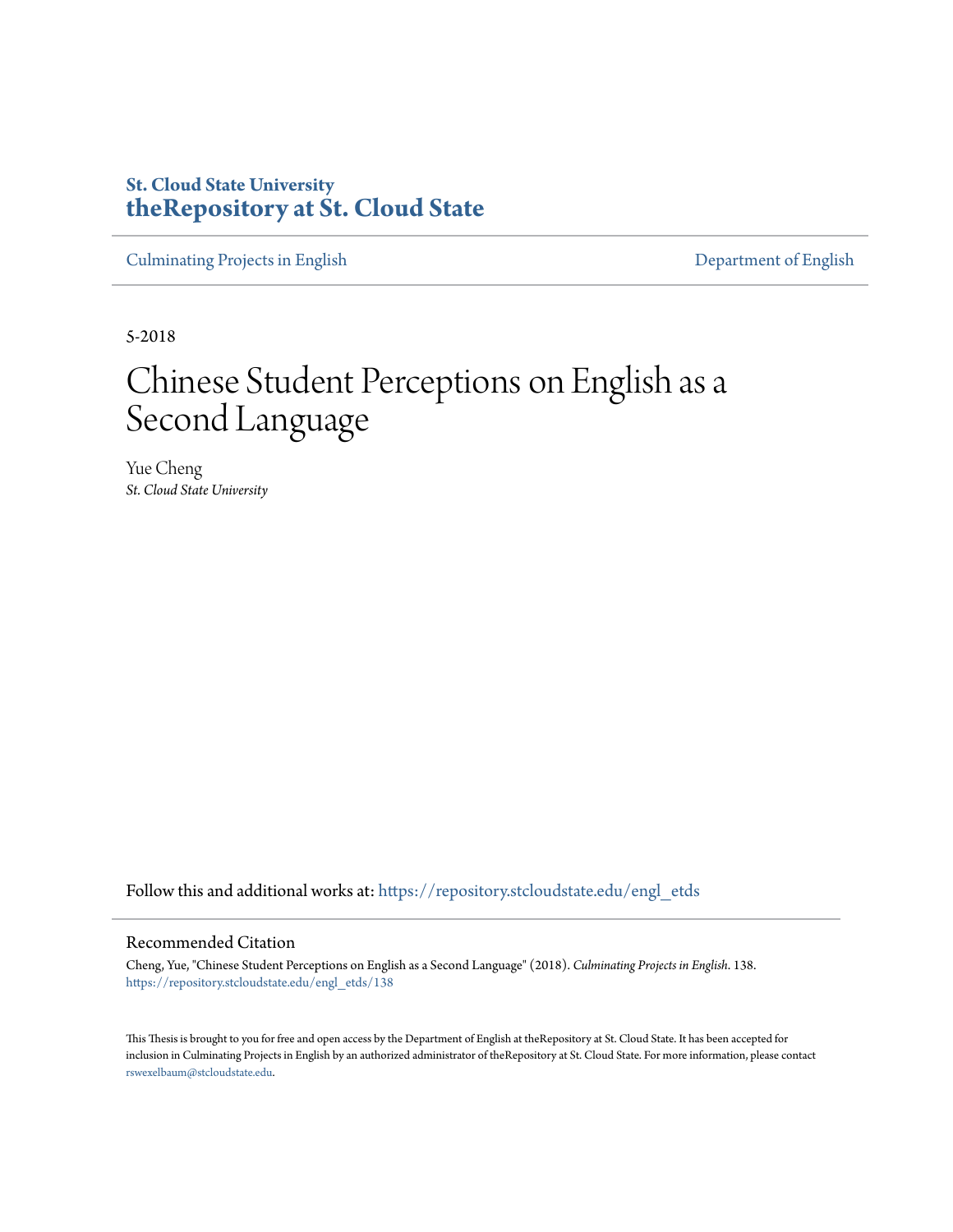**St. Cloud State University**
**theRepository at St. Cloud State**

Culminating Projects in English | Department of English

5-2018

# Chinese Student Perceptions on English as a Second Language

Yue Cheng
*St. Cloud State University*

Follow this and additional works at: https://repository.stcloudstate.edu/engl_etds

## Recommended Citation

Cheng, Yue, "Chinese Student Perceptions on English as a Second Language" (2018). *Culminating Projects in English*. 138.
https://repository.stcloudstate.edu/engl_etds/138

This Thesis is brought to you for free and open access by the Department of English at theRepository at St. Cloud State. It has been accepted for inclusion in Culminating Projects in English by an authorized administrator of theRepository at St. Cloud State. For more information, please contact rswexelbaum@stcloudstate.edu.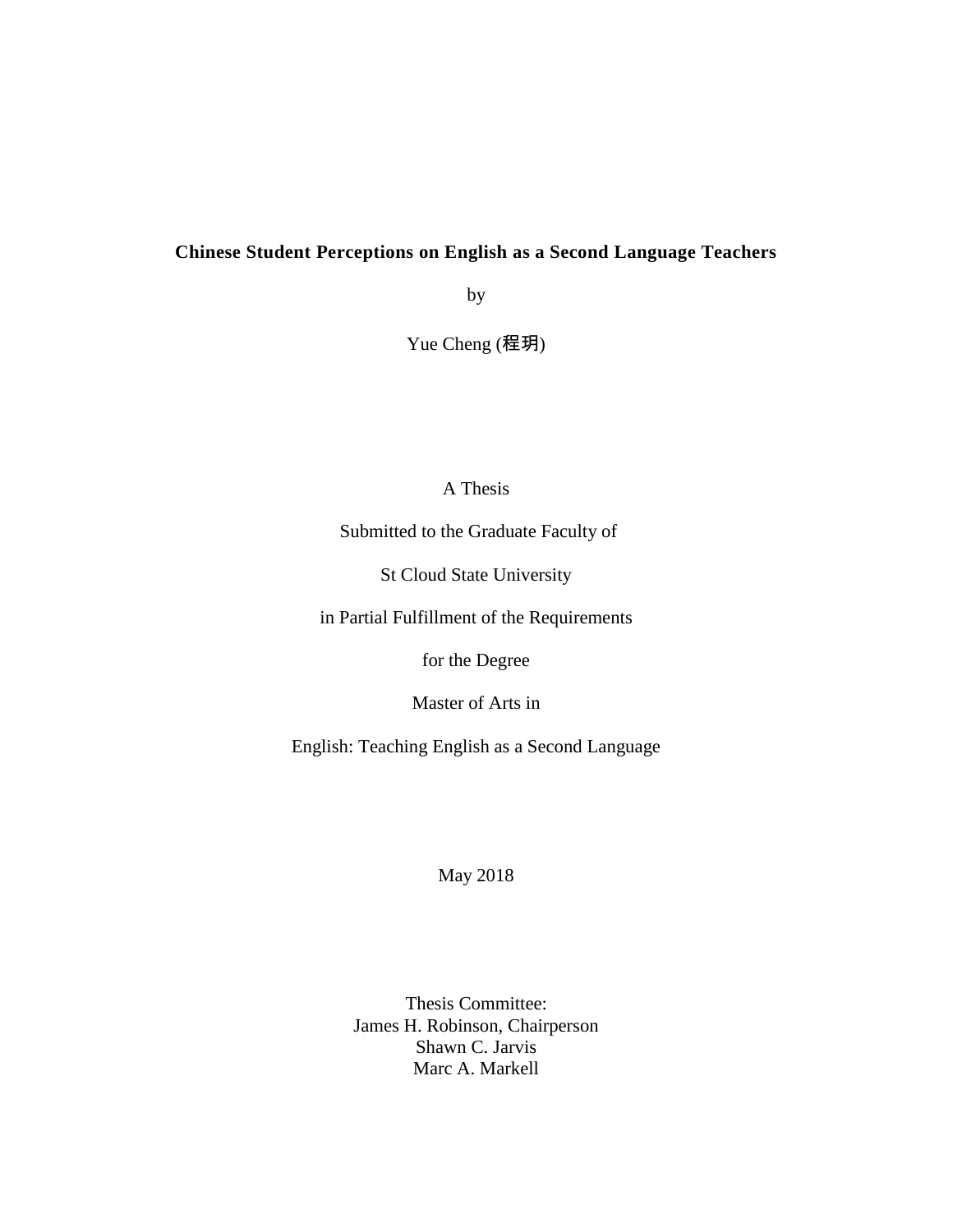**Chinese Student Perceptions on English as a Second Language Teachers**

by

Yue Cheng (程玥)

A Thesis

Submitted to the Graduate Faculty of

St Cloud State University

in Partial Fulfillment of the Requirements

for the Degree

Master of Arts in

English: Teaching English as a Second Language

May 2018

Thesis Committee:
James H. Robinson, Chairperson
Shawn C. Jarvis
Marc A. Markell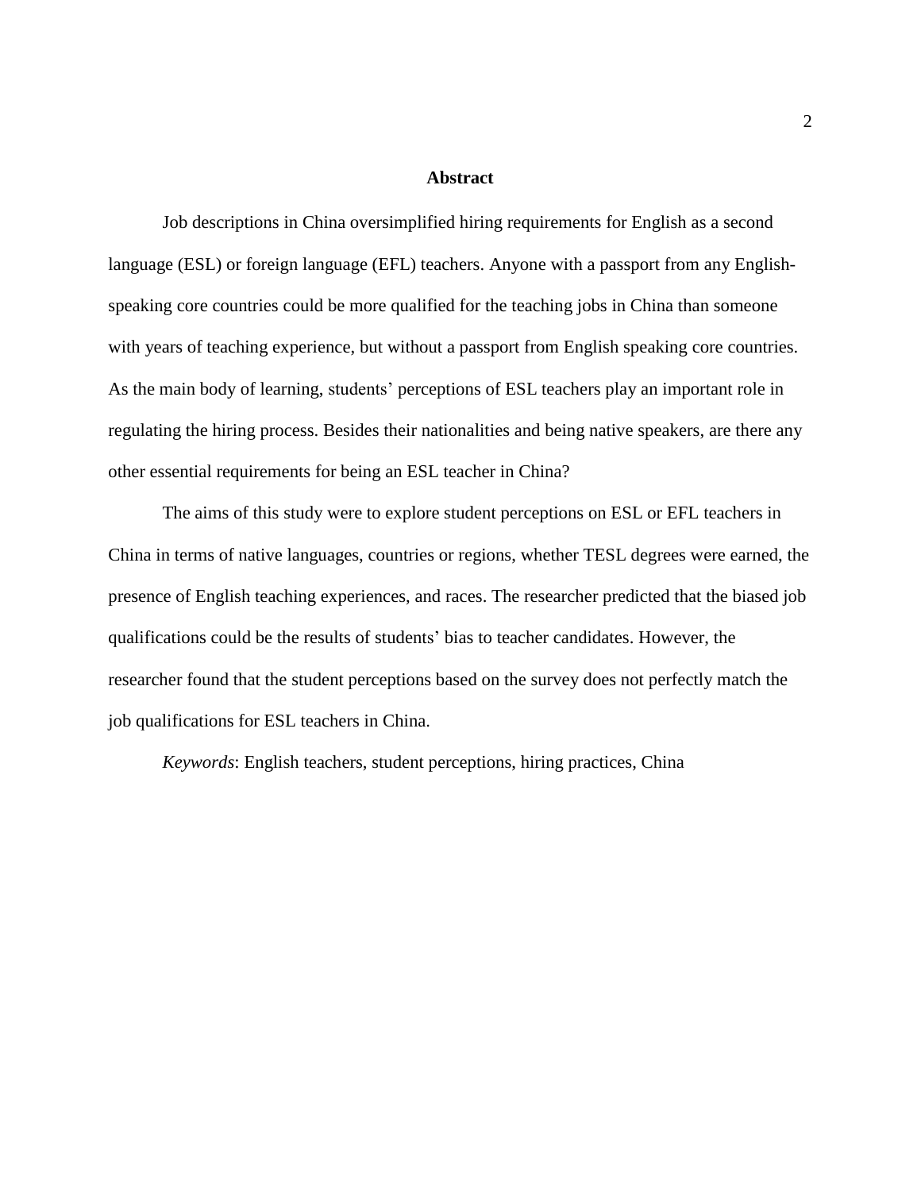# Abstract

Job descriptions in China oversimplified hiring requirements for English as a second language (ESL) or foreign language (EFL) teachers. Anyone with a passport from any English-speaking core countries could be more qualified for the teaching jobs in China than someone with years of teaching experience, but without a passport from English speaking core countries. As the main body of learning, students' perceptions of ESL teachers play an important role in regulating the hiring process. Besides their nationalities and being native speakers, are there any other essential requirements for being an ESL teacher in China?

The aims of this study were to explore student perceptions on ESL or EFL teachers in China in terms of native languages, countries or regions, whether TESL degrees were earned, the presence of English teaching experiences, and races. The researcher predicted that the biased job qualifications could be the results of students' bias to teacher candidates. However, the researcher found that the student perceptions based on the survey does not perfectly match the job qualifications for ESL teachers in China.

*Keywords*: English teachers, student perceptions, hiring practices, China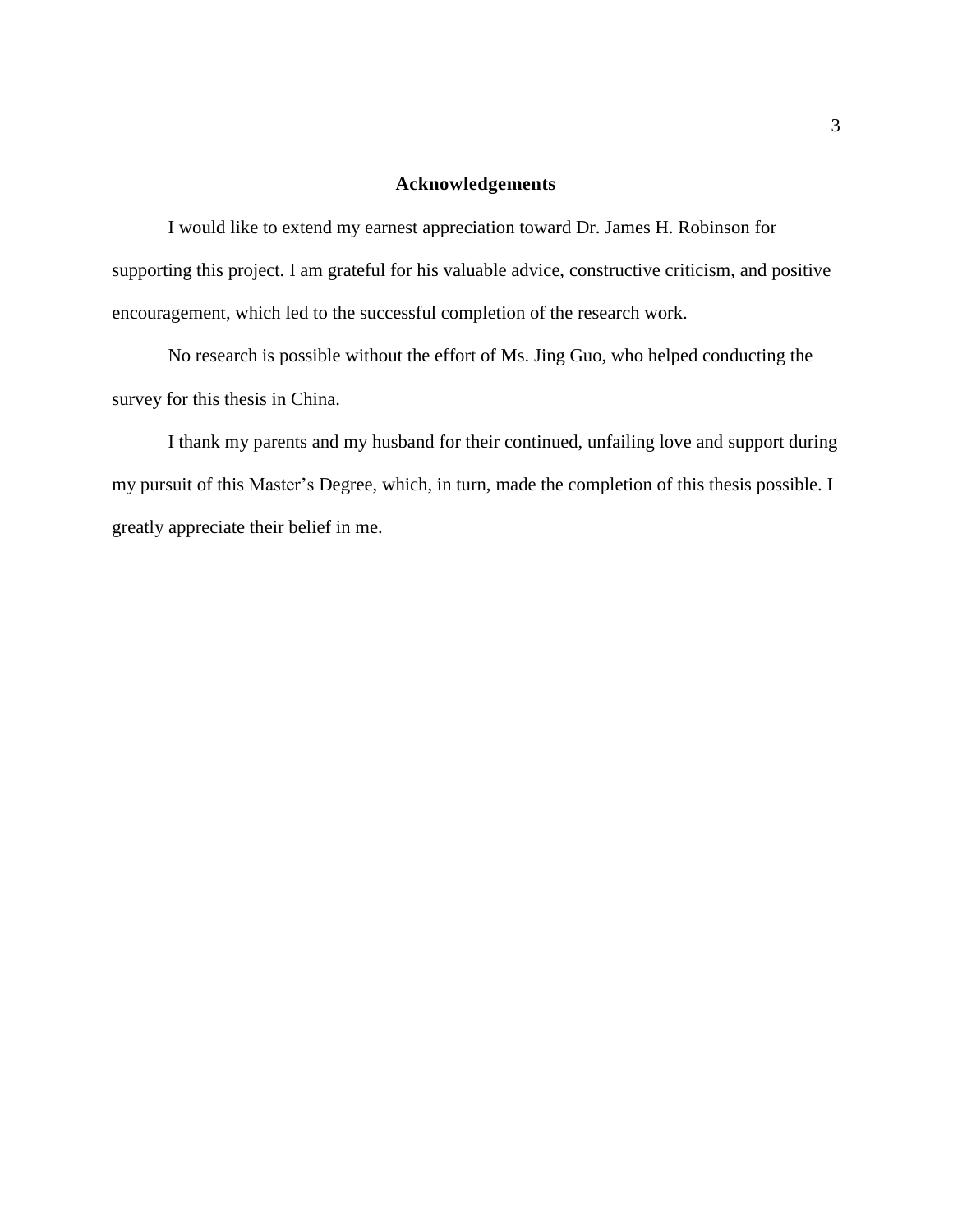# Acknowledgements

I would like to extend my earnest appreciation toward Dr. James H. Robinson for supporting this project. I am grateful for his valuable advice, constructive criticism, and positive encouragement, which led to the successful completion of the research work.

No research is possible without the effort of Ms. Jing Guo, who helped conducting the survey for this thesis in China.

I thank my parents and my husband for their continued, unfailing love and support during my pursuit of this Master's Degree, which, in turn, made the completion of this thesis possible. I greatly appreciate their belief in me.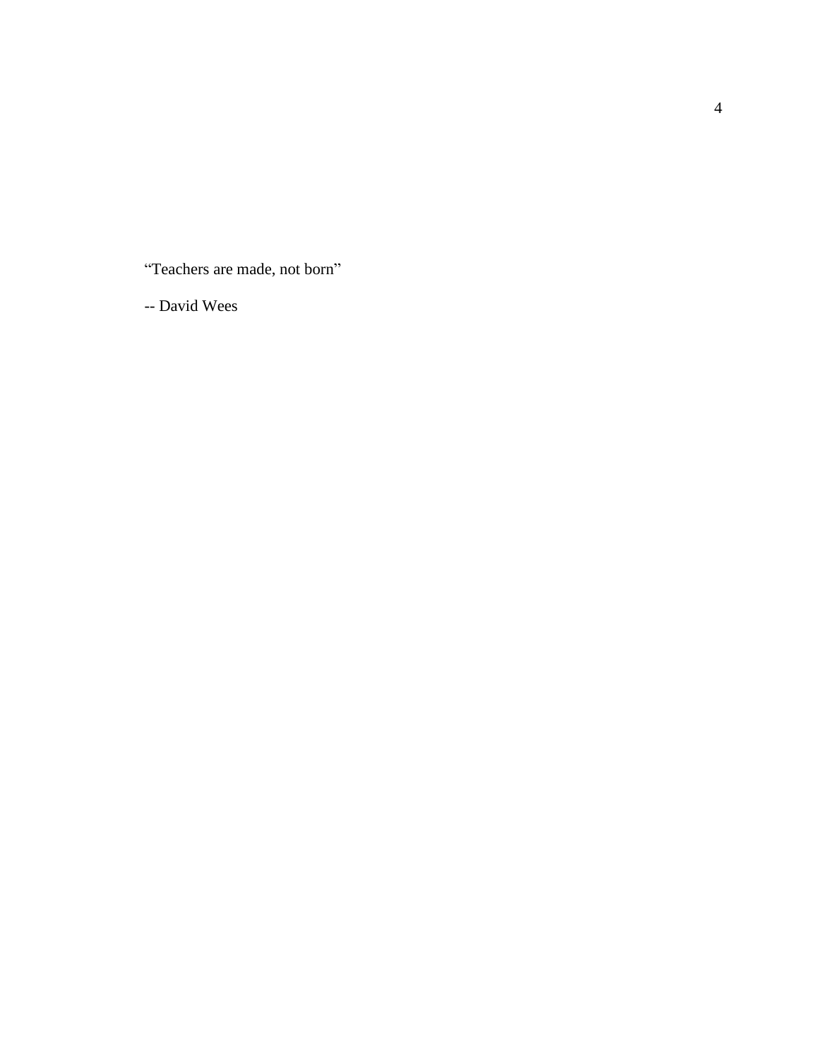“Teachers are made, not born”

-- David Wees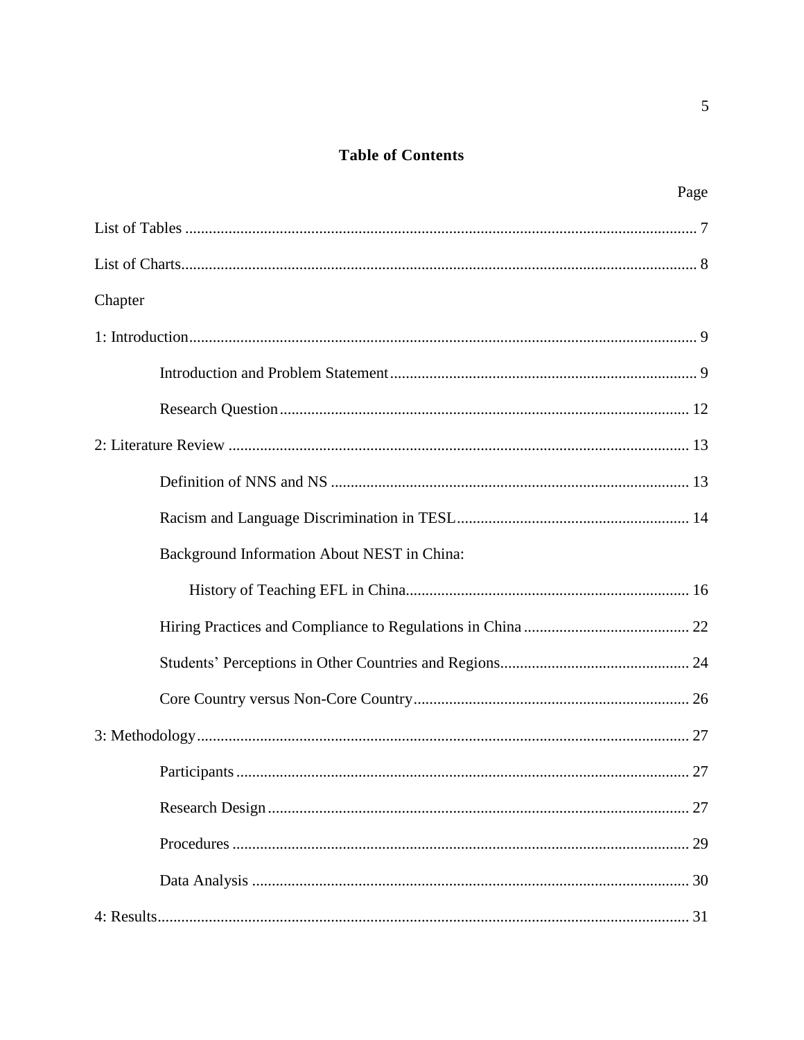## Table of Contents

Page

List of Tables ..................................................................................................................... 7

List of Charts ...................................................................................................................... 8

Chapter

1: Introduction ..................................................................................................................... 9

Introduction and Problem Statement ............................................................................. 9

Research Question ........................................................................................................ 12

2: Literature Review ........................................................................................................... 13

Definition of NNS and NS ............................................................................................ 13

Racism and Language Discrimination in TESL ............................................................ 14

Background Information About NEST in China:

History of Teaching EFL in China ........................................................................ 16

Hiring Practices and Compliance to Regulations in China ........................................... 22

Students' Perceptions in Other Countries and Regions ................................................. 24

Core Country versus Non-Core Country ....................................................................... 26

3: Methodology ................................................................................................................... 27

Participants ................................................................................................................... 27

Research Design ........................................................................................................... 27

Procedures .................................................................................................................... 29

Data Analysis ............................................................................................................... 30

4: Results ............................................................................................................................. 31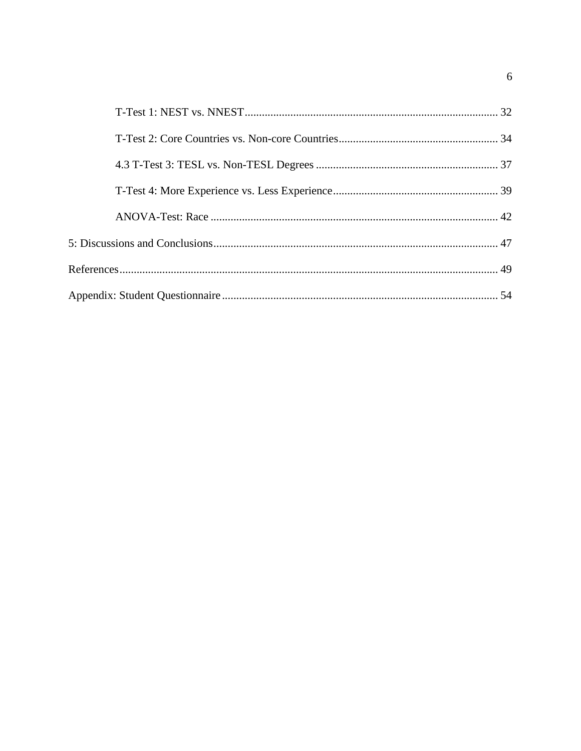T-Test 1: NEST vs. NNEST ........................................................................................ 32

T-Test 2: Core Countries vs. Non-core Countries ........................................................ 34

4.3 T-Test 3: TESL vs. Non-TESL Degrees ................................................................ 37

T-Test 4: More Experience vs. Less Experience .......................................................... 39

ANOVA-Test: Race .................................................................................................... 42

5: Discussions and Conclusions ................................................................................................... 47

References .................................................................................................................................. 49

Appendix: Student Questionnaire ................................................................................................ 54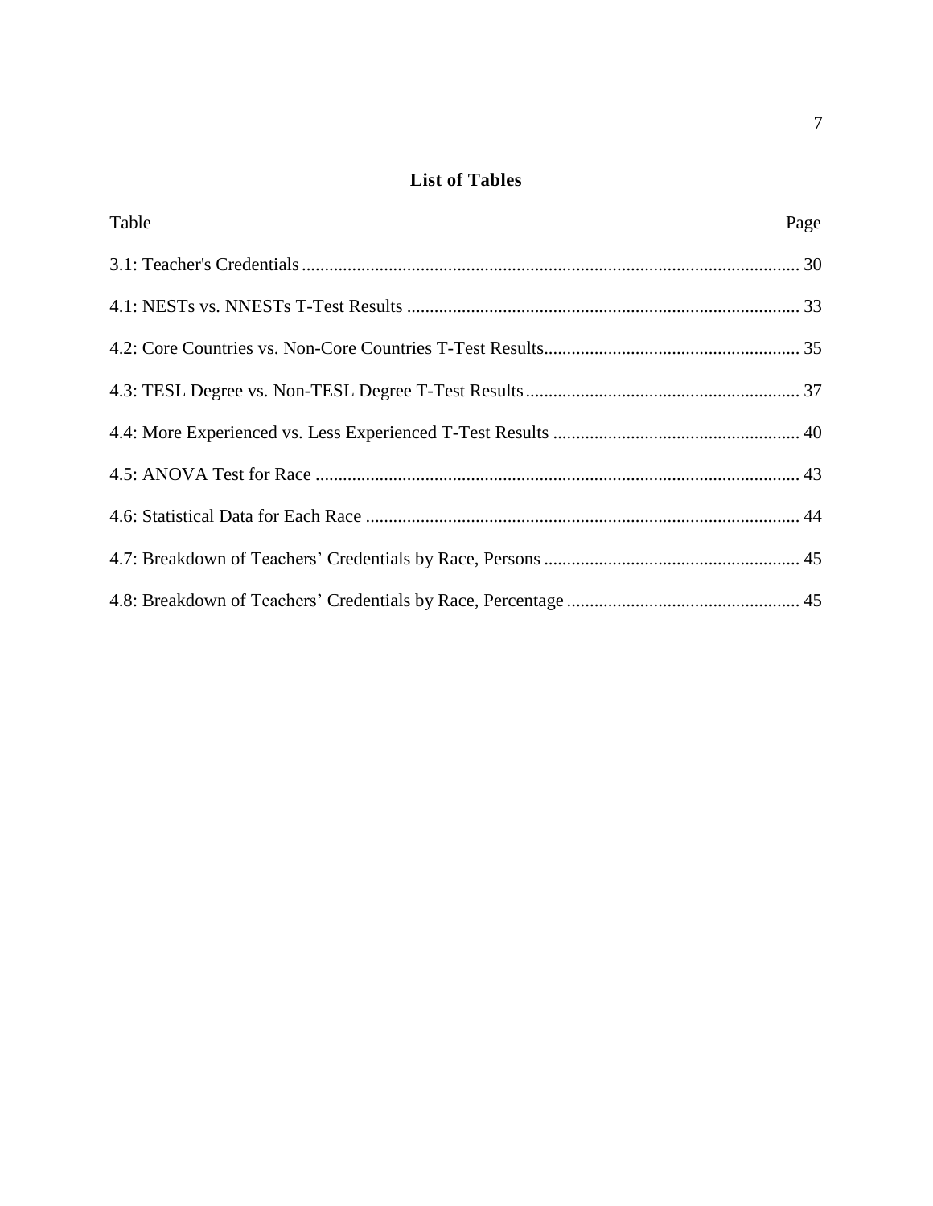## List of Tables

| Table | Page |
| --- | --- |
| 3.1: Teacher's Credentials | 30 |
| 4.1: NESTs vs. NNESTs T-Test Results | 33 |
| 4.2: Core Countries vs. Non-Core Countries T-Test Results | 35 |
| 4.3: TESL Degree vs. Non-TESL Degree T-Test Results | 37 |
| 4.4: More Experienced vs. Less Experienced T-Test Results | 40 |
| 4.5: ANOVA Test for Race | 43 |
| 4.6: Statistical Data for Each Race | 44 |
| 4.7: Breakdown of Teachers’ Credentials by Race, Persons | 45 |
| 4.8: Breakdown of Teachers’ Credentials by Race, Percentage | 45 |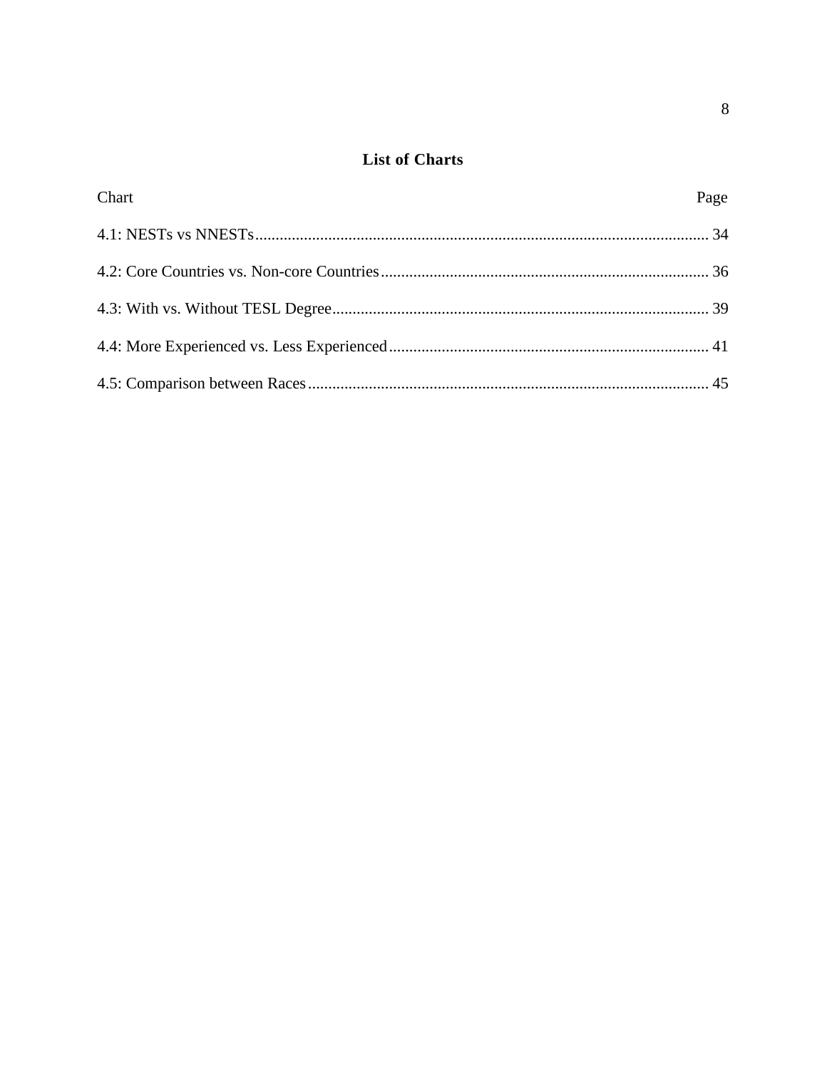# List of Charts

| Chart | Page |
|---|---|
| 4.1: NESTs vs NNESTs | 34 |
| 4.2: Core Countries vs. Non-core Countries | 36 |
| 4.3: With vs. Without TESL Degree | 39 |
| 4.4: More Experienced vs. Less Experienced | 41 |
| 4.5: Comparison between Races | 45 |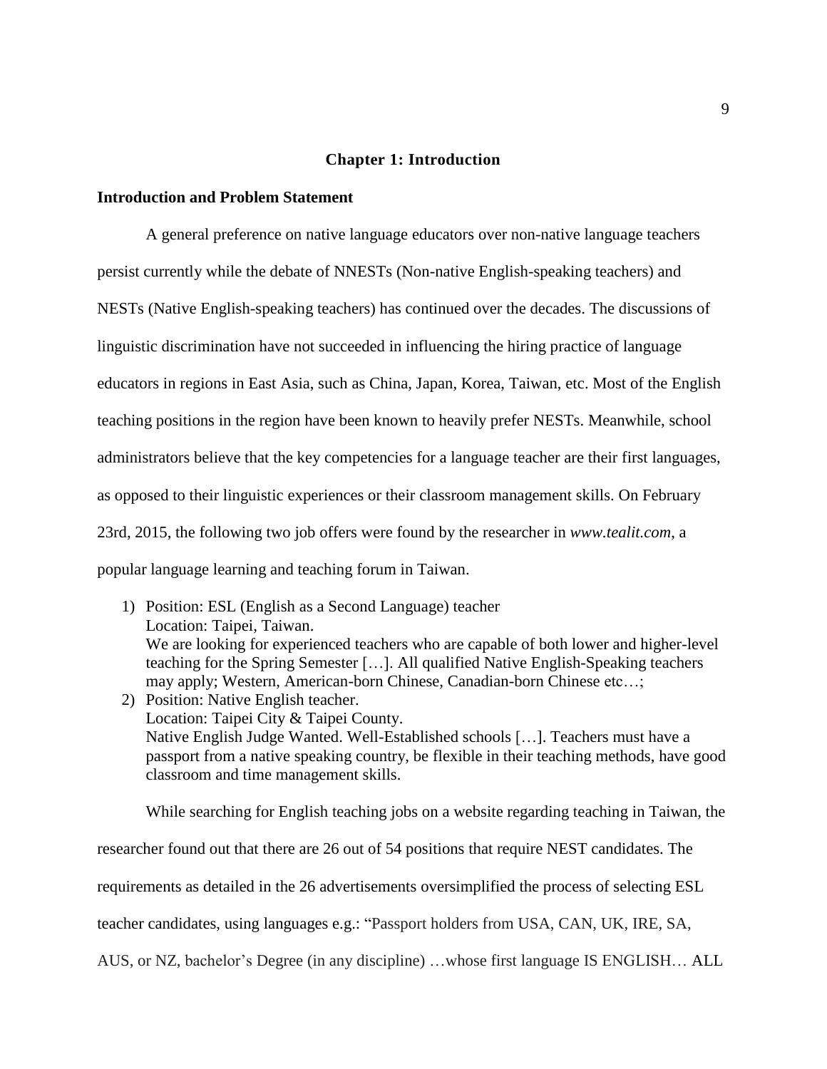# Chapter 1: Introduction

## Introduction and Problem Statement

A general preference on native language educators over non-native language teachers persist currently while the debate of NNESTs (Non-native English-speaking teachers) and NESTs (Native English-speaking teachers) has continued over the decades. The discussions of linguistic discrimination have not succeeded in influencing the hiring practice of language educators in regions in East Asia, such as China, Japan, Korea, Taiwan, etc. Most of the English teaching positions in the region have been known to heavily prefer NESTs. Meanwhile, school administrators believe that the key competencies for a language teacher are their first languages, as opposed to their linguistic experiences or their classroom management skills. On February 23rd, 2015, the following two job offers were found by the researcher in *www.tealit.com*, a popular language learning and teaching forum in Taiwan.

1) Position: ESL (English as a Second Language) teacher
   Location: Taipei, Taiwan.
   We are looking for experienced teachers who are capable of both lower and higher-level teaching for the Spring Semester […]. All qualified Native English-Speaking teachers may apply; Western, American-born Chinese, Canadian-born Chinese etc…;
2) Position: Native English teacher.
   Location: Taipei City & Taipei County.
   Native English Judge Wanted. Well-Established schools […]. Teachers must have a passport from a native speaking country, be flexible in their teaching methods, have good classroom and time management skills.

While searching for English teaching jobs on a website regarding teaching in Taiwan, the researcher found out that there are 26 out of 54 positions that require NEST candidates. The requirements as detailed in the 26 advertisements oversimplified the process of selecting ESL teacher candidates, using languages e.g.: "Passport holders from USA, CAN, UK, IRE, SA, AUS, or NZ, bachelor's Degree (in any discipline) …whose first language IS ENGLISH… ALL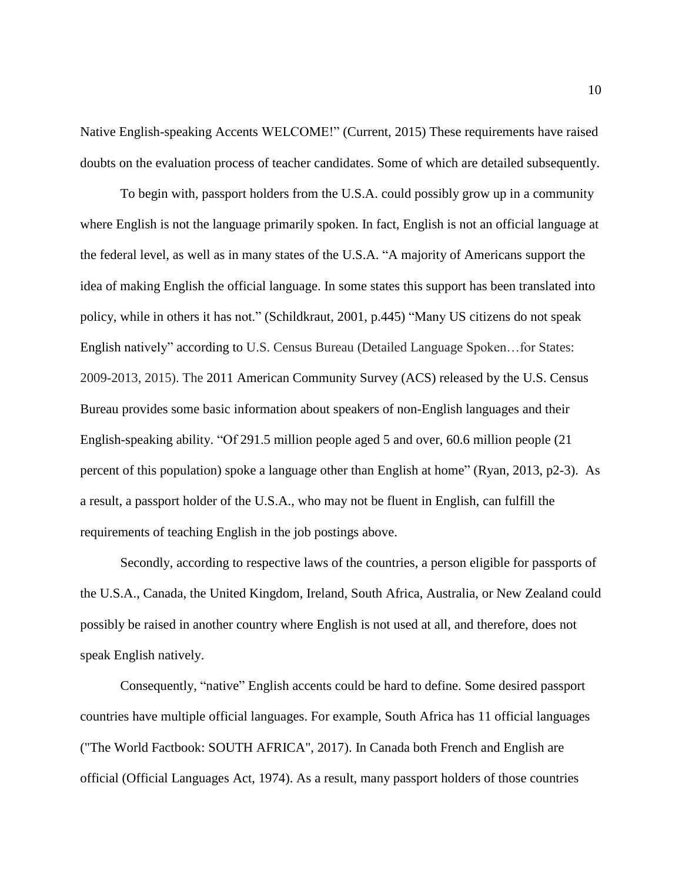Native English-speaking Accents WELCOME!" (Current, 2015) These requirements have raised doubts on the evaluation process of teacher candidates. Some of which are detailed subsequently.

To begin with, passport holders from the U.S.A. could possibly grow up in a community where English is not the language primarily spoken. In fact, English is not an official language at the federal level, as well as in many states of the U.S.A. "A majority of Americans support the idea of making English the official language. In some states this support has been translated into policy, while in others it has not." (Schildkraut, 2001, p.445) "Many US citizens do not speak English natively" according to U.S. Census Bureau (Detailed Language Spoken…for States: 2009-2013, 2015). The 2011 American Community Survey (ACS) released by the U.S. Census Bureau provides some basic information about speakers of non-English languages and their English-speaking ability. "Of 291.5 million people aged 5 and over, 60.6 million people (21 percent of this population) spoke a language other than English at home" (Ryan, 2013, p2-3). As a result, a passport holder of the U.S.A., who may not be fluent in English, can fulfill the requirements of teaching English in the job postings above.

Secondly, according to respective laws of the countries, a person eligible for passports of the U.S.A., Canada, the United Kingdom, Ireland, South Africa, Australia, or New Zealand could possibly be raised in another country where English is not used at all, and therefore, does not speak English natively.

Consequently, "native" English accents could be hard to define. Some desired passport countries have multiple official languages. For example, South Africa has 11 official languages ("The World Factbook: SOUTH AFRICA", 2017). In Canada both French and English are official (Official Languages Act, 1974). As a result, many passport holders of those countries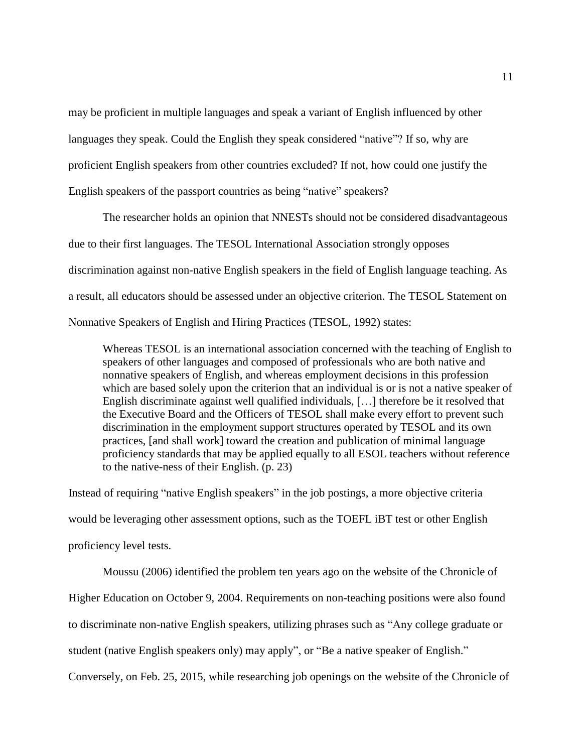may be proficient in multiple languages and speak a variant of English influenced by other languages they speak. Could the English they speak considered "native"? If so, why are proficient English speakers from other countries excluded? If not, how could one justify the English speakers of the passport countries as being "native" speakers?

The researcher holds an opinion that NNESTs should not be considered disadvantageous due to their first languages. The TESOL International Association strongly opposes discrimination against non-native English speakers in the field of English language teaching. As a result, all educators should be assessed under an objective criterion. The TESOL Statement on Nonnative Speakers of English and Hiring Practices (TESOL, 1992) states:

> Whereas TESOL is an international association concerned with the teaching of English to speakers of other languages and composed of professionals who are both native and nonnative speakers of English, and whereas employment decisions in this profession which are based solely upon the criterion that an individual is or is not a native speaker of English discriminate against well qualified individuals, […] therefore be it resolved that the Executive Board and the Officers of TESOL shall make every effort to prevent such discrimination in the employment support structures operated by TESOL and its own practices, [and shall work] toward the creation and publication of minimal language proficiency standards that may be applied equally to all ESOL teachers without reference to the native-ness of their English. (p. 23)

Instead of requiring "native English speakers" in the job postings, a more objective criteria would be leveraging other assessment options, such as the TOEFL iBT test or other English proficiency level tests.

Moussu (2006) identified the problem ten years ago on the website of the Chronicle of Higher Education on October 9, 2004. Requirements on non-teaching positions were also found to discriminate non-native English speakers, utilizing phrases such as "Any college graduate or student (native English speakers only) may apply", or "Be a native speaker of English." Conversely, on Feb. 25, 2015, while researching job openings on the website of the Chronicle of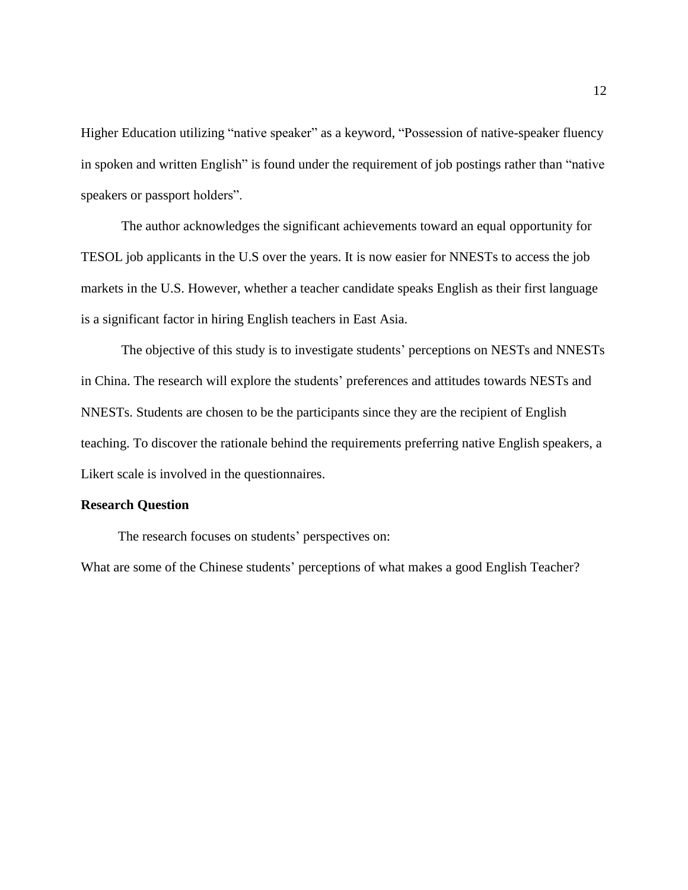Higher Education utilizing “native speaker” as a keyword, “Possession of native-speaker fluency in spoken and written English” is found under the requirement of job postings rather than “native speakers or passport holders”.

The author acknowledges the significant achievements toward an equal opportunity for TESOL job applicants in the U.S over the years. It is now easier for NNESTs to access the job markets in the U.S. However, whether a teacher candidate speaks English as their first language is a significant factor in hiring English teachers in East Asia.

The objective of this study is to investigate students’ perceptions on NESTs and NNESTs in China. The research will explore the students’ preferences and attitudes towards NESTs and NNESTs. Students are chosen to be the participants since they are the recipient of English teaching. To discover the rationale behind the requirements preferring native English speakers, a Likert scale is involved in the questionnaires.

**Research Question**

The research focuses on students’ perspectives on:

What are some of the Chinese students’ perceptions of what makes a good English Teacher?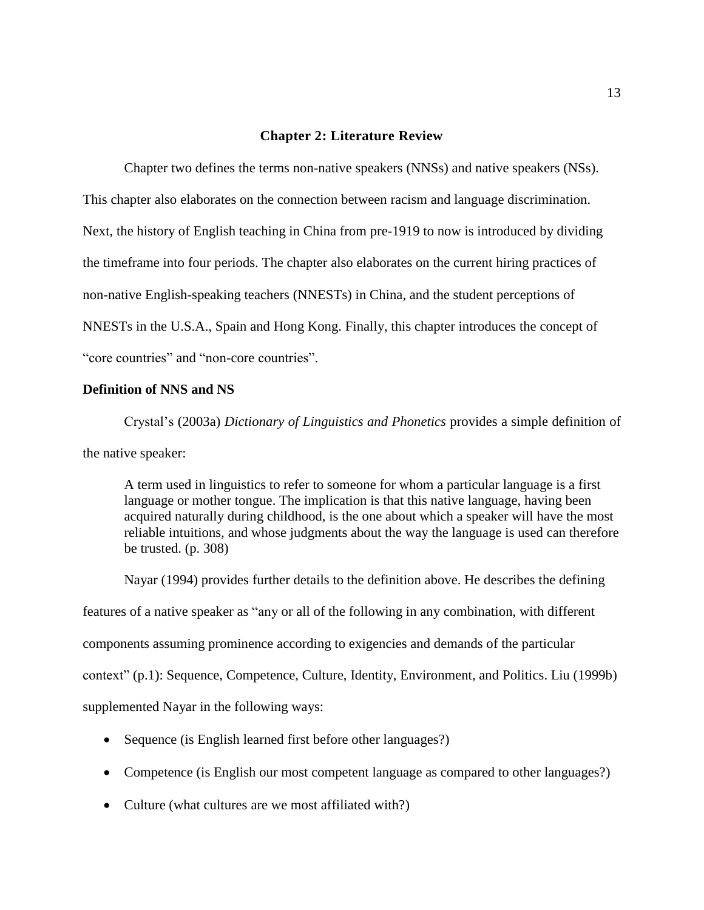# Chapter 2: Literature Review

Chapter two defines the terms non-native speakers (NNSs) and native speakers (NSs). This chapter also elaborates on the connection between racism and language discrimination. Next, the history of English teaching in China from pre-1919 to now is introduced by dividing the timeframe into four periods. The chapter also elaborates on the current hiring practices of non-native English-speaking teachers (NNESTs) in China, and the student perceptions of NNESTs in the U.S.A., Spain and Hong Kong. Finally, this chapter introduces the concept of "core countries" and "non-core countries".

## Definition of NNS and NS

Crystal's (2003a) *Dictionary of Linguistics and Phonetics* provides a simple definition of the native speaker:

> A term used in linguistics to refer to someone for whom a particular language is a first language or mother tongue. The implication is that this native language, having been acquired naturally during childhood, is the one about which a speaker will have the most reliable intuitions, and whose judgments about the way the language is used can therefore be trusted. (p. 308)

Nayar (1994) provides further details to the definition above. He describes the defining features of a native speaker as "any or all of the following in any combination, with different components assuming prominence according to exigencies and demands of the particular context" (p.1): Sequence, Competence, Culture, Identity, Environment, and Politics. Liu (1999b) supplemented Nayar in the following ways:

- Sequence (is English learned first before other languages?)
- Competence (is English our most competent language as compared to other languages?)
- Culture (what cultures are we most affiliated with?)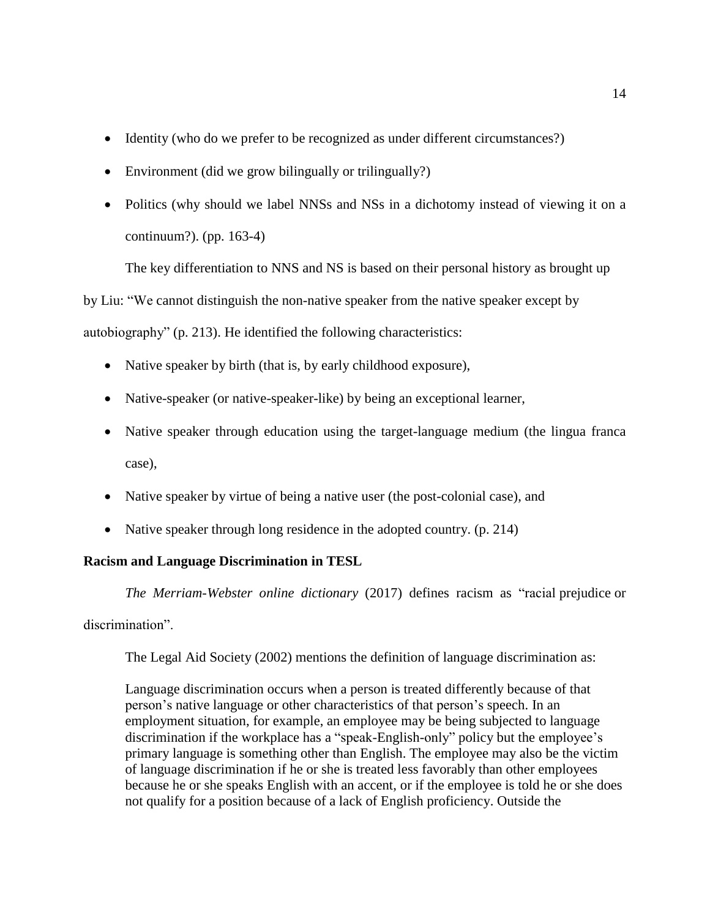- Identity (who do we prefer to be recognized as under different circumstances?)
- Environment (did we grow bilingually or trilingually?)
- Politics (why should we label NNSs and NSs in a dichotomy instead of viewing it on a continuum?). (pp. 163-4)

The key differentiation to NNS and NS is based on their personal history as brought up by Liu: "We cannot distinguish the non-native speaker from the native speaker except by autobiography" (p. 213). He identified the following characteristics:

- Native speaker by birth (that is, by early childhood exposure),
- Native-speaker (or native-speaker-like) by being an exceptional learner,
- Native speaker through education using the target-language medium (the lingua franca case),
- Native speaker by virtue of being a native user (the post-colonial case), and
- Native speaker through long residence in the adopted country. (p. 214)

**Racism and Language Discrimination in TESL**

*The Merriam-Webster online dictionary* (2017) defines racism as "racial prejudice or discrimination".

The Legal Aid Society (2002) mentions the definition of language discrimination as:

> Language discrimination occurs when a person is treated differently because of that person's native language or other characteristics of that person's speech. In an employment situation, for example, an employee may be being subjected to language discrimination if the workplace has a "speak-English-only" policy but the employee's primary language is something other than English. The employee may also be the victim of language discrimination if he or she is treated less favorably than other employees because he or she speaks English with an accent, or if the employee is told he or she does not qualify for a position because of a lack of English proficiency. Outside the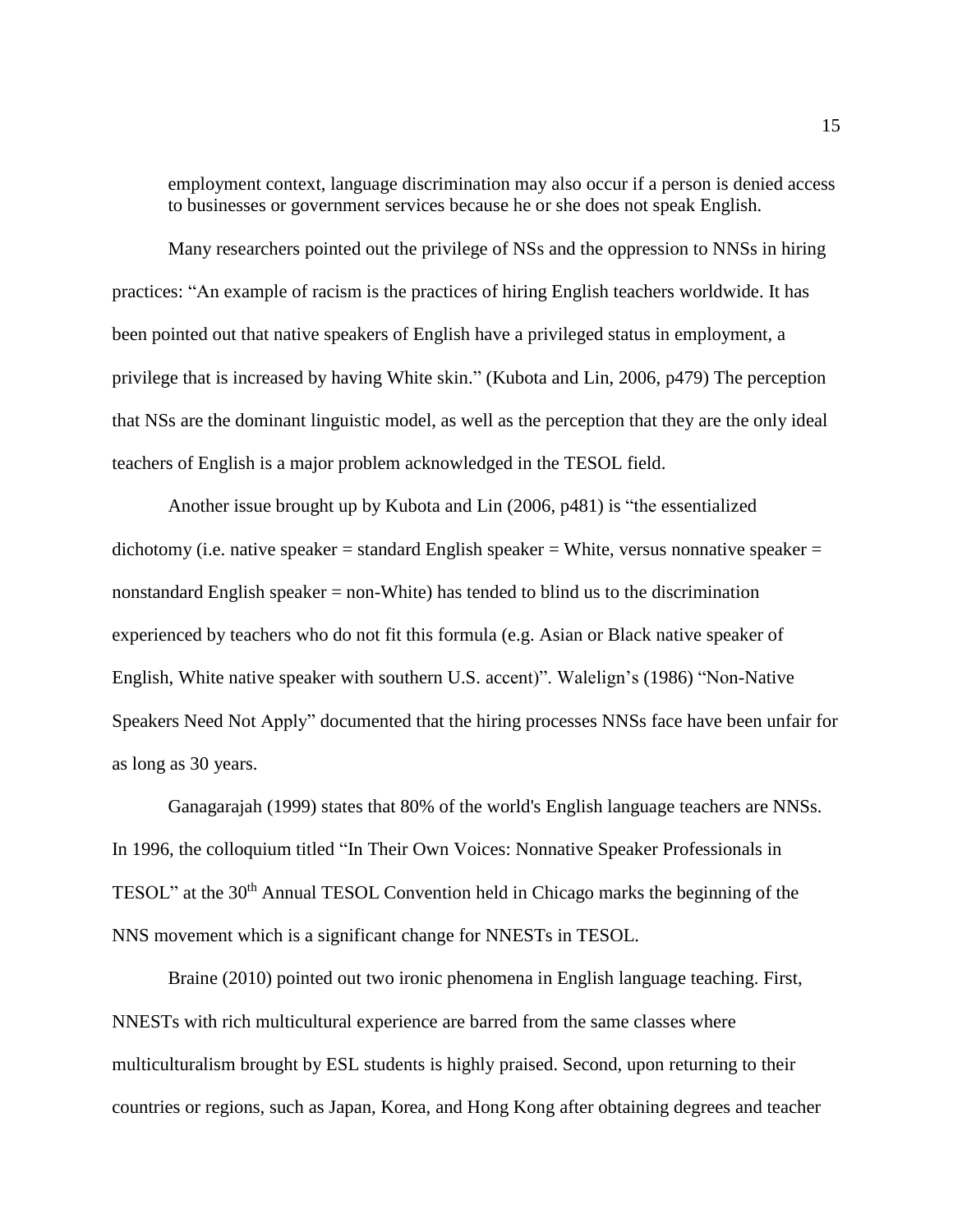employment context, language discrimination may also occur if a person is denied access to businesses or government services because he or she does not speak English.

Many researchers pointed out the privilege of NSs and the oppression to NNSs in hiring practices: "An example of racism is the practices of hiring English teachers worldwide. It has been pointed out that native speakers of English have a privileged status in employment, a privilege that is increased by having White skin." (Kubota and Lin, 2006, p479) The perception that NSs are the dominant linguistic model, as well as the perception that they are the only ideal teachers of English is a major problem acknowledged in the TESOL field.

Another issue brought up by Kubota and Lin (2006, p481) is "the essentialized dichotomy (i.e. native speaker = standard English speaker = White, versus nonnative speaker = nonstandard English speaker = non-White) has tended to blind us to the discrimination experienced by teachers who do not fit this formula (e.g. Asian or Black native speaker of English, White native speaker with southern U.S. accent)". Walelign's (1986) "Non-Native Speakers Need Not Apply" documented that the hiring processes NNSs face have been unfair for as long as 30 years.

Ganagarajah (1999) states that 80% of the world's English language teachers are NNSs. In 1996, the colloquium titled "In Their Own Voices: Nonnative Speaker Professionals in TESOL" at the 30th Annual TESOL Convention held in Chicago marks the beginning of the NNS movement which is a significant change for NNESTs in TESOL.

Braine (2010) pointed out two ironic phenomena in English language teaching. First, NNESTs with rich multicultural experience are barred from the same classes where multiculturalism brought by ESL students is highly praised. Second, upon returning to their countries or regions, such as Japan, Korea, and Hong Kong after obtaining degrees and teacher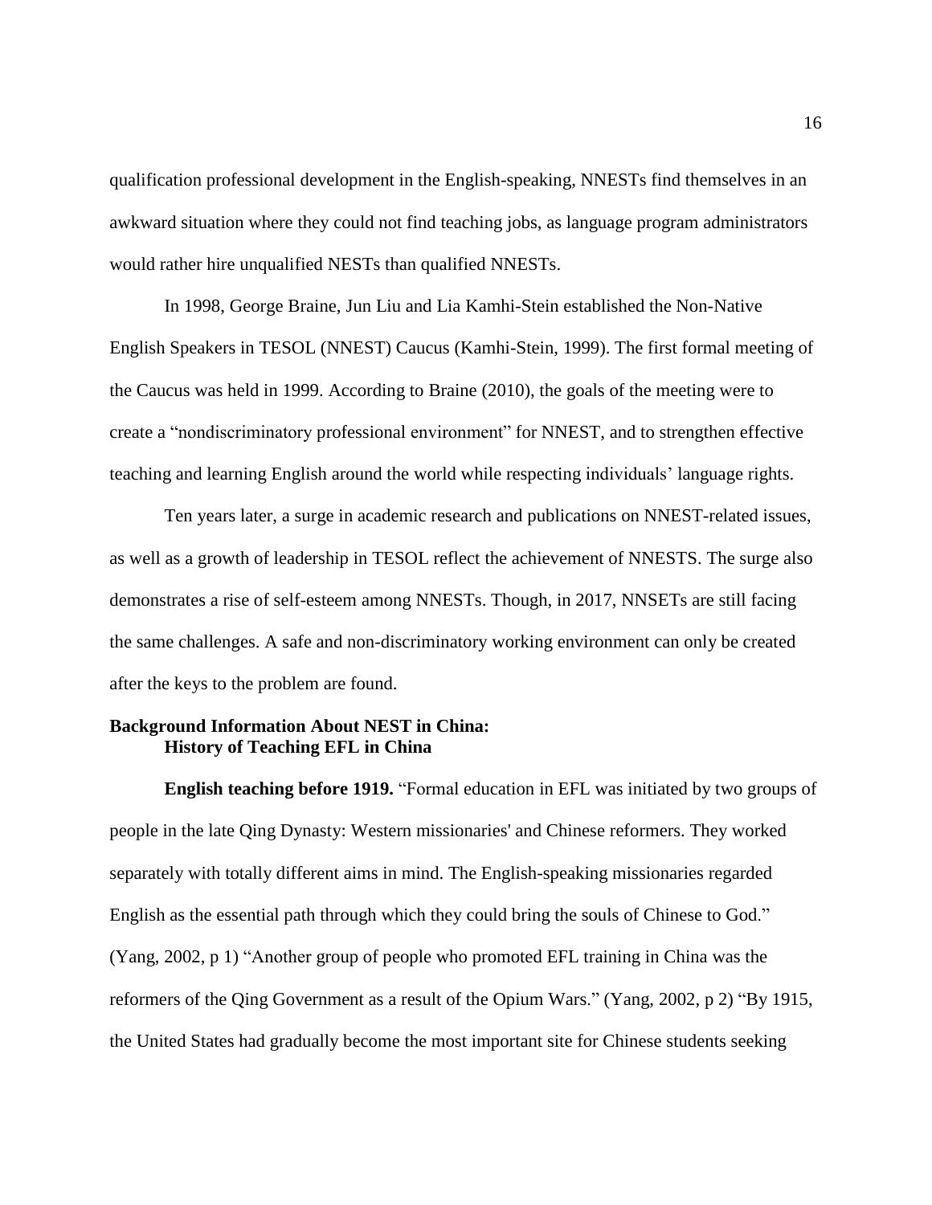qualification professional development in the English-speaking, NNESTs find themselves in an awkward situation where they could not find teaching jobs, as language program administrators would rather hire unqualified NESTs than qualified NNESTs.

In 1998, George Braine, Jun Liu and Lia Kamhi-Stein established the Non-Native English Speakers in TESOL (NNEST) Caucus (Kamhi-Stein, 1999). The first formal meeting of the Caucus was held in 1999. According to Braine (2010), the goals of the meeting were to create a "nondiscriminatory professional environment" for NNEST, and to strengthen effective teaching and learning English around the world while respecting individuals' language rights.

Ten years later, a surge in academic research and publications on NNEST-related issues, as well as a growth of leadership in TESOL reflect the achievement of NNESTS. The surge also demonstrates a rise of self-esteem among NNESTs. Though, in 2017, NNSETs are still facing the same challenges. A safe and non-discriminatory working environment can only be created after the keys to the problem are found.

## Background Information About NEST in China:

### History of Teaching EFL in China

**English teaching before 1919.** "Formal education in EFL was initiated by two groups of people in the late Qing Dynasty: Western missionaries' and Chinese reformers. They worked separately with totally different aims in mind. The English-speaking missionaries regarded English as the essential path through which they could bring the souls of Chinese to God." (Yang, 2002, p 1) "Another group of people who promoted EFL training in China was the reformers of the Qing Government as a result of the Opium Wars." (Yang, 2002, p 2) "By 1915, the United States had gradually become the most important site for Chinese students seeking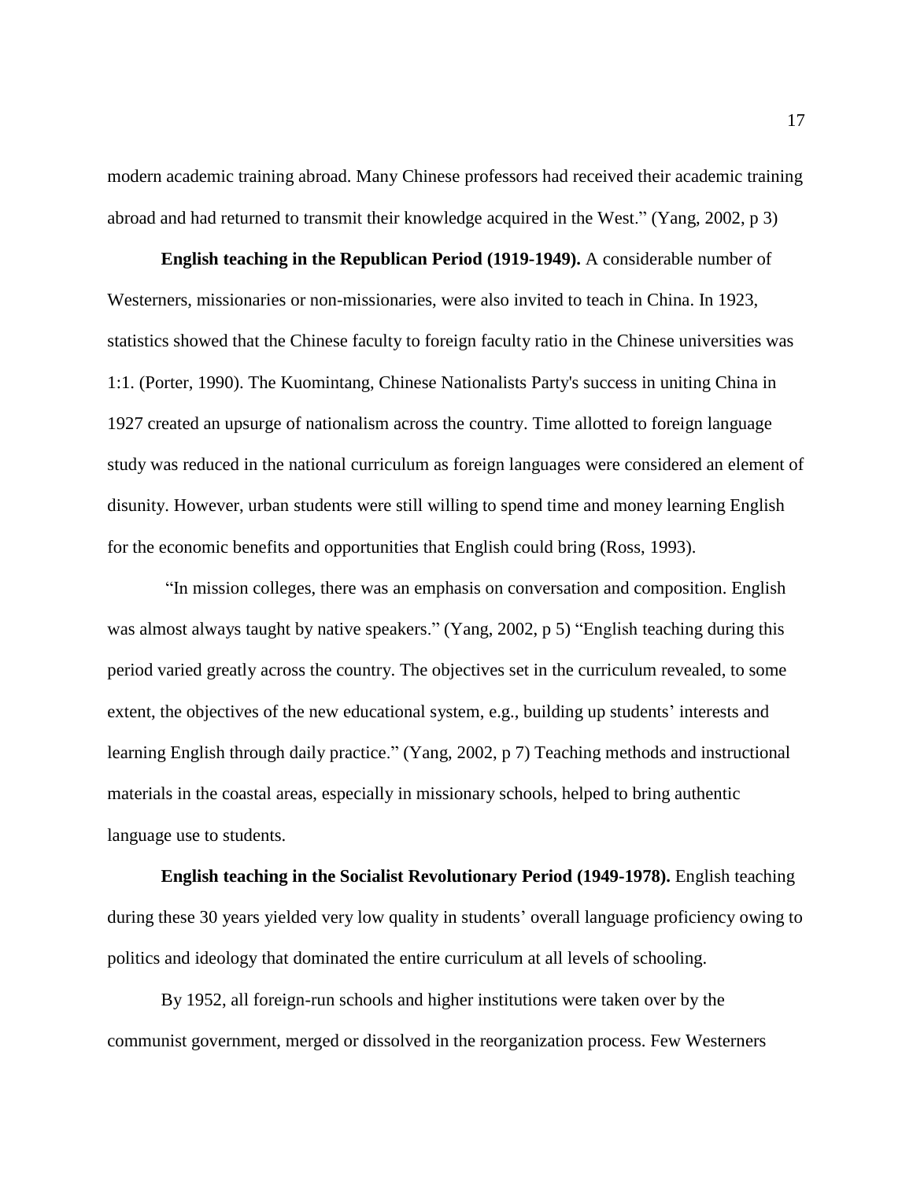modern academic training abroad. Many Chinese professors had received their academic training abroad and had returned to transmit their knowledge acquired in the West." (Yang, 2002, p 3)

**English teaching in the Republican Period (1919-1949).** A considerable number of Westerners, missionaries or non-missionaries, were also invited to teach in China. In 1923, statistics showed that the Chinese faculty to foreign faculty ratio in the Chinese universities was 1:1. (Porter, 1990). The Kuomintang, Chinese Nationalists Party's success in uniting China in 1927 created an upsurge of nationalism across the country. Time allotted to foreign language study was reduced in the national curriculum as foreign languages were considered an element of disunity. However, urban students were still willing to spend time and money learning English for the economic benefits and opportunities that English could bring (Ross, 1993).

"In mission colleges, there was an emphasis on conversation and composition. English was almost always taught by native speakers." (Yang, 2002, p 5) "English teaching during this period varied greatly across the country. The objectives set in the curriculum revealed, to some extent, the objectives of the new educational system, e.g., building up students' interests and learning English through daily practice." (Yang, 2002, p 7) Teaching methods and instructional materials in the coastal areas, especially in missionary schools, helped to bring authentic language use to students.

**English teaching in the Socialist Revolutionary Period (1949-1978).** English teaching during these 30 years yielded very low quality in students' overall language proficiency owing to politics and ideology that dominated the entire curriculum at all levels of schooling.

By 1952, all foreign-run schools and higher institutions were taken over by the communist government, merged or dissolved in the reorganization process. Few Westerners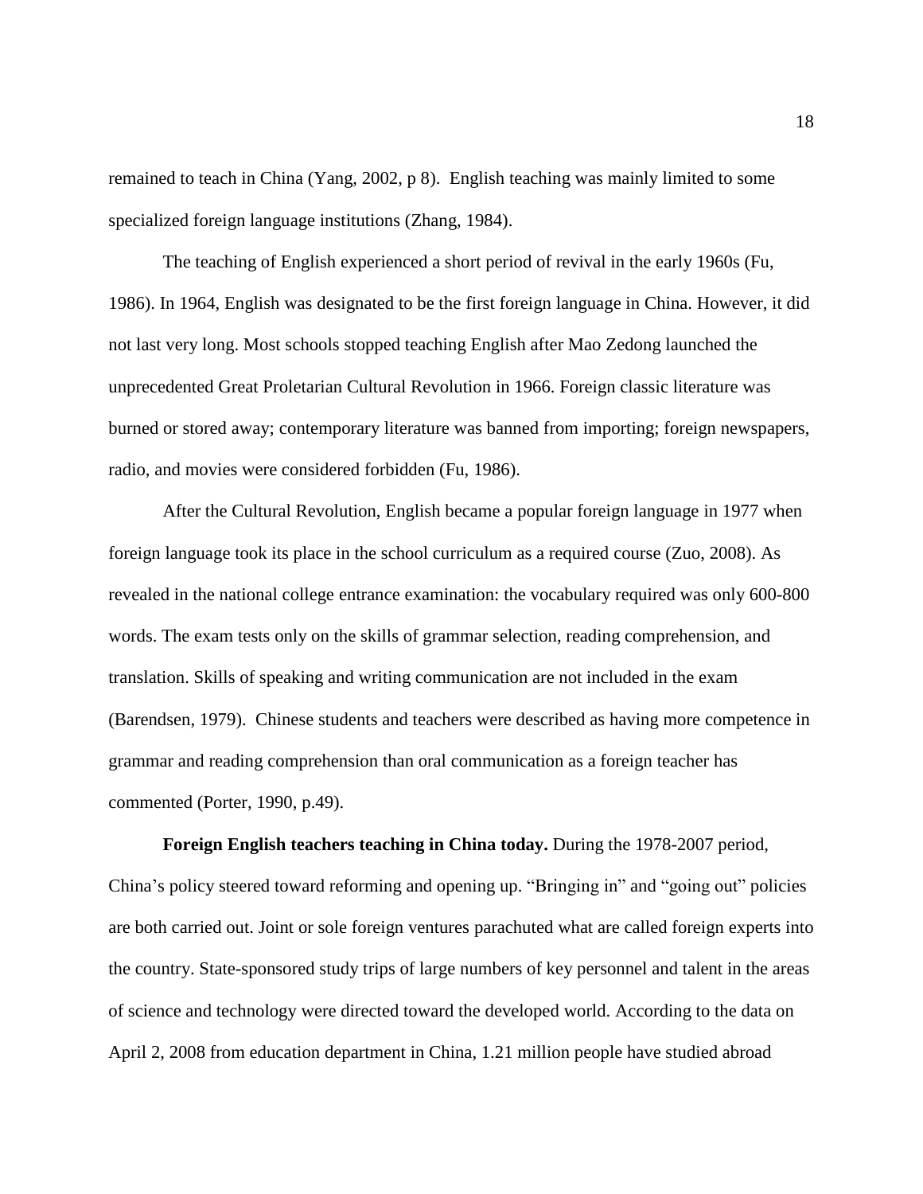remained to teach in China (Yang, 2002, p 8). English teaching was mainly limited to some specialized foreign language institutions (Zhang, 1984).

The teaching of English experienced a short period of revival in the early 1960s (Fu, 1986). In 1964, English was designated to be the first foreign language in China. However, it did not last very long. Most schools stopped teaching English after Mao Zedong launched the unprecedented Great Proletarian Cultural Revolution in 1966. Foreign classic literature was burned or stored away; contemporary literature was banned from importing; foreign newspapers, radio, and movies were considered forbidden (Fu, 1986).

After the Cultural Revolution, English became a popular foreign language in 1977 when foreign language took its place in the school curriculum as a required course (Zuo, 2008). As revealed in the national college entrance examination: the vocabulary required was only 600-800 words. The exam tests only on the skills of grammar selection, reading comprehension, and translation. Skills of speaking and writing communication are not included in the exam (Barendsen, 1979). Chinese students and teachers were described as having more competence in grammar and reading comprehension than oral communication as a foreign teacher has commented (Porter, 1990, p.49).

**Foreign English teachers teaching in China today.** During the 1978-2007 period, China's policy steered toward reforming and opening up. "Bringing in" and "going out" policies are both carried out. Joint or sole foreign ventures parachuted what are called foreign experts into the country. State-sponsored study trips of large numbers of key personnel and talent in the areas of science and technology were directed toward the developed world. According to the data on April 2, 2008 from education department in China, 1.21 million people have studied abroad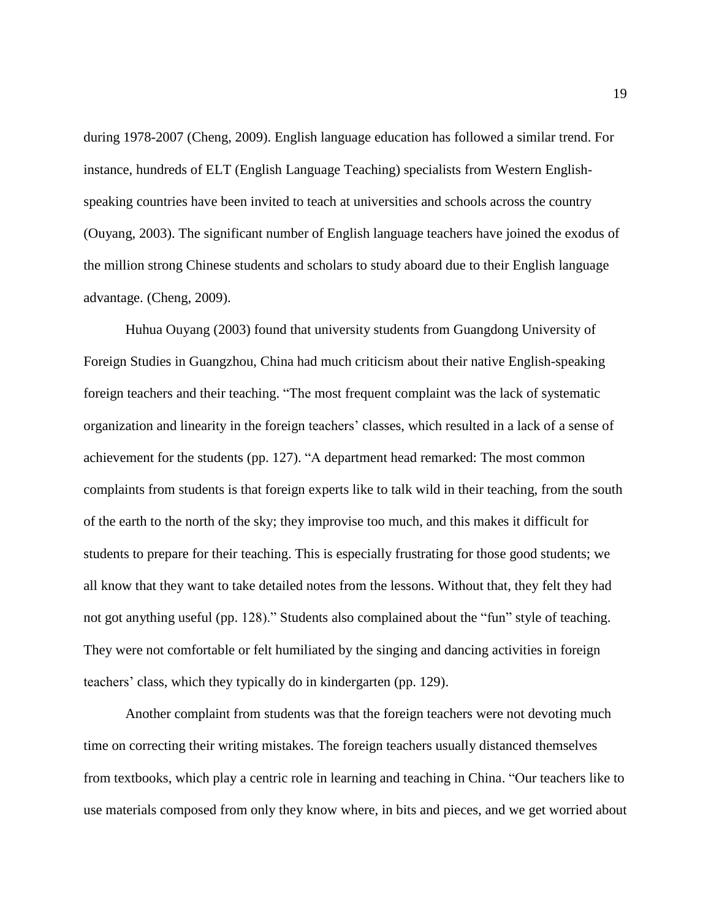during 1978-2007 (Cheng, 2009). English language education has followed a similar trend. For instance, hundreds of ELT (English Language Teaching) specialists from Western English-speaking countries have been invited to teach at universities and schools across the country (Ouyang, 2003). The significant number of English language teachers have joined the exodus of the million strong Chinese students and scholars to study aboard due to their English language advantage. (Cheng, 2009).

Huhua Ouyang (2003) found that university students from Guangdong University of Foreign Studies in Guangzhou, China had much criticism about their native English-speaking foreign teachers and their teaching. "The most frequent complaint was the lack of systematic organization and linearity in the foreign teachers' classes, which resulted in a lack of a sense of achievement for the students (pp. 127). "A department head remarked: The most common complaints from students is that foreign experts like to talk wild in their teaching, from the south of the earth to the north of the sky; they improvise too much, and this makes it difficult for students to prepare for their teaching. This is especially frustrating for those good students; we all know that they want to take detailed notes from the lessons. Without that, they felt they had not got anything useful (pp. 128)." Students also complained about the "fun" style of teaching. They were not comfortable or felt humiliated by the singing and dancing activities in foreign teachers' class, which they typically do in kindergarten (pp. 129).

Another complaint from students was that the foreign teachers were not devoting much time on correcting their writing mistakes. The foreign teachers usually distanced themselves from textbooks, which play a centric role in learning and teaching in China. "Our teachers like to use materials composed from only they know where, in bits and pieces, and we get worried about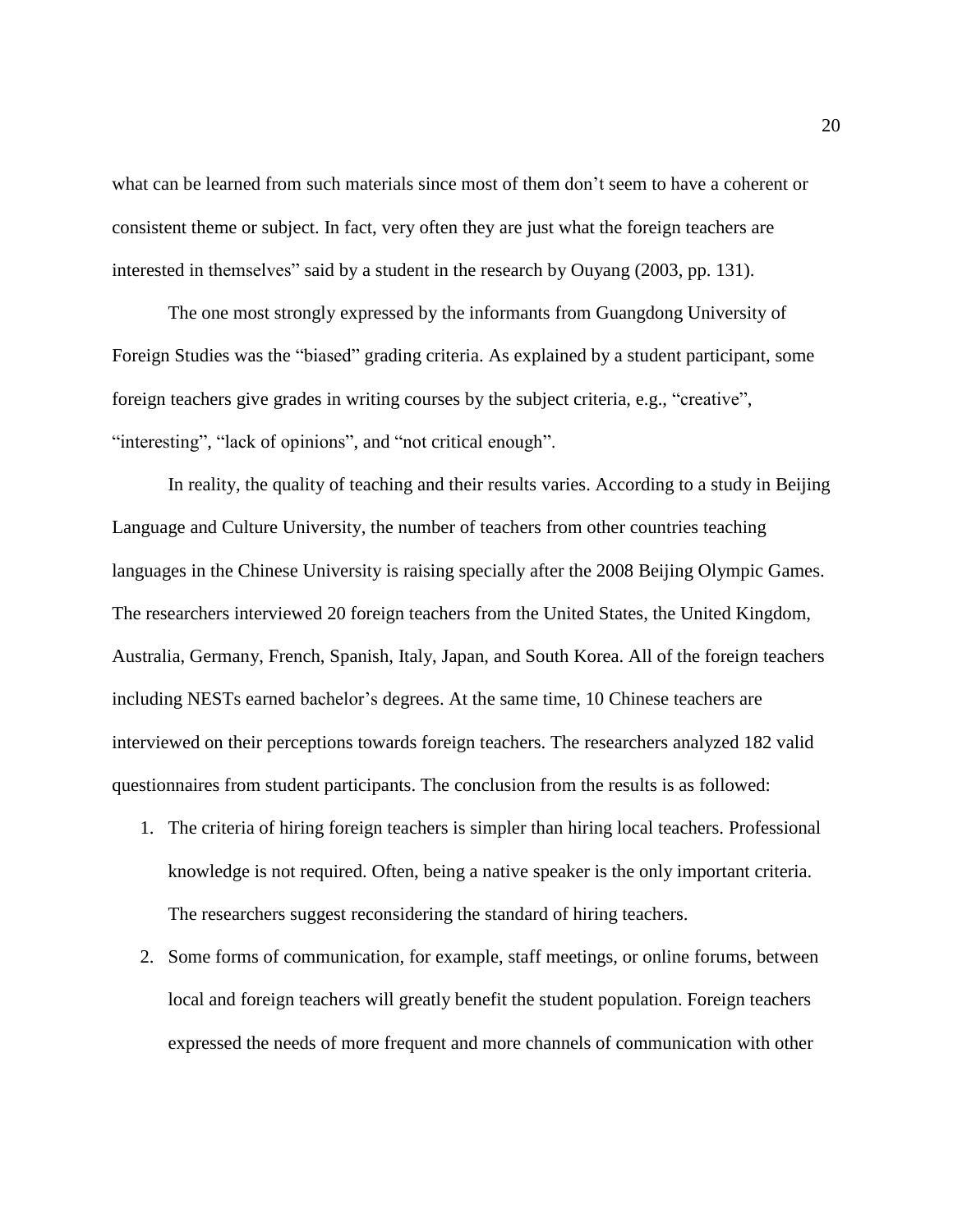what can be learned from such materials since most of them don't seem to have a coherent or consistent theme or subject. In fact, very often they are just what the foreign teachers are interested in themselves" said by a student in the research by Ouyang (2003, pp. 131).

The one most strongly expressed by the informants from Guangdong University of Foreign Studies was the "biased" grading criteria. As explained by a student participant, some foreign teachers give grades in writing courses by the subject criteria, e.g., "creative", "interesting", "lack of opinions", and "not critical enough".

In reality, the quality of teaching and their results varies. According to a study in Beijing Language and Culture University, the number of teachers from other countries teaching languages in the Chinese University is raising specially after the 2008 Beijing Olympic Games. The researchers interviewed 20 foreign teachers from the United States, the United Kingdom, Australia, Germany, French, Spanish, Italy, Japan, and South Korea. All of the foreign teachers including NESTs earned bachelor's degrees. At the same time, 10 Chinese teachers are interviewed on their perceptions towards foreign teachers. The researchers analyzed 182 valid questionnaires from student participants. The conclusion from the results is as followed:

1. The criteria of hiring foreign teachers is simpler than hiring local teachers. Professional knowledge is not required. Often, being a native speaker is the only important criteria. The researchers suggest reconsidering the standard of hiring teachers.
2. Some forms of communication, for example, staff meetings, or online forums, between local and foreign teachers will greatly benefit the student population. Foreign teachers expressed the needs of more frequent and more channels of communication with other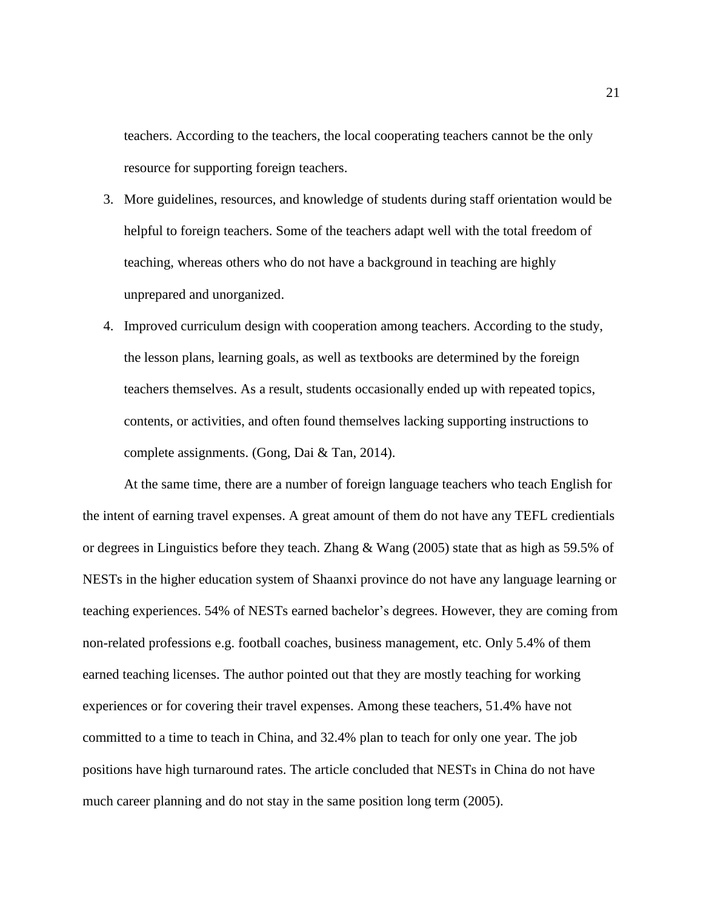teachers. According to the teachers, the local cooperating teachers cannot be the only resource for supporting foreign teachers.

3. More guidelines, resources, and knowledge of students during staff orientation would be helpful to foreign teachers. Some of the teachers adapt well with the total freedom of teaching, whereas others who do not have a background in teaching are highly unprepared and unorganized.
4. Improved curriculum design with cooperation among teachers. According to the study, the lesson plans, learning goals, as well as textbooks are determined by the foreign teachers themselves. As a result, students occasionally ended up with repeated topics, contents, or activities, and often found themselves lacking supporting instructions to complete assignments. (Gong, Dai & Tan, 2014).

At the same time, there are a number of foreign language teachers who teach English for the intent of earning travel expenses. A great amount of them do not have any TEFL credientials or degrees in Linguistics before they teach. Zhang & Wang (2005) state that as high as 59.5% of NESTs in the higher education system of Shaanxi province do not have any language learning or teaching experiences. 54% of NESTs earned bachelor's degrees. However, they are coming from non-related professions e.g. football coaches, business management, etc. Only 5.4% of them earned teaching licenses. The author pointed out that they are mostly teaching for working experiences or for covering their travel expenses. Among these teachers, 51.4% have not committed to a time to teach in China, and 32.4% plan to teach for only one year. The job positions have high turnaround rates. The article concluded that NESTs in China do not have much career planning and do not stay in the same position long term (2005).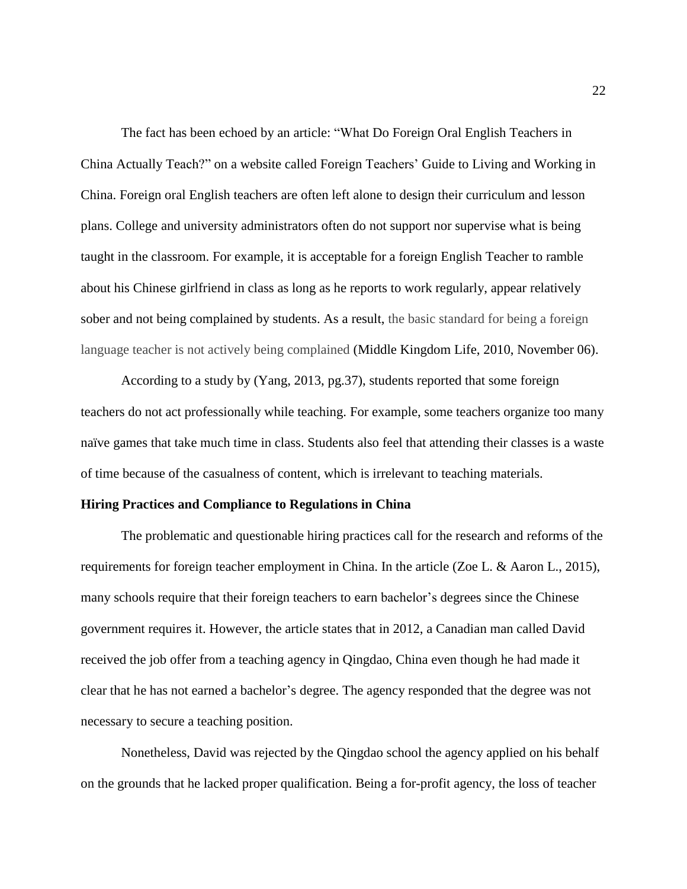The fact has been echoed by an article: "What Do Foreign Oral English Teachers in China Actually Teach?" on a website called Foreign Teachers' Guide to Living and Working in China. Foreign oral English teachers are often left alone to design their curriculum and lesson plans. College and university administrators often do not support nor supervise what is being taught in the classroom. For example, it is acceptable for a foreign English Teacher to ramble about his Chinese girlfriend in class as long as he reports to work regularly, appear relatively sober and not being complained by students. As a result, the basic standard for being a foreign language teacher is not actively being complained (Middle Kingdom Life, 2010, November 06).

According to a study by (Yang, 2013, pg.37), students reported that some foreign teachers do not act professionally while teaching. For example, some teachers organize too many naïve games that take much time in class. Students also feel that attending their classes is a waste of time because of the casualness of content, which is irrelevant to teaching materials.

**Hiring Practices and Compliance to Regulations in China**

The problematic and questionable hiring practices call for the research and reforms of the requirements for foreign teacher employment in China. In the article (Zoe L. & Aaron L., 2015), many schools require that their foreign teachers to earn bachelor's degrees since the Chinese government requires it. However, the article states that in 2012, a Canadian man called David received the job offer from a teaching agency in Qingdao, China even though he had made it clear that he has not earned a bachelor's degree. The agency responded that the degree was not necessary to secure a teaching position.

Nonetheless, David was rejected by the Qingdao school the agency applied on his behalf on the grounds that he lacked proper qualification. Being a for-profit agency, the loss of teacher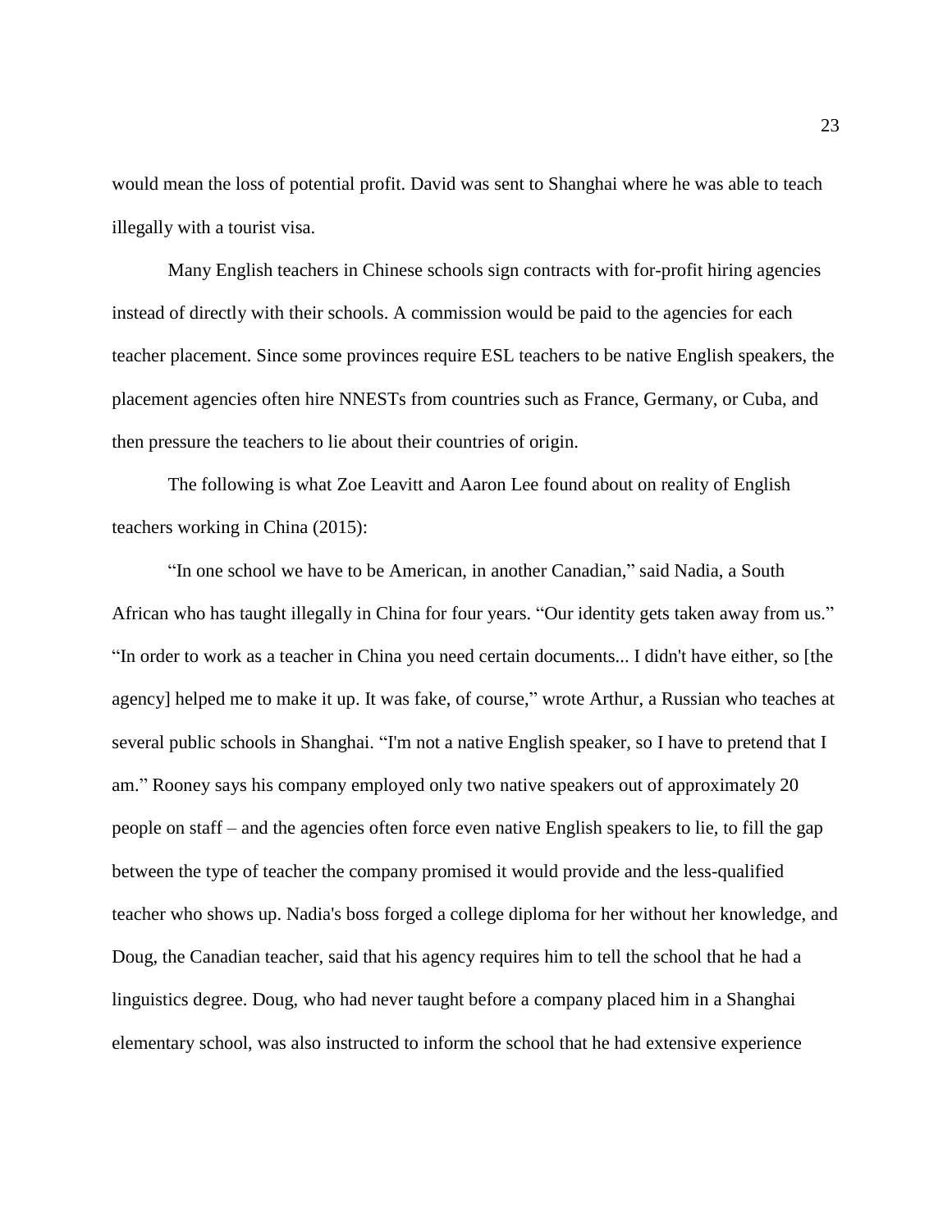would mean the loss of potential profit. David was sent to Shanghai where he was able to teach illegally with a tourist visa.

Many English teachers in Chinese schools sign contracts with for-profit hiring agencies instead of directly with their schools. A commission would be paid to the agencies for each teacher placement. Since some provinces require ESL teachers to be native English speakers, the placement agencies often hire NNESTs from countries such as France, Germany, or Cuba, and then pressure the teachers to lie about their countries of origin.

The following is what Zoe Leavitt and Aaron Lee found about on reality of English teachers working in China (2015):

"In one school we have to be American, in another Canadian," said Nadia, a South African who has taught illegally in China for four years. "Our identity gets taken away from us." "In order to work as a teacher in China you need certain documents... I didn't have either, so [the agency] helped me to make it up. It was fake, of course," wrote Arthur, a Russian who teaches at several public schools in Shanghai. "I'm not a native English speaker, so I have to pretend that I am." Rooney says his company employed only two native speakers out of approximately 20 people on staff – and the agencies often force even native English speakers to lie, to fill the gap between the type of teacher the company promised it would provide and the less-qualified teacher who shows up. Nadia's boss forged a college diploma for her without her knowledge, and Doug, the Canadian teacher, said that his agency requires him to tell the school that he had a linguistics degree. Doug, who had never taught before a company placed him in a Shanghai elementary school, was also instructed to inform the school that he had extensive experience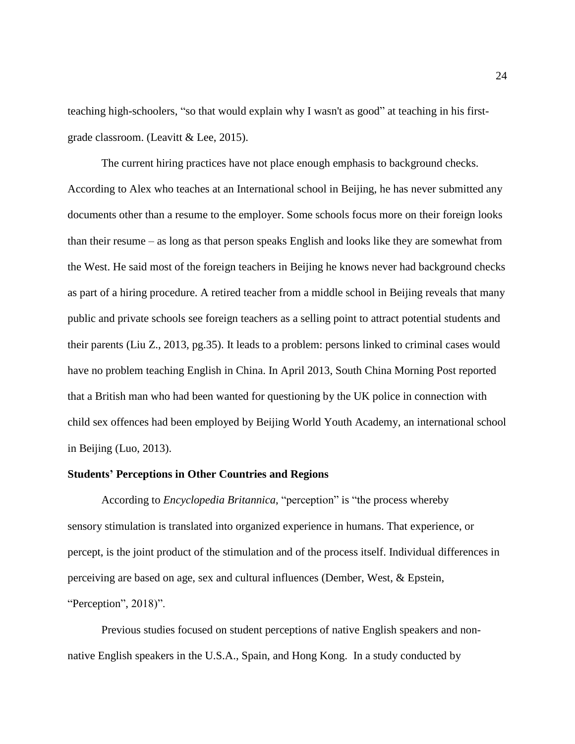teaching high-schoolers, “so that would explain why I wasn't as good” at teaching in his first-grade classroom. (Leavitt & Lee, 2015).

The current hiring practices have not place enough emphasis to background checks. According to Alex who teaches at an International school in Beijing, he has never submitted any documents other than a resume to the employer. Some schools focus more on their foreign looks than their resume – as long as that person speaks English and looks like they are somewhat from the West. He said most of the foreign teachers in Beijing he knows never had background checks as part of a hiring procedure. A retired teacher from a middle school in Beijing reveals that many public and private schools see foreign teachers as a selling point to attract potential students and their parents (Liu Z., 2013, pg.35). It leads to a problem: persons linked to criminal cases would have no problem teaching English in China. In April 2013, South China Morning Post reported that a British man who had been wanted for questioning by the UK police in connection with child sex offences had been employed by Beijing World Youth Academy, an international school in Beijing (Luo, 2013).

**Students’ Perceptions in Other Countries and Regions**

According to *Encyclopedia Britannica*, “perception” is “the process whereby sensory stimulation is translated into organized experience in humans. That experience, or percept, is the joint product of the stimulation and of the process itself. Individual differences in perceiving are based on age, sex and cultural influences (Dember, West, & Epstein, “Perception”, 2018)”.

Previous studies focused on student perceptions of native English speakers and non-native English speakers in the U.S.A., Spain, and Hong Kong. In a study conducted by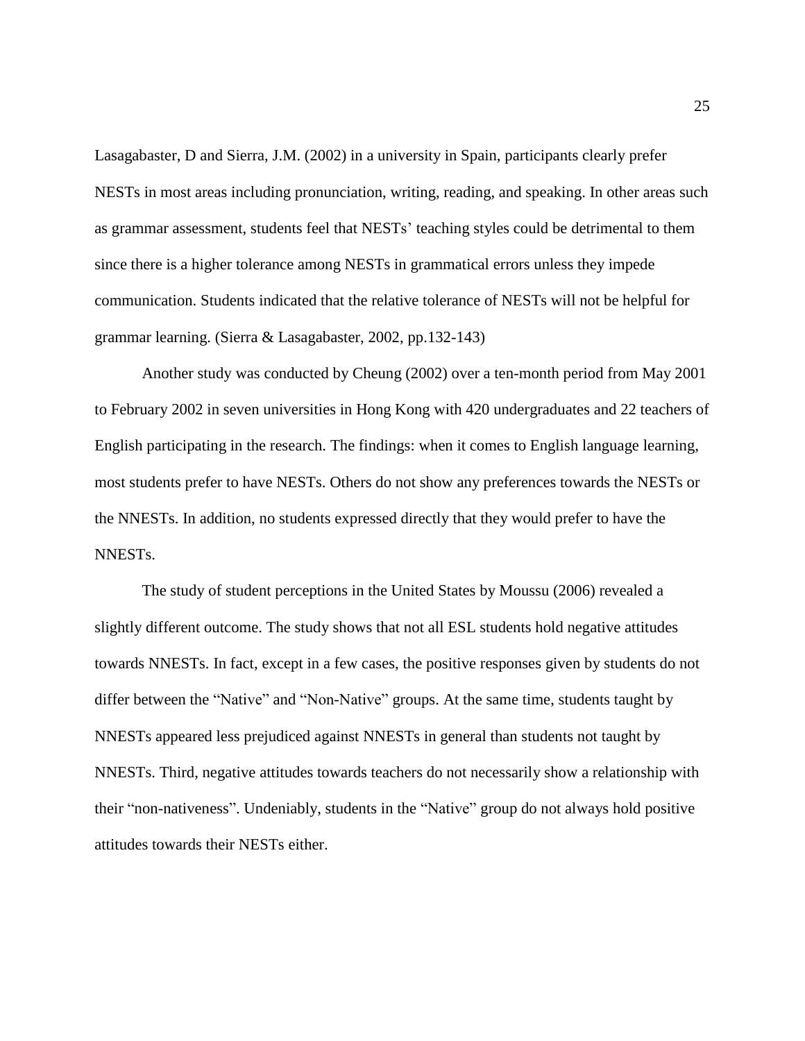Lasagabaster, D and Sierra, J.M. (2002) in a university in Spain, participants clearly prefer NESTs in most areas including pronunciation, writing, reading, and speaking. In other areas such as grammar assessment, students feel that NESTs' teaching styles could be detrimental to them since there is a higher tolerance among NESTs in grammatical errors unless they impede communication. Students indicated that the relative tolerance of NESTs will not be helpful for grammar learning. (Sierra & Lasagabaster, 2002, pp.132-143)

Another study was conducted by Cheung (2002) over a ten-month period from May 2001 to February 2002 in seven universities in Hong Kong with 420 undergraduates and 22 teachers of English participating in the research. The findings: when it comes to English language learning, most students prefer to have NESTs. Others do not show any preferences towards the NESTs or the NNESTs. In addition, no students expressed directly that they would prefer to have the NNESTs.

The study of student perceptions in the United States by Moussu (2006) revealed a slightly different outcome. The study shows that not all ESL students hold negative attitudes towards NNESTs. In fact, except in a few cases, the positive responses given by students do not differ between the "Native" and "Non-Native" groups. At the same time, students taught by NNESTs appeared less prejudiced against NNESTs in general than students not taught by NNESTs. Third, negative attitudes towards teachers do not necessarily show a relationship with their "non-nativeness". Undeniably, students in the "Native" group do not always hold positive attitudes towards their NESTs either.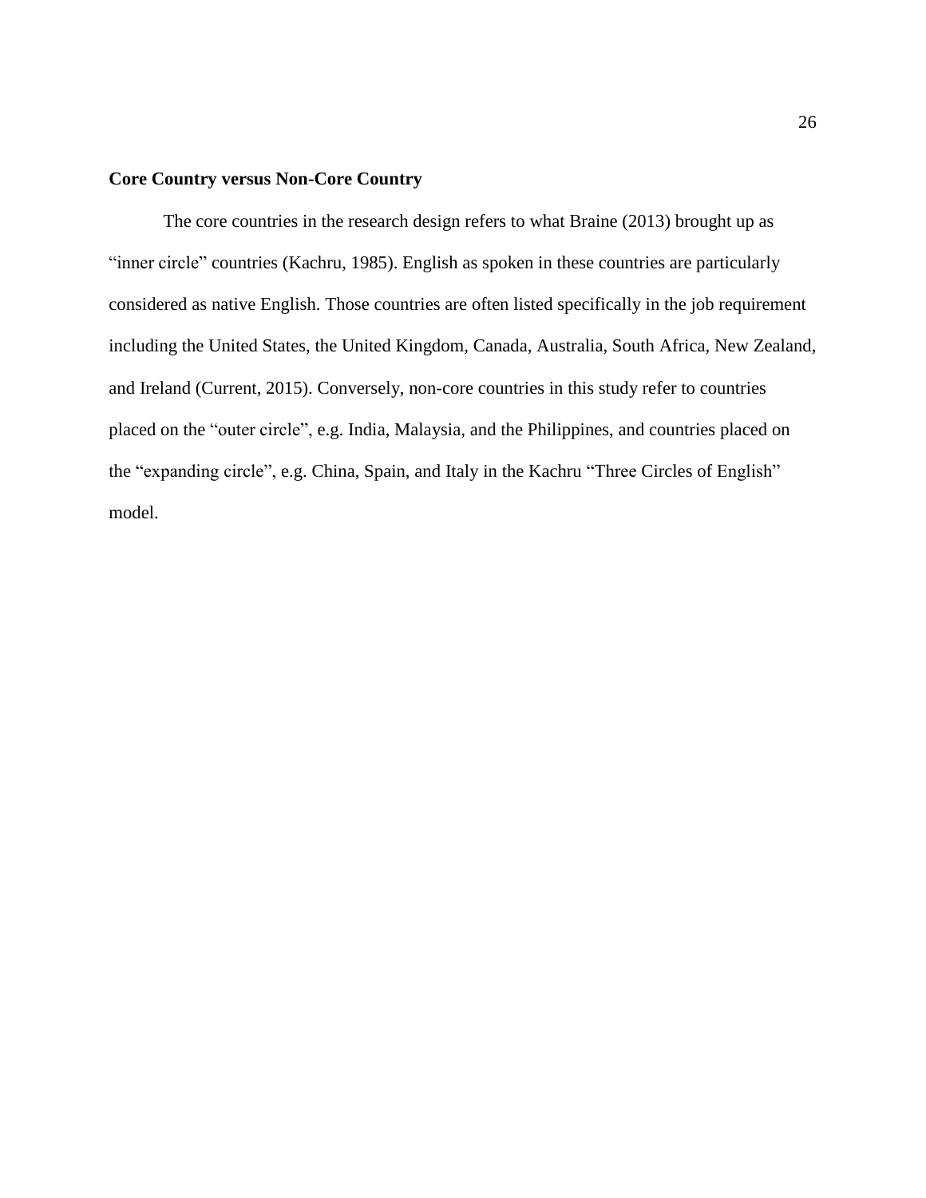## Core Country versus Non-Core Country

The core countries in the research design refers to what Braine (2013) brought up as "inner circle" countries (Kachru, 1985). English as spoken in these countries are particularly considered as native English. Those countries are often listed specifically in the job requirement including the United States, the United Kingdom, Canada, Australia, South Africa, New Zealand, and Ireland (Current, 2015). Conversely, non-core countries in this study refer to countries placed on the "outer circle", e.g. India, Malaysia, and the Philippines, and countries placed on the "expanding circle", e.g. China, Spain, and Italy in the Kachru "Three Circles of English" model.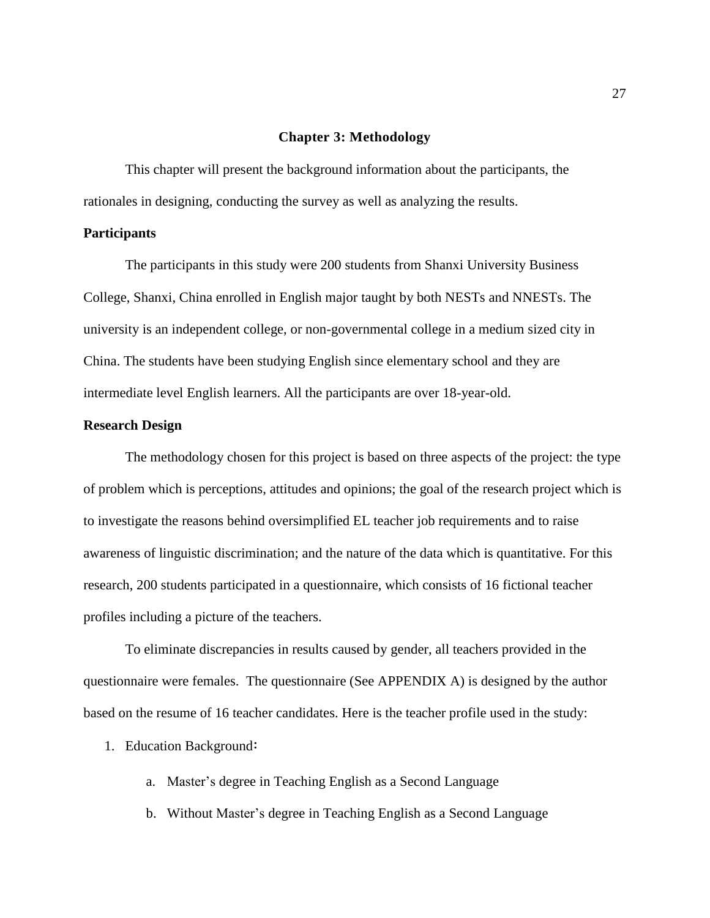# Chapter 3: Methodology

This chapter will present the background information about the participants, the rationales in designing, conducting the survey as well as analyzing the results.

## Participants

The participants in this study were 200 students from Shanxi University Business College, Shanxi, China enrolled in English major taught by both NESTs and NNESTs. The university is an independent college, or non-governmental college in a medium sized city in China. The students have been studying English since elementary school and they are intermediate level English learners. All the participants are over 18-year-old.

## Research Design

The methodology chosen for this project is based on three aspects of the project: the type of problem which is perceptions, attitudes and opinions; the goal of the research project which is to investigate the reasons behind oversimplified EL teacher job requirements and to raise awareness of linguistic discrimination; and the nature of the data which is quantitative. For this research, 200 students participated in a questionnaire, which consists of 16 fictional teacher profiles including a picture of the teachers.

To eliminate discrepancies in results caused by gender, all teachers provided in the questionnaire were females. The questionnaire (See APPENDIX A) is designed by the author based on the resume of 16 teacher candidates. Here is the teacher profile used in the study:

1. Education Background：
   a. Master's degree in Teaching English as a Second Language
   b. Without Master's degree in Teaching English as a Second Language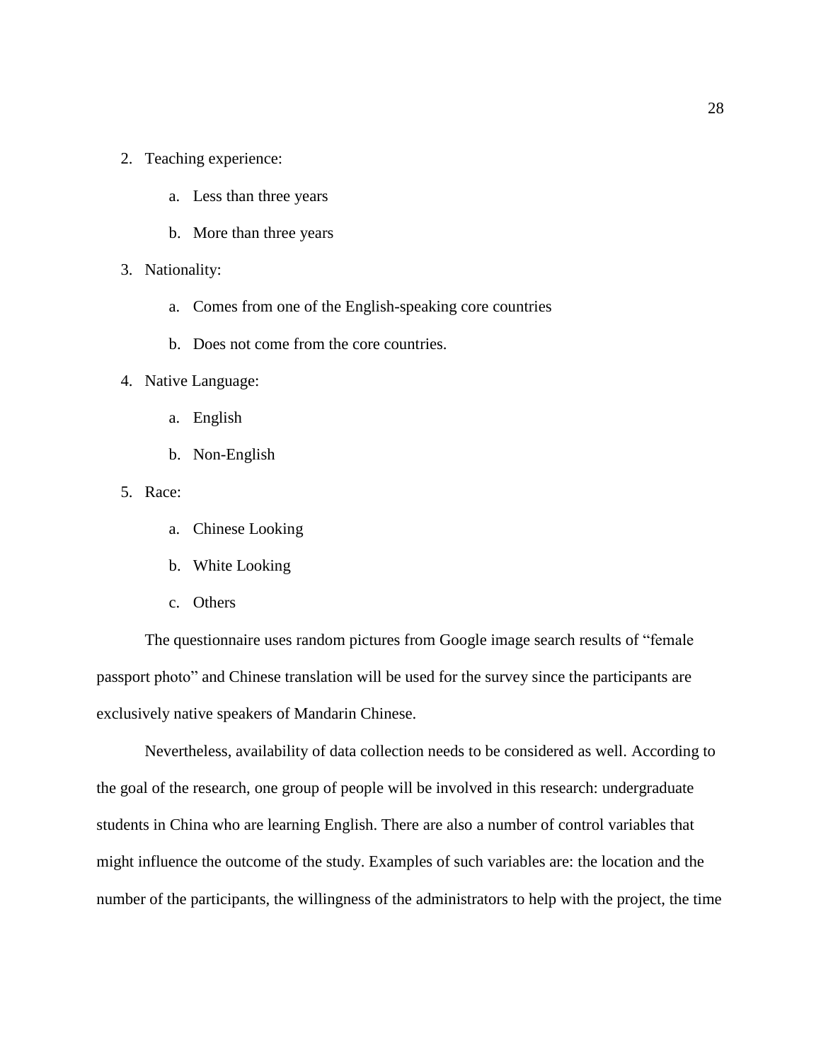2. Teaching experience:
    a. Less than three years
    b. More than three years
3. Nationality:
    a. Comes from one of the English-speaking core countries
    b. Does not come from the core countries.
4. Native Language:
    a. English
    b. Non-English
5. Race:
    a. Chinese Looking
    b. White Looking
    c. Others

The questionnaire uses random pictures from Google image search results of "female passport photo" and Chinese translation will be used for the survey since the participants are exclusively native speakers of Mandarin Chinese.

Nevertheless, availability of data collection needs to be considered as well. According to the goal of the research, one group of people will be involved in this research: undergraduate students in China who are learning English. There are also a number of control variables that might influence the outcome of the study. Examples of such variables are: the location and the number of the participants, the willingness of the administrators to help with the project, the time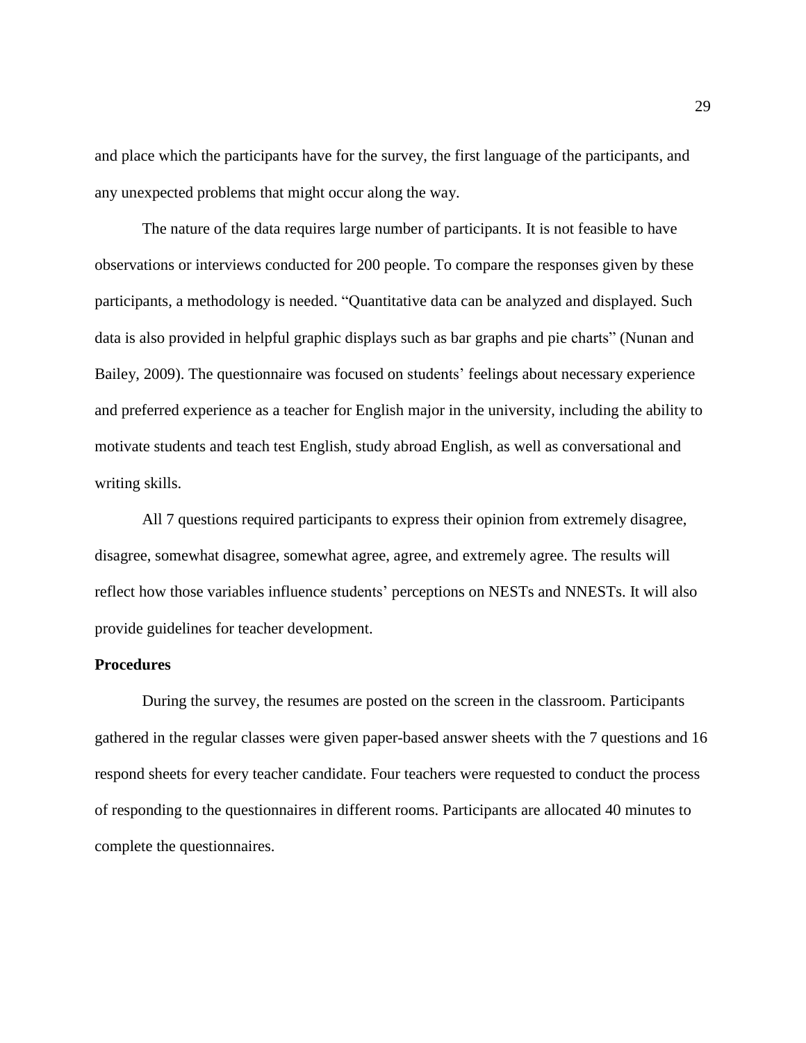and place which the participants have for the survey, the first language of the participants, and any unexpected problems that might occur along the way.

The nature of the data requires large number of participants. It is not feasible to have observations or interviews conducted for 200 people. To compare the responses given by these participants, a methodology is needed. "Quantitative data can be analyzed and displayed. Such data is also provided in helpful graphic displays such as bar graphs and pie charts" (Nunan and Bailey, 2009). The questionnaire was focused on students' feelings about necessary experience and preferred experience as a teacher for English major in the university, including the ability to motivate students and teach test English, study abroad English, as well as conversational and writing skills.

All 7 questions required participants to express their opinion from extremely disagree, disagree, somewhat disagree, somewhat agree, agree, and extremely agree. The results will reflect how those variables influence students' perceptions on NESTs and NNESTs. It will also provide guidelines for teacher development.

**Procedures**

During the survey, the resumes are posted on the screen in the classroom. Participants gathered in the regular classes were given paper-based answer sheets with the 7 questions and 16 respond sheets for every teacher candidate. Four teachers were requested to conduct the process of responding to the questionnaires in different rooms. Participants are allocated 40 minutes to complete the questionnaires.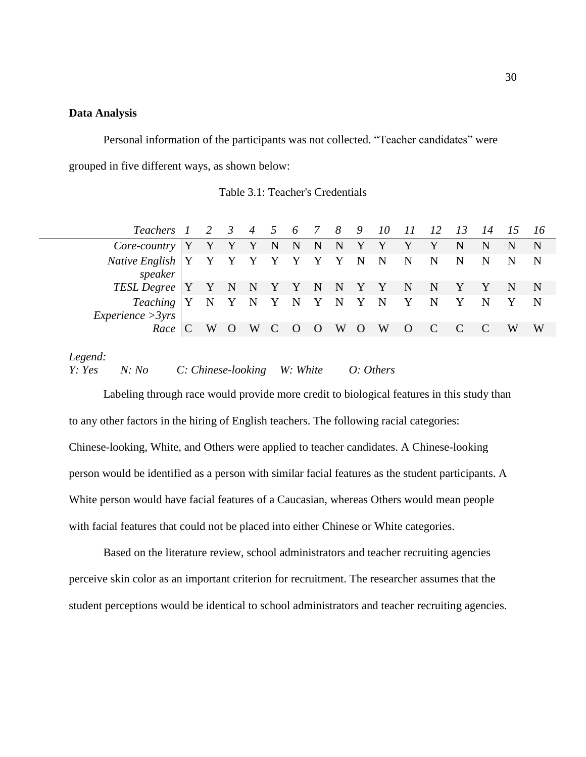**Data Analysis**

Personal information of the participants was not collected. “Teacher candidates” were grouped in five different ways, as shown below:

Table 3.1: Teacher's Credentials

| *Teachers* | *1* | *2* | *3* | *4* | *5* | *6* | *7* | *8* | *9* | *10* | *11* | *12* | *13* | *14* | *15* | *16* |
|---|---|---|---|---|---|---|---|---|---|---|---|---|---|---|---|---|
| *Core-country* | Y | Y | Y | Y | N | N | N | N | Y | Y | Y | Y | N | N | N | N |
| *Native English speaker* | Y | Y | Y | Y | Y | Y | Y | Y | N | N | N | N | N | N | N | N |
| *TESL Degree* | Y | Y | N | N | Y | Y | N | N | Y | Y | N | N | Y | Y | N | N |
| *Teaching Experience >3yrs* | Y | N | Y | N | Y | N | Y | N | Y | N | Y | N | Y | N | Y | N |
| *Race* | C | W | O | W | C | O | O | W | O | W | O | C | C | C | W | W |

*Legend:*
*Y: Yes* *N: No* *C: Chinese-looking* *W: White* *O: Others*

Labeling through race would provide more credit to biological features in this study than to any other factors in the hiring of English teachers. The following racial categories: Chinese-looking, White, and Others were applied to teacher candidates. A Chinese-looking person would be identified as a person with similar facial features as the student participants. A White person would have facial features of a Caucasian, whereas Others would mean people with facial features that could not be placed into either Chinese or White categories.

Based on the literature review, school administrators and teacher recruiting agencies perceive skin color as an important criterion for recruitment. The researcher assumes that the student perceptions would be identical to school administrators and teacher recruiting agencies.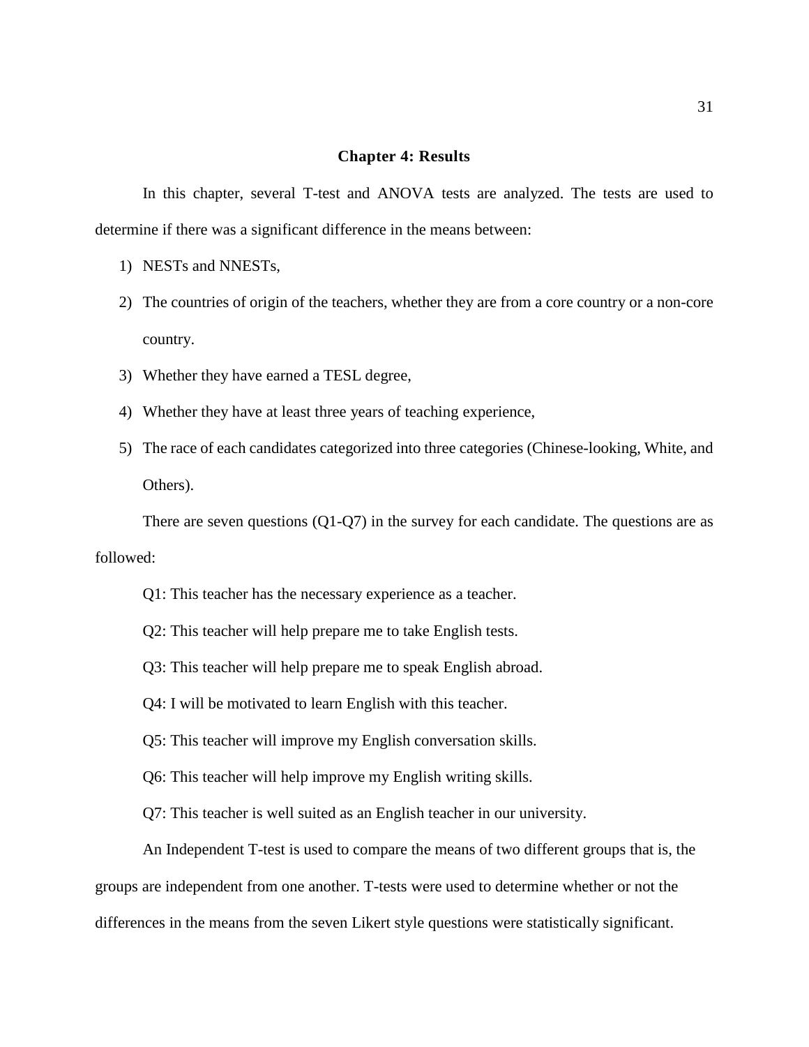# Chapter 4: Results

In this chapter, several T-test and ANOVA tests are analyzed. The tests are used to determine if there was a significant difference in the means between:

1) NESTs and NNESTs,
2) The countries of origin of the teachers, whether they are from a core country or a non-core country.
3) Whether they have earned a TESL degree,
4) Whether they have at least three years of teaching experience,
5) The race of each candidates categorized into three categories (Chinese-looking, White, and Others).

There are seven questions (Q1-Q7) in the survey for each candidate. The questions are as followed:

Q1: This teacher has the necessary experience as a teacher.

Q2: This teacher will help prepare me to take English tests.

Q3: This teacher will help prepare me to speak English abroad.

Q4: I will be motivated to learn English with this teacher.

Q5: This teacher will improve my English conversation skills.

Q6: This teacher will help improve my English writing skills.

Q7: This teacher is well suited as an English teacher in our university.

An Independent T-test is used to compare the means of two different groups that is, the groups are independent from one another. T-tests were used to determine whether or not the differences in the means from the seven Likert style questions were statistically significant.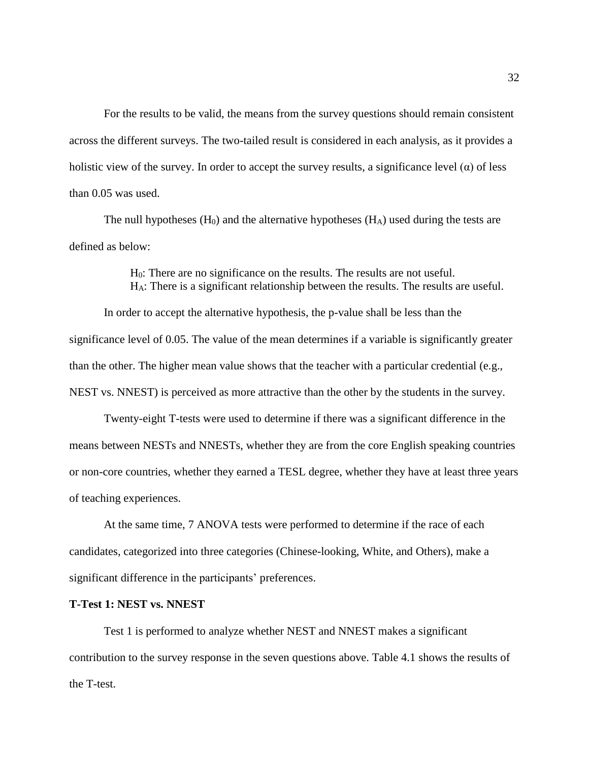For the results to be valid, the means from the survey questions should remain consistent across the different surveys. The two-tailed result is considered in each analysis, as it provides a holistic view of the survey. In order to accept the survey results, a significance level (α) of less than 0.05 was used.

The null hypotheses ($H_0$) and the alternative hypotheses ($H_A$) used during the tests are defined as below:

> $H_0$: There are no significance on the results. The results are not useful.
> $H_A$: There is a significant relationship between the results. The results are useful.

In order to accept the alternative hypothesis, the p-value shall be less than the significance level of 0.05. The value of the mean determines if a variable is significantly greater than the other. The higher mean value shows that the teacher with a particular credential (e.g., NEST vs. NNEST) is perceived as more attractive than the other by the students in the survey.

Twenty-eight T-tests were used to determine if there was a significant difference in the means between NESTs and NNESTs, whether they are from the core English speaking countries or non-core countries, whether they earned a TESL degree, whether they have at least three years of teaching experiences.

At the same time, 7 ANOVA tests were performed to determine if the race of each candidates, categorized into three categories (Chinese-looking, White, and Others), make a significant difference in the participants' preferences.

**T-Test 1: NEST vs. NNEST**

Test 1 is performed to analyze whether NEST and NNEST makes a significant contribution to the survey response in the seven questions above. Table 4.1 shows the results of the T-test.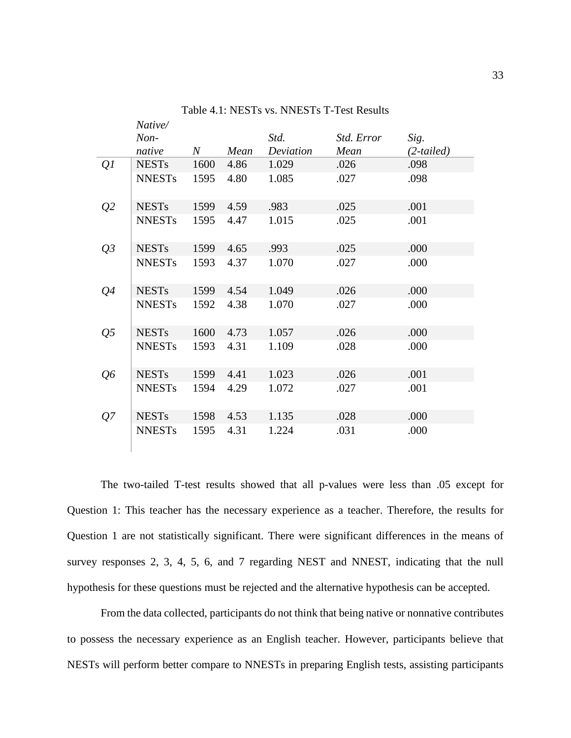Table 4.1: NESTs vs. NNESTs T-Test Results

| | *Native/ Non-native* | *N* | *Mean* | *Std. Deviation* | *Std. Error Mean* | *Sig. (2-tailed)* |
|---|---|---|---|---|---|---|
| *Q1* | NESTs | 1600 | 4.86 | 1.029 | .026 | .098 |
| | NNESTs | 1595 | 4.80 | 1.085 | .027 | .098 |
| *Q2* | NESTs | 1599 | 4.59 | .983 | .025 | .001 |
| | NNESTs | 1595 | 4.47 | 1.015 | .025 | .001 |
| *Q3* | NESTs | 1599 | 4.65 | .993 | .025 | .000 |
| | NNESTs | 1593 | 4.37 | 1.070 | .027 | .000 |
| *Q4* | NESTs | 1599 | 4.54 | 1.049 | .026 | .000 |
| | NNESTs | 1592 | 4.38 | 1.070 | .027 | .000 |
| *Q5* | NESTs | 1600 | 4.73 | 1.057 | .026 | .000 |
| | NNESTs | 1593 | 4.31 | 1.109 | .028 | .000 |
| *Q6* | NESTs | 1599 | 4.41 | 1.023 | .026 | .001 |
| | NNESTs | 1594 | 4.29 | 1.072 | .027 | .001 |
| *Q7* | NESTs | 1598 | 4.53 | 1.135 | .028 | .000 |
| | NNESTs | 1595 | 4.31 | 1.224 | .031 | .000 |

The two-tailed T-test results showed that all p-values were less than .05 except for Question 1: This teacher has the necessary experience as a teacher. Therefore, the results for Question 1 are not statistically significant. There were significant differences in the means of survey responses 2, 3, 4, 5, 6, and 7 regarding NEST and NNEST, indicating that the null hypothesis for these questions must be rejected and the alternative hypothesis can be accepted.

From the data collected, participants do not think that being native or nonnative contributes to possess the necessary experience as an English teacher. However, participants believe that NESTs will perform better compare to NNESTs in preparing English tests, assisting participants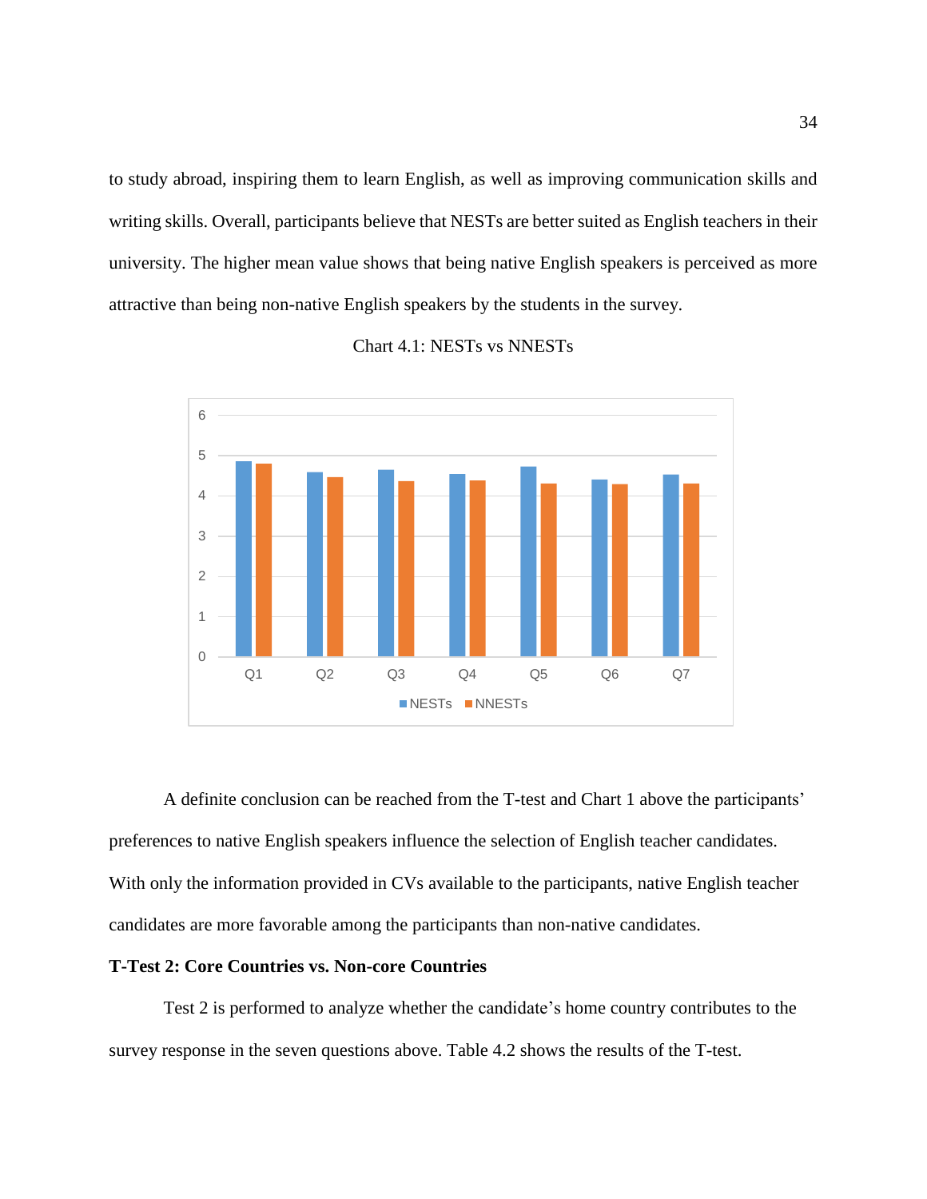to study abroad, inspiring them to learn English, as well as improving communication skills and writing skills. Overall, participants believe that NESTs are better suited as English teachers in their university. The higher mean value shows that being native English speakers is perceived as more attractive than being non-native English speakers by the students in the survey.

Chart 4.1: NESTs vs NNESTs

A definite conclusion can be reached from the T-test and Chart 1 above the participants' preferences to native English speakers influence the selection of English teacher candidates. With only the information provided in CVs available to the participants, native English teacher candidates are more favorable among the participants than non-native candidates.

**T-Test 2: Core Countries vs. Non-core Countries**

Test 2 is performed to analyze whether the candidate's home country contributes to the survey response in the seven questions above. Table 4.2 shows the results of the T-test.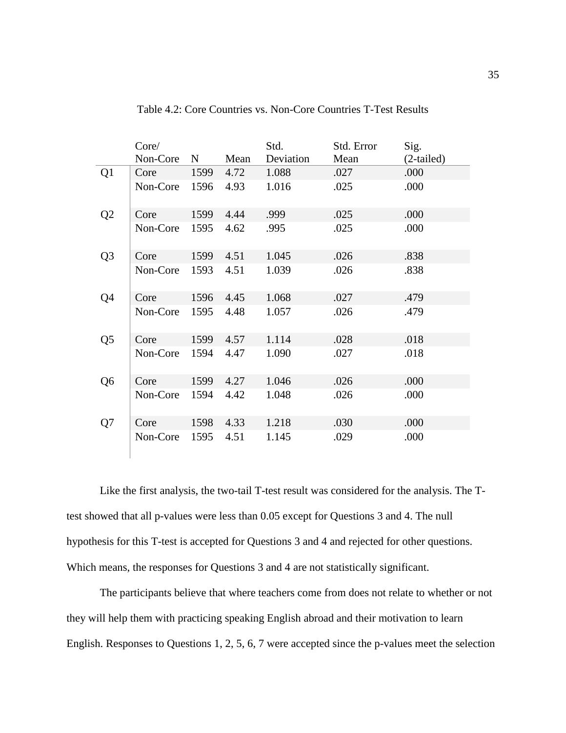Table 4.2: Core Countries vs. Non-Core Countries T-Test Results

| | Core/ Non-Core | N | Mean | Std. Deviation | Std. Error Mean | Sig. (2-tailed) |
|---|---|---|---|---|---|---|
| Q1 | Core | 1599 | 4.72 | 1.088 | .027 | .000 |
| | Non-Core | 1596 | 4.93 | 1.016 | .025 | .000 |
| Q2 | Core | 1599 | 4.44 | .999 | .025 | .000 |
| | Non-Core | 1595 | 4.62 | .995 | .025 | .000 |
| Q3 | Core | 1599 | 4.51 | 1.045 | .026 | .838 |
| | Non-Core | 1593 | 4.51 | 1.039 | .026 | .838 |
| Q4 | Core | 1596 | 4.45 | 1.068 | .027 | .479 |
| | Non-Core | 1595 | 4.48 | 1.057 | .026 | .479 |
| Q5 | Core | 1599 | 4.57 | 1.114 | .028 | .018 |
| | Non-Core | 1594 | 4.47 | 1.090 | .027 | .018 |
| Q6 | Core | 1599 | 4.27 | 1.046 | .026 | .000 |
| | Non-Core | 1594 | 4.42 | 1.048 | .026 | .000 |
| Q7 | Core | 1598 | 4.33 | 1.218 | .030 | .000 |
| | Non-Core | 1595 | 4.51 | 1.145 | .029 | .000 |

Like the first analysis, the two-tail T-test result was considered for the analysis. The T-test showed that all p-values were less than 0.05 except for Questions 3 and 4. The null hypothesis for this T-test is accepted for Questions 3 and 4 and rejected for other questions. Which means, the responses for Questions 3 and 4 are not statistically significant.

The participants believe that where teachers come from does not relate to whether or not they will help them with practicing speaking English abroad and their motivation to learn English. Responses to Questions 1, 2, 5, 6, 7 were accepted since the p-values meet the selection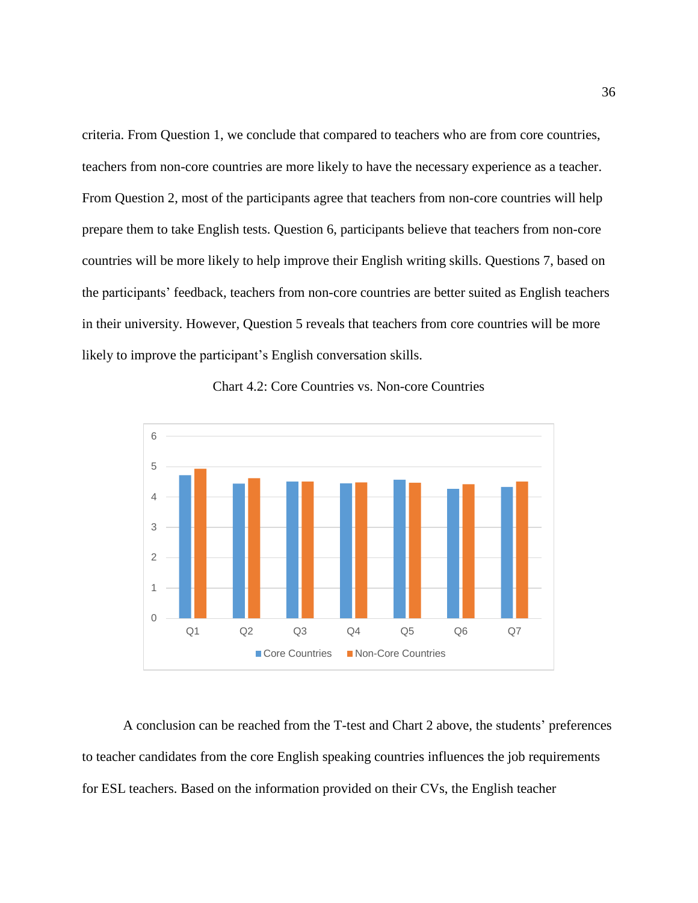criteria. From Question 1, we conclude that compared to teachers who are from core countries, teachers from non-core countries are more likely to have the necessary experience as a teacher. From Question 2, most of the participants agree that teachers from non-core countries will help prepare them to take English tests. Question 6, participants believe that teachers from non-core countries will be more likely to help improve their English writing skills. Questions 7, based on the participants' feedback, teachers from non-core countries are better suited as English teachers in their university. However, Question 5 reveals that teachers from core countries will be more likely to improve the participant's English conversation skills.

Chart 4.2: Core Countries vs. Non-core Countries

A conclusion can be reached from the T-test and Chart 2 above, the students' preferences to teacher candidates from the core English speaking countries influences the job requirements for ESL teachers. Based on the information provided on their CVs, the English teacher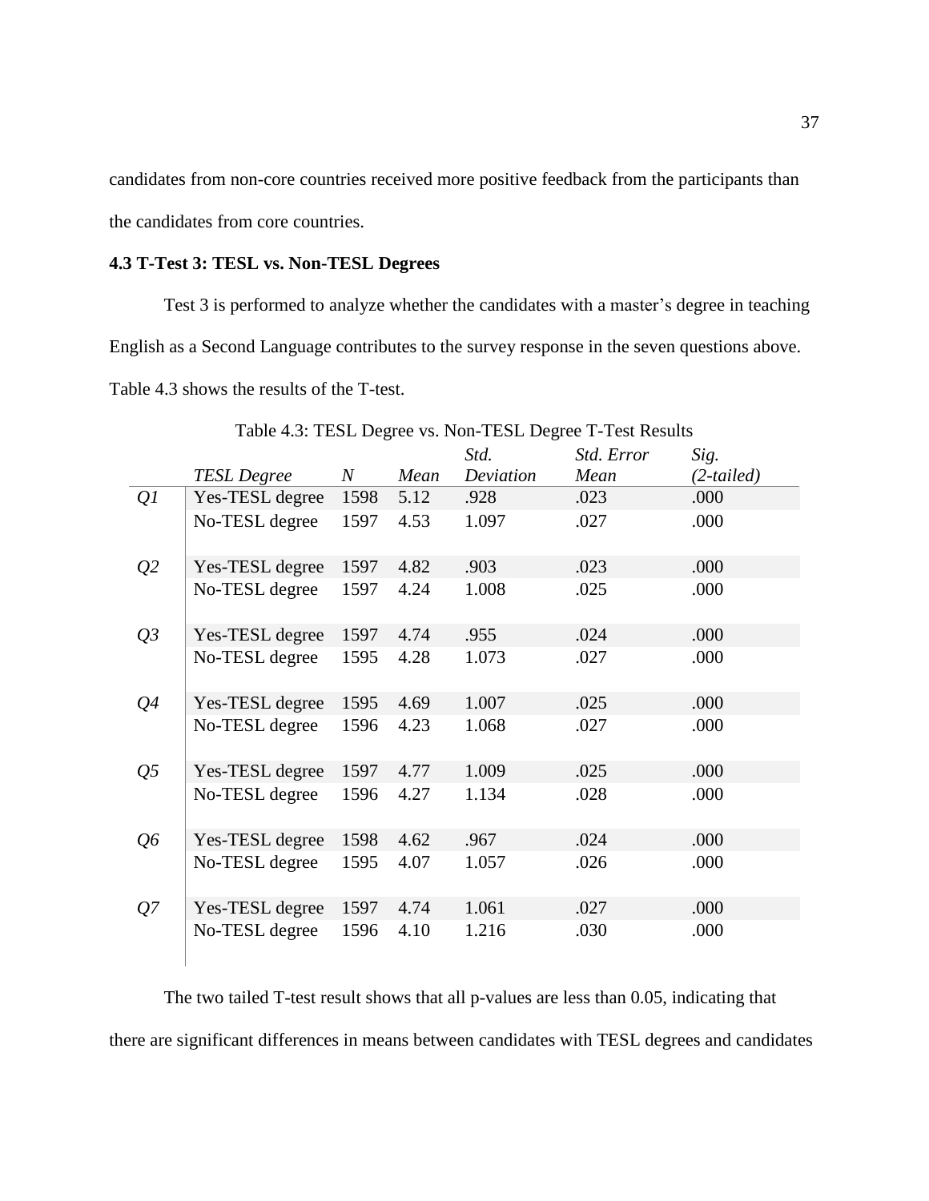candidates from non-core countries received more positive feedback from the participants than the candidates from core countries.

### 4.3 T-Test 3: TESL vs. Non-TESL Degrees

Test 3 is performed to analyze whether the candidates with a master's degree in teaching English as a Second Language contributes to the survey response in the seven questions above. Table 4.3 shows the results of the T-test.

Table 4.3: TESL Degree vs. Non-TESL Degree T-Test Results

| | *TESL Degree* | *N* | *Mean* | *Std. Deviation* | *Std. Error Mean* | *Sig. (2-tailed)* |
|---|---|---|---|---|---|---|
| *Q1* | Yes-TESL degree | 1598 | 5.12 | .928 | .023 | .000 |
| | No-TESL degree | 1597 | 4.53 | 1.097 | .027 | .000 |
| *Q2* | Yes-TESL degree | 1597 | 4.82 | .903 | .023 | .000 |
| | No-TESL degree | 1597 | 4.24 | 1.008 | .025 | .000 |
| *Q3* | Yes-TESL degree | 1597 | 4.74 | .955 | .024 | .000 |
| | No-TESL degree | 1595 | 4.28 | 1.073 | .027 | .000 |
| *Q4* | Yes-TESL degree | 1595 | 4.69 | 1.007 | .025 | .000 |
| | No-TESL degree | 1596 | 4.23 | 1.068 | .027 | .000 |
| *Q5* | Yes-TESL degree | 1597 | 4.77 | 1.009 | .025 | .000 |
| | No-TESL degree | 1596 | 4.27 | 1.134 | .028 | .000 |
| *Q6* | Yes-TESL degree | 1598 | 4.62 | .967 | .024 | .000 |
| | No-TESL degree | 1595 | 4.07 | 1.057 | .026 | .000 |
| *Q7* | Yes-TESL degree | 1597 | 4.74 | 1.061 | .027 | .000 |
| | No-TESL degree | 1596 | 4.10 | 1.216 | .030 | .000 |

The two tailed T-test result shows that all p-values are less than 0.05, indicating that there are significant differences in means between candidates with TESL degrees and candidates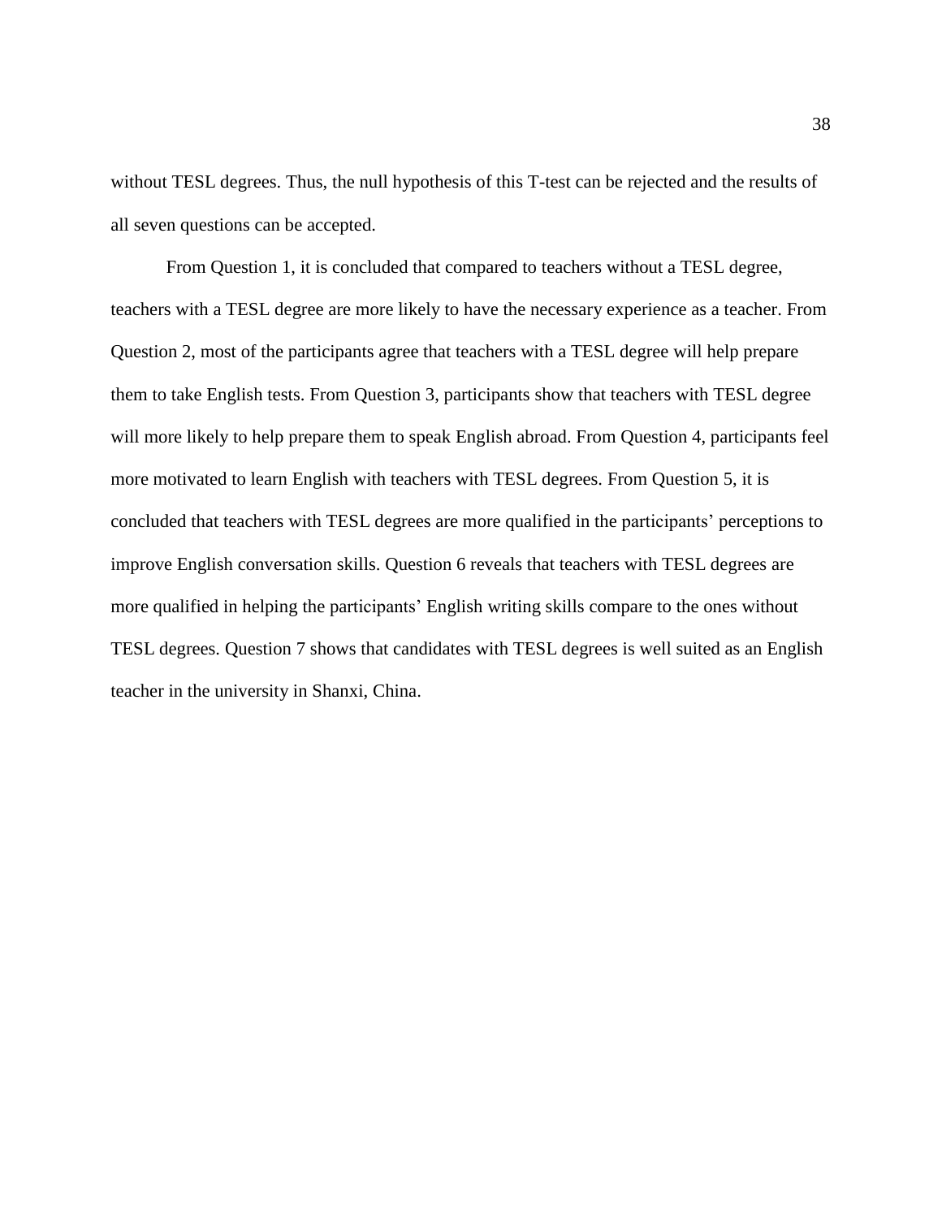without TESL degrees. Thus, the null hypothesis of this T-test can be rejected and the results of all seven questions can be accepted.

From Question 1, it is concluded that compared to teachers without a TESL degree, teachers with a TESL degree are more likely to have the necessary experience as a teacher. From Question 2, most of the participants agree that teachers with a TESL degree will help prepare them to take English tests. From Question 3, participants show that teachers with TESL degree will more likely to help prepare them to speak English abroad. From Question 4, participants feel more motivated to learn English with teachers with TESL degrees. From Question 5, it is concluded that teachers with TESL degrees are more qualified in the participants' perceptions to improve English conversation skills. Question 6 reveals that teachers with TESL degrees are more qualified in helping the participants' English writing skills compare to the ones without TESL degrees. Question 7 shows that candidates with TESL degrees is well suited as an English teacher in the university in Shanxi, China.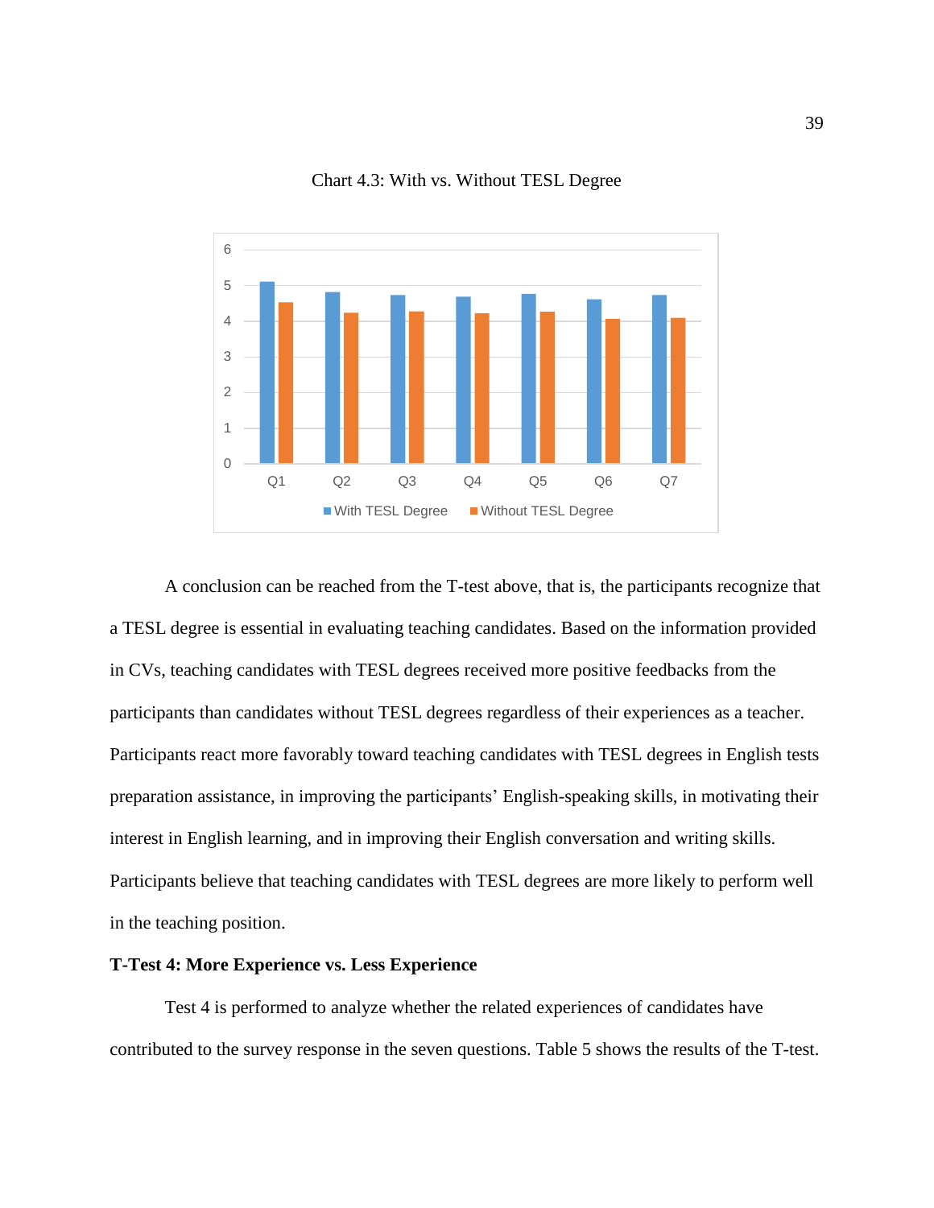Chart 4.3: With vs. Without TESL Degree

A conclusion can be reached from the T-test above, that is, the participants recognize that a TESL degree is essential in evaluating teaching candidates. Based on the information provided in CVs, teaching candidates with TESL degrees received more positive feedbacks from the participants than candidates without TESL degrees regardless of their experiences as a teacher. Participants react more favorably toward teaching candidates with TESL degrees in English tests preparation assistance, in improving the participants' English-speaking skills, in motivating their interest in English learning, and in improving their English conversation and writing skills. Participants believe that teaching candidates with TESL degrees are more likely to perform well in the teaching position.

**T-Test 4: More Experience vs. Less Experience**

Test 4 is performed to analyze whether the related experiences of candidates have contributed to the survey response in the seven questions. Table 5 shows the results of the T-test.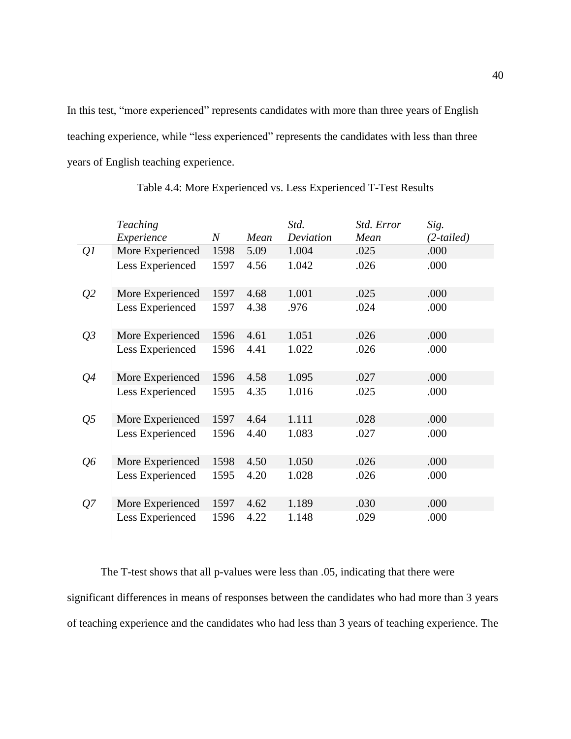In this test, "more experienced" represents candidates with more than three years of English teaching experience, while "less experienced" represents the candidates with less than three years of English teaching experience.

Table 4.4: More Experienced vs. Less Experienced T-Test Results

| | *Teaching Experience* | *N* | *Mean* | *Std. Deviation* | *Std. Error Mean* | *Sig. (2-tailed)* |
|---|---|---|---|---|---|---|
| *Q1* | More Experienced | 1598 | 5.09 | 1.004 | .025 | .000 |
| | Less Experienced | 1597 | 4.56 | 1.042 | .026 | .000 |
| *Q2* | More Experienced | 1597 | 4.68 | 1.001 | .025 | .000 |
| | Less Experienced | 1597 | 4.38 | .976 | .024 | .000 |
| *Q3* | More Experienced | 1596 | 4.61 | 1.051 | .026 | .000 |
| | Less Experienced | 1596 | 4.41 | 1.022 | .026 | .000 |
| *Q4* | More Experienced | 1596 | 4.58 | 1.095 | .027 | .000 |
| | Less Experienced | 1595 | 4.35 | 1.016 | .025 | .000 |
| *Q5* | More Experienced | 1597 | 4.64 | 1.111 | .028 | .000 |
| | Less Experienced | 1596 | 4.40 | 1.083 | .027 | .000 |
| *Q6* | More Experienced | 1598 | 4.50 | 1.050 | .026 | .000 |
| | Less Experienced | 1595 | 4.20 | 1.028 | .026 | .000 |
| *Q7* | More Experienced | 1597 | 4.62 | 1.189 | .030 | .000 |
| | Less Experienced | 1596 | 4.22 | 1.148 | .029 | .000 |

The T-test shows that all p-values were less than .05, indicating that there were significant differences in means of responses between the candidates who had more than 3 years of teaching experience and the candidates who had less than 3 years of teaching experience. The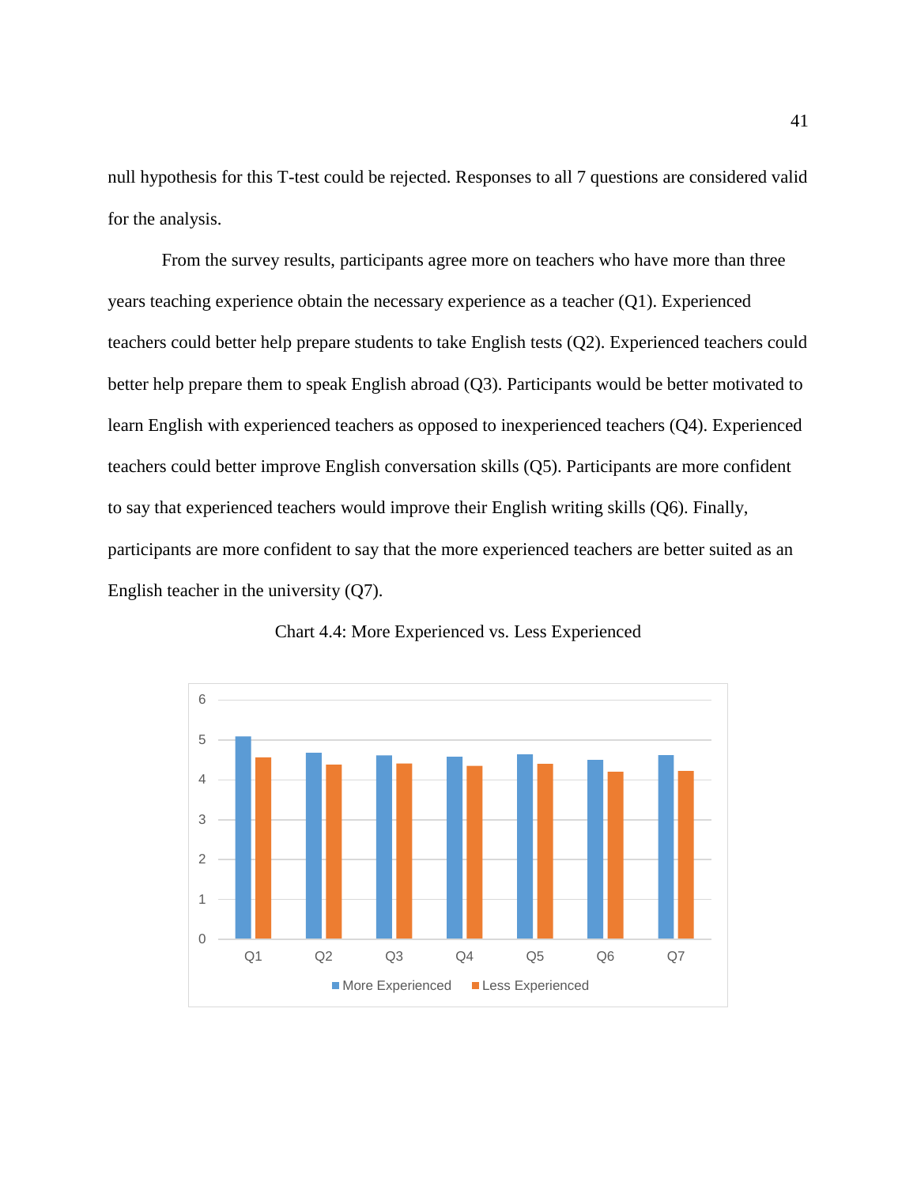null hypothesis for this T-test could be rejected. Responses to all 7 questions are considered valid for the analysis.

From the survey results, participants agree more on teachers who have more than three years teaching experience obtain the necessary experience as a teacher (Q1). Experienced teachers could better help prepare students to take English tests (Q2). Experienced teachers could better help prepare them to speak English abroad (Q3). Participants would be better motivated to learn English with experienced teachers as opposed to inexperienced teachers (Q4). Experienced teachers could better improve English conversation skills (Q5). Participants are more confident to say that experienced teachers would improve their English writing skills (Q6). Finally, participants are more confident to say that the more experienced teachers are better suited as an English teacher in the university (Q7).

Chart 4.4: More Experienced vs. Less Experienced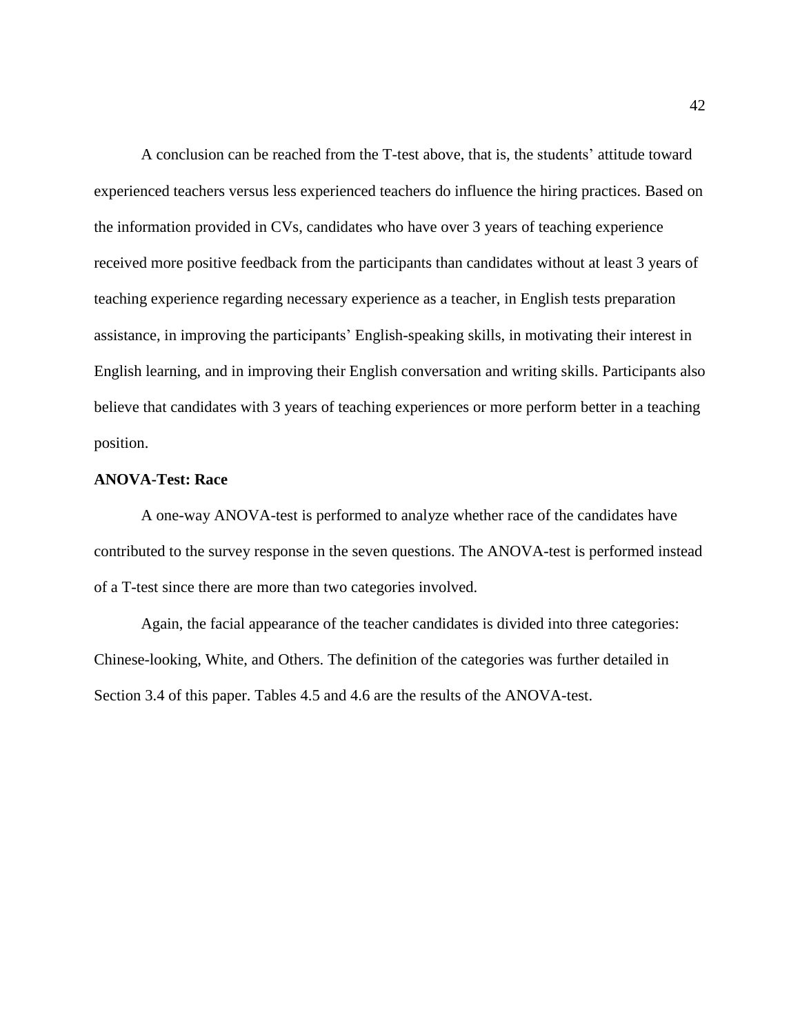A conclusion can be reached from the T-test above, that is, the students' attitude toward experienced teachers versus less experienced teachers do influence the hiring practices. Based on the information provided in CVs, candidates who have over 3 years of teaching experience received more positive feedback from the participants than candidates without at least 3 years of teaching experience regarding necessary experience as a teacher, in English tests preparation assistance, in improving the participants' English-speaking skills, in motivating their interest in English learning, and in improving their English conversation and writing skills. Participants also believe that candidates with 3 years of teaching experiences or more perform better in a teaching position.

**ANOVA-Test: Race**

A one-way ANOVA-test is performed to analyze whether race of the candidates have contributed to the survey response in the seven questions. The ANOVA-test is performed instead of a T-test since there are more than two categories involved.

Again, the facial appearance of the teacher candidates is divided into three categories: Chinese-looking, White, and Others. The definition of the categories was further detailed in Section 3.4 of this paper. Tables 4.5 and 4.6 are the results of the ANOVA-test.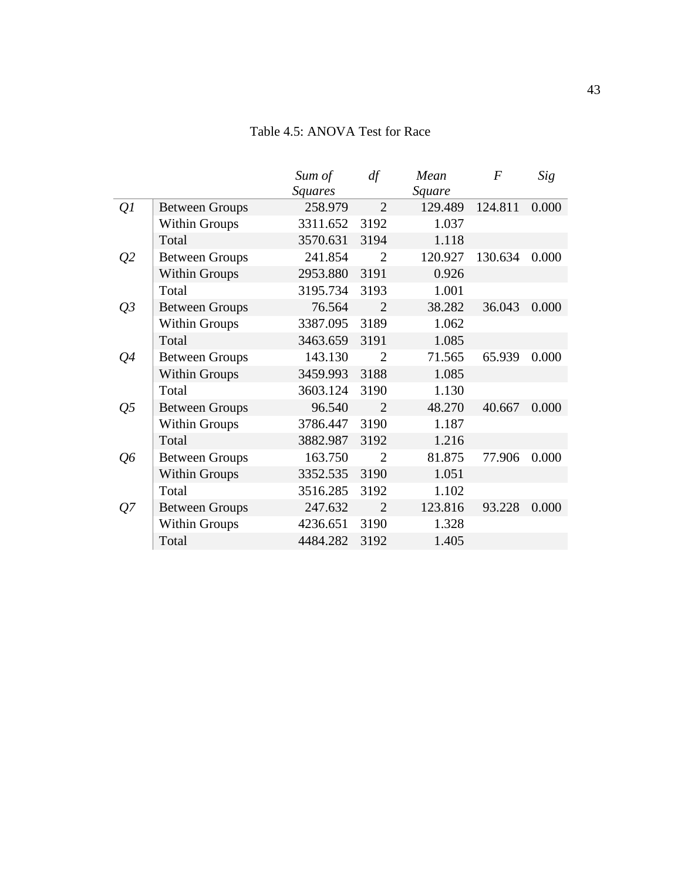Table 4.5: ANOVA Test for Race

| | | *Sum of Squares* | *df* | *Mean Square* | *F* | *Sig* |
|---|---|---|---|---|---|---|
| *Q1* | Between Groups | 258.979 | 2 | 129.489 | 124.811 | 0.000 |
| | Within Groups | 3311.652 | 3192 | 1.037 | | |
| | Total | 3570.631 | 3194 | 1.118 | | |
| *Q2* | Between Groups | 241.854 | 2 | 120.927 | 130.634 | 0.000 |
| | Within Groups | 2953.880 | 3191 | 0.926 | | |
| | Total | 3195.734 | 3193 | 1.001 | | |
| *Q3* | Between Groups | 76.564 | 2 | 38.282 | 36.043 | 0.000 |
| | Within Groups | 3387.095 | 3189 | 1.062 | | |
| | Total | 3463.659 | 3191 | 1.085 | | |
| *Q4* | Between Groups | 143.130 | 2 | 71.565 | 65.939 | 0.000 |
| | Within Groups | 3459.993 | 3188 | 1.085 | | |
| | Total | 3603.124 | 3190 | 1.130 | | |
| *Q5* | Between Groups | 96.540 | 2 | 48.270 | 40.667 | 0.000 |
| | Within Groups | 3786.447 | 3190 | 1.187 | | |
| | Total | 3882.987 | 3192 | 1.216 | | |
| *Q6* | Between Groups | 163.750 | 2 | 81.875 | 77.906 | 0.000 |
| | Within Groups | 3352.535 | 3190 | 1.051 | | |
| | Total | 3516.285 | 3192 | 1.102 | | |
| *Q7* | Between Groups | 247.632 | 2 | 123.816 | 93.228 | 0.000 |
| | Within Groups | 4236.651 | 3190 | 1.328 | | |
| | Total | 4484.282 | 3192 | 1.405 | | |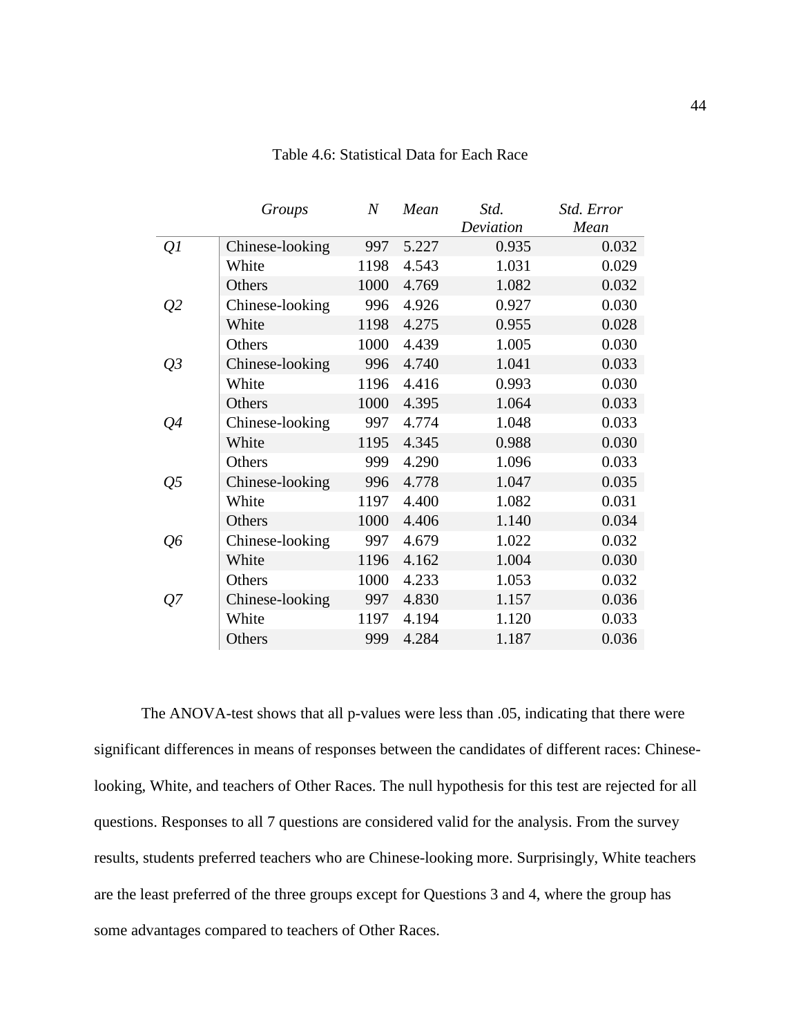Table 4.6: Statistical Data for Each Race

| | *Groups* | *N* | *Mean* | *Std. Deviation* | *Std. Error Mean* |
|---|---|---|---|---|---|
| *Q1* | Chinese-looking | 997 | 5.227 | 0.935 | 0.032 |
| | White | 1198 | 4.543 | 1.031 | 0.029 |
| | Others | 1000 | 4.769 | 1.082 | 0.032 |
| *Q2* | Chinese-looking | 996 | 4.926 | 0.927 | 0.030 |
| | White | 1198 | 4.275 | 0.955 | 0.028 |
| | Others | 1000 | 4.439 | 1.005 | 0.030 |
| *Q3* | Chinese-looking | 996 | 4.740 | 1.041 | 0.033 |
| | White | 1196 | 4.416 | 0.993 | 0.030 |
| | Others | 1000 | 4.395 | 1.064 | 0.033 |
| *Q4* | Chinese-looking | 997 | 4.774 | 1.048 | 0.033 |
| | White | 1195 | 4.345 | 0.988 | 0.030 |
| | Others | 999 | 4.290 | 1.096 | 0.033 |
| *Q5* | Chinese-looking | 996 | 4.778 | 1.047 | 0.035 |
| | White | 1197 | 4.400 | 1.082 | 0.031 |
| | Others | 1000 | 4.406 | 1.140 | 0.034 |
| *Q6* | Chinese-looking | 997 | 4.679 | 1.022 | 0.032 |
| | White | 1196 | 4.162 | 1.004 | 0.030 |
| | Others | 1000 | 4.233 | 1.053 | 0.032 |
| *Q7* | Chinese-looking | 997 | 4.830 | 1.157 | 0.036 |
| | White | 1197 | 4.194 | 1.120 | 0.033 |
| | Others | 999 | 4.284 | 1.187 | 0.036 |

The ANOVA-test shows that all p-values were less than .05, indicating that there were significant differences in means of responses between the candidates of different races: Chinese-looking, White, and teachers of Other Races. The null hypothesis for this test are rejected for all questions. Responses to all 7 questions are considered valid for the analysis. From the survey results, students preferred teachers who are Chinese-looking more. Surprisingly, White teachers are the least preferred of the three groups except for Questions 3 and 4, where the group has some advantages compared to teachers of Other Races.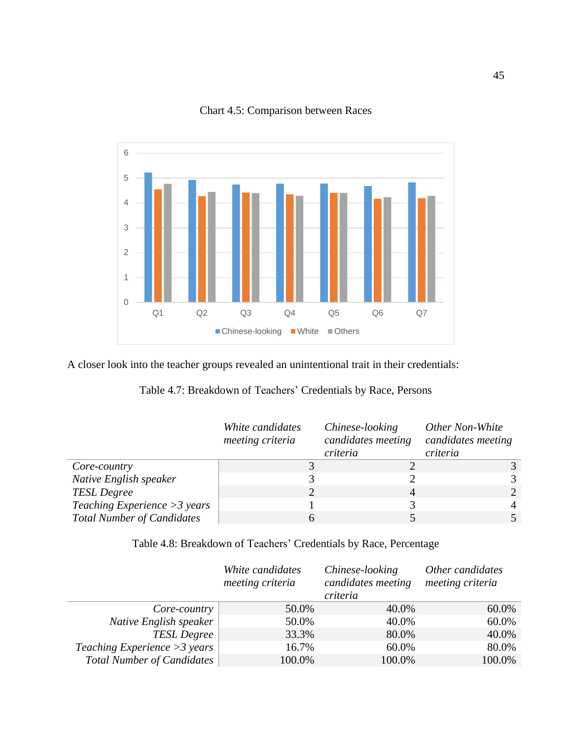Chart 4.5: Comparison between Races

A closer look into the teacher groups revealed an unintentional trait in their credentials:

Table 4.7: Breakdown of Teachers' Credentials by Race, Persons

| | *White candidates meeting criteria* | *Chinese-looking candidates meeting criteria* | *Other Non-White candidates meeting criteria* |
|---|---|---|---|
| *Core-country* | 3 | 2 | 3 |
| *Native English speaker* | 3 | 2 | 3 |
| *TESL Degree* | 2 | 4 | 2 |
| *Teaching Experience >3 years* | 1 | 3 | 4 |
| *Total Number of Candidates* | 6 | 5 | 5 |

Table 4.8: Breakdown of Teachers' Credentials by Race, Percentage

| | *White candidates meeting criteria* | *Chinese-looking candidates meeting criteria* | *Other candidates meeting criteria* |
|---|---|---|---|
| *Core-country* | 50.0% | 40.0% | 60.0% |
| *Native English speaker* | 50.0% | 40.0% | 60.0% |
| *TESL Degree* | 33.3% | 80.0% | 40.0% |
| *Teaching Experience >3 years* | 16.7% | 60.0% | 80.0% |
| *Total Number of Candidates* | 100.0% | 100.0% | 100.0% |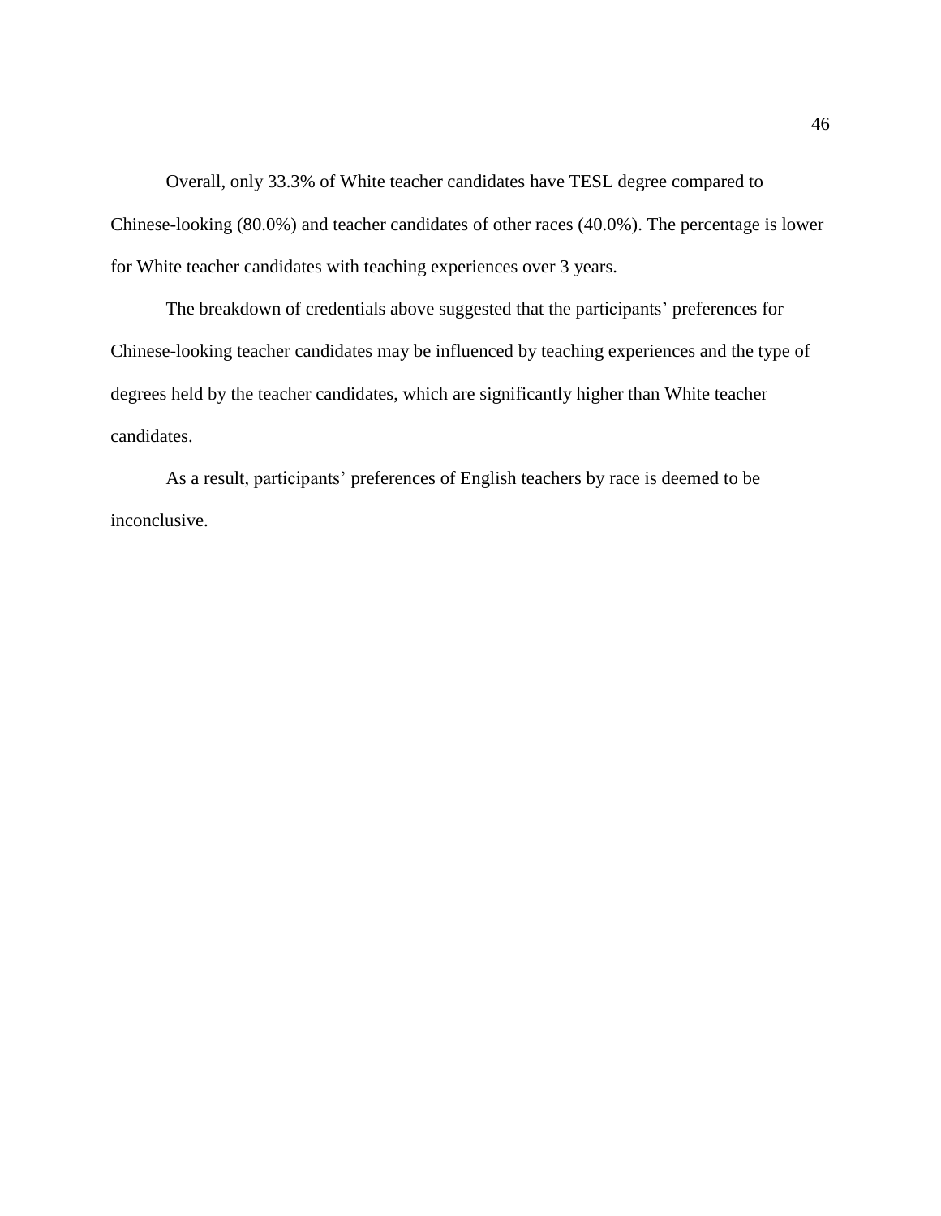Overall, only 33.3% of White teacher candidates have TESL degree compared to Chinese-looking (80.0%) and teacher candidates of other races (40.0%). The percentage is lower for White teacher candidates with teaching experiences over 3 years.

The breakdown of credentials above suggested that the participants' preferences for Chinese-looking teacher candidates may be influenced by teaching experiences and the type of degrees held by the teacher candidates, which are significantly higher than White teacher candidates.

As a result, participants' preferences of English teachers by race is deemed to be inconclusive.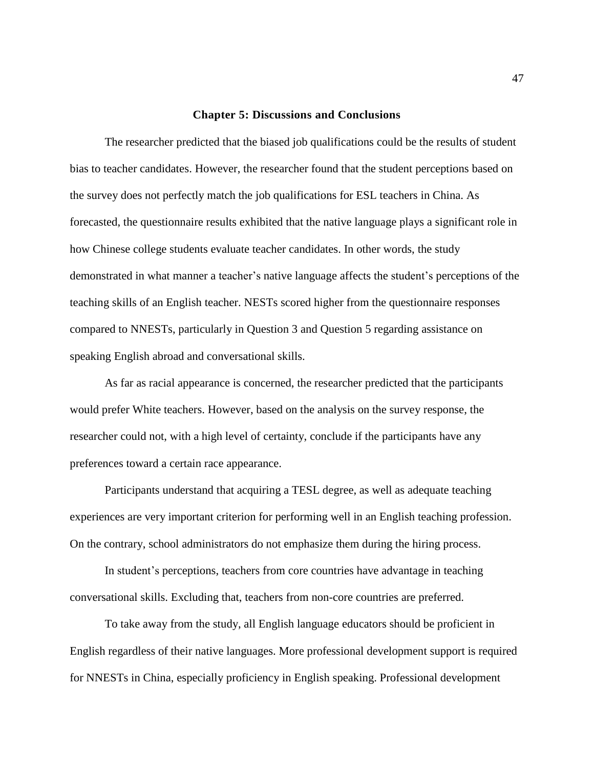## Chapter 5: Discussions and Conclusions

The researcher predicted that the biased job qualifications could be the results of student bias to teacher candidates. However, the researcher found that the student perceptions based on the survey does not perfectly match the job qualifications for ESL teachers in China. As forecasted, the questionnaire results exhibited that the native language plays a significant role in how Chinese college students evaluate teacher candidates. In other words, the study demonstrated in what manner a teacher's native language affects the student's perceptions of the teaching skills of an English teacher. NESTs scored higher from the questionnaire responses compared to NNESTs, particularly in Question 3 and Question 5 regarding assistance on speaking English abroad and conversational skills.

As far as racial appearance is concerned, the researcher predicted that the participants would prefer White teachers. However, based on the analysis on the survey response, the researcher could not, with a high level of certainty, conclude if the participants have any preferences toward a certain race appearance.

Participants understand that acquiring a TESL degree, as well as adequate teaching experiences are very important criterion for performing well in an English teaching profession. On the contrary, school administrators do not emphasize them during the hiring process.

In student's perceptions, teachers from core countries have advantage in teaching conversational skills. Excluding that, teachers from non-core countries are preferred.

To take away from the study, all English language educators should be proficient in English regardless of their native languages. More professional development support is required for NNESTs in China, especially proficiency in English speaking. Professional development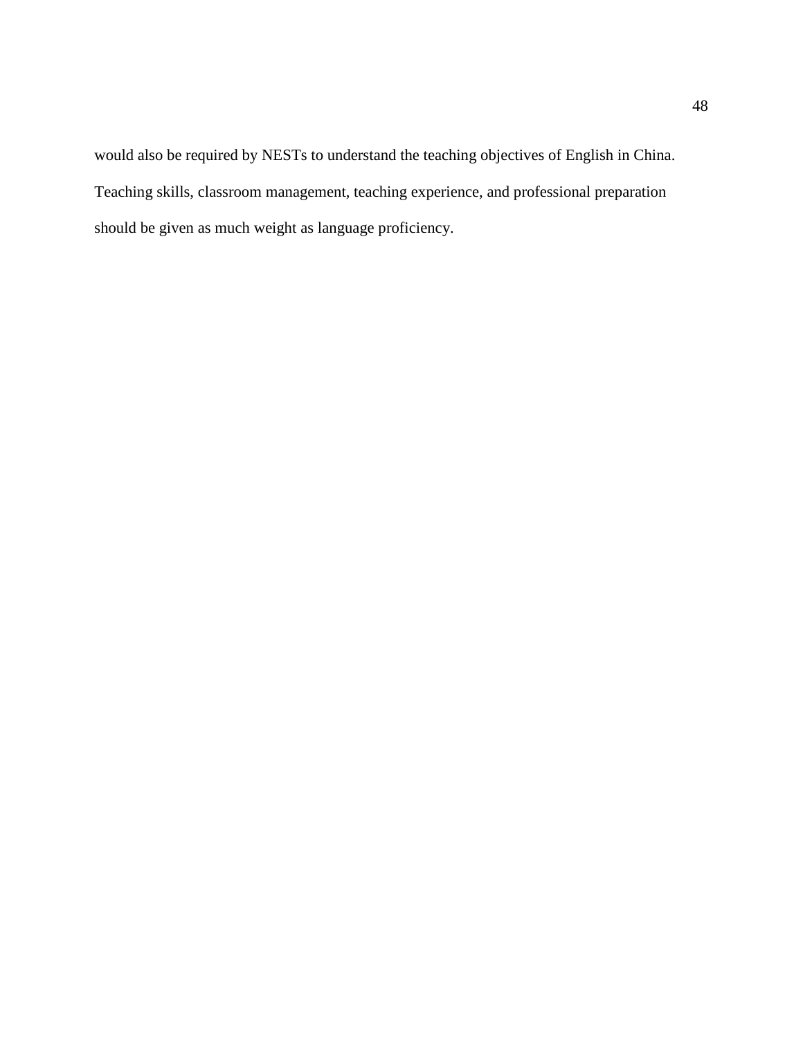would also be required by NESTs to understand the teaching objectives of English in China. Teaching skills, classroom management, teaching experience, and professional preparation should be given as much weight as language proficiency.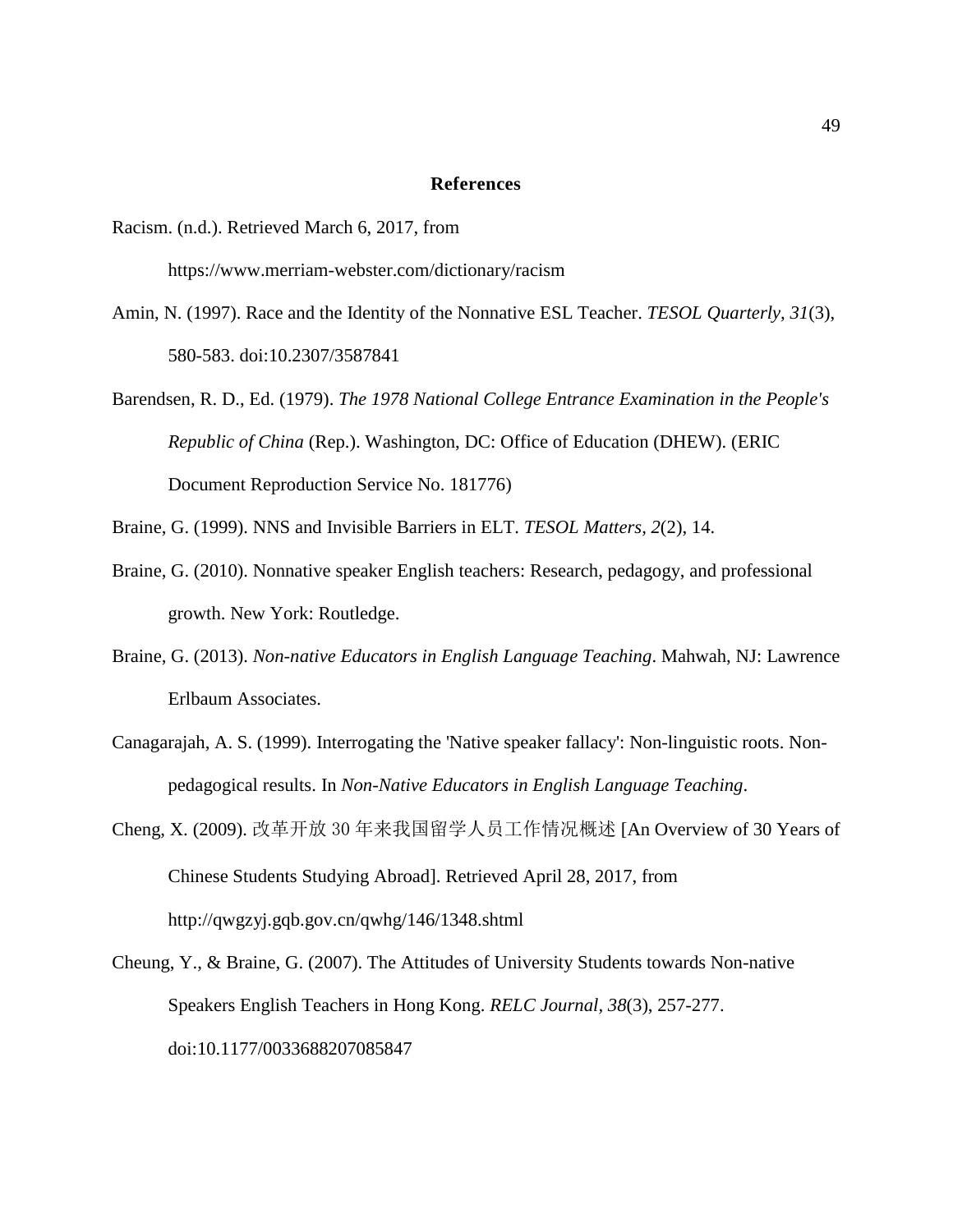# References

Racism. (n.d.). Retrieved March 6, 2017, from https://www.merriam-webster.com/dictionary/racism

Amin, N. (1997). Race and the Identity of the Nonnative ESL Teacher. *TESOL Quarterly, 31*(3), 580-583. doi:10.2307/3587841

Barendsen, R. D., Ed. (1979). *The 1978 National College Entrance Examination in the People's Republic of China* (Rep.). Washington, DC: Office of Education (DHEW). (ERIC Document Reproduction Service No. 181776)

Braine, G. (1999). NNS and Invisible Barriers in ELT. *TESOL Matters, 2*(2), 14.

Braine, G. (2010). Nonnative speaker English teachers: Research, pedagogy, and professional growth. New York: Routledge.

Braine, G. (2013). *Non-native Educators in English Language Teaching*. Mahwah, NJ: Lawrence Erlbaum Associates.

Canagarajah, A. S. (1999). Interrogating the 'Native speaker fallacy': Non-linguistic roots. Non-pedagogical results. In *Non-Native Educators in English Language Teaching*.

Cheng, X. (2009). 改革开放 30 年来我国留学人员工作情况概述 [An Overview of 30 Years of Chinese Students Studying Abroad]. Retrieved April 28, 2017, from http://qwgzyj.gqb.gov.cn/qwhg/146/1348.shtml

Cheung, Y., & Braine, G. (2007). The Attitudes of University Students towards Non-native Speakers English Teachers in Hong Kong. *RELC Journal, 38*(3), 257-277. doi:10.1177/0033688207085847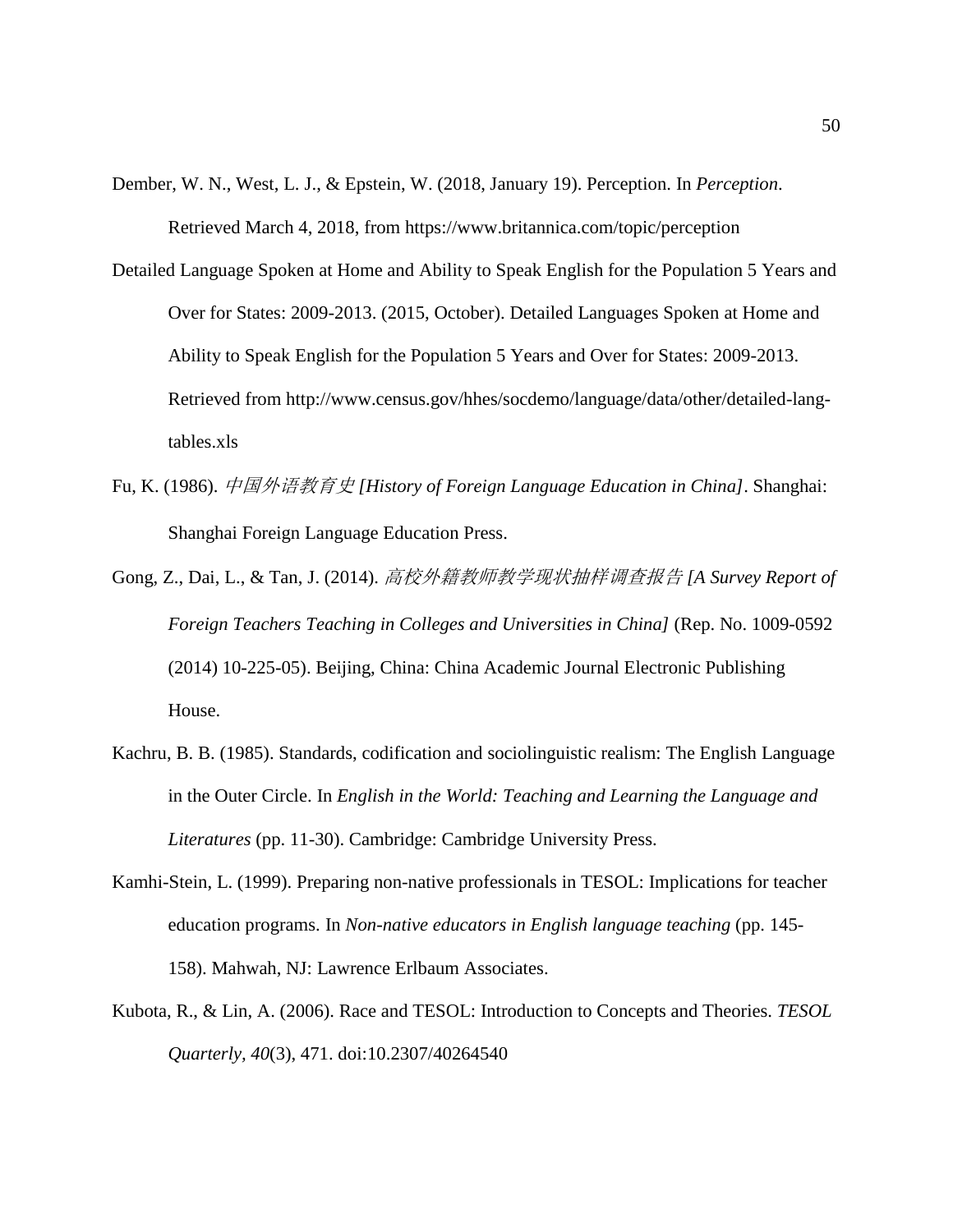Dember, W. N., West, L. J., & Epstein, W. (2018, January 19). Perception. In *Perception*. Retrieved March 4, 2018, from https://www.britannica.com/topic/perception

Detailed Language Spoken at Home and Ability to Speak English for the Population 5 Years and Over for States: 2009-2013. (2015, October). Detailed Languages Spoken at Home and Ability to Speak English for the Population 5 Years and Over for States: 2009-2013. Retrieved from http://www.census.gov/hhes/socdemo/language/data/other/detailed-lang-tables.xls

Fu, K. (1986). *中国外语教育史 [History of Foreign Language Education in China]*. Shanghai: Shanghai Foreign Language Education Press.

Gong, Z., Dai, L., & Tan, J. (2014). *高校外籍教师教学现状抽样调查报告 [A Survey Report of Foreign Teachers Teaching in Colleges and Universities in China]* (Rep. No. 1009-0592 (2014) 10-225-05). Beijing, China: China Academic Journal Electronic Publishing House.

Kachru, B. B. (1985). Standards, codification and sociolinguistic realism: The English Language in the Outer Circle. In *English in the World: Teaching and Learning the Language and Literatures* (pp. 11-30). Cambridge: Cambridge University Press.

Kamhi-Stein, L. (1999). Preparing non-native professionals in TESOL: Implications for teacher education programs. In *Non-native educators in English language teaching* (pp. 145-158). Mahwah, NJ: Lawrence Erlbaum Associates.

Kubota, R., & Lin, A. (2006). Race and TESOL: Introduction to Concepts and Theories. *TESOL Quarterly*, *40*(3), 471. doi:10.2307/40264540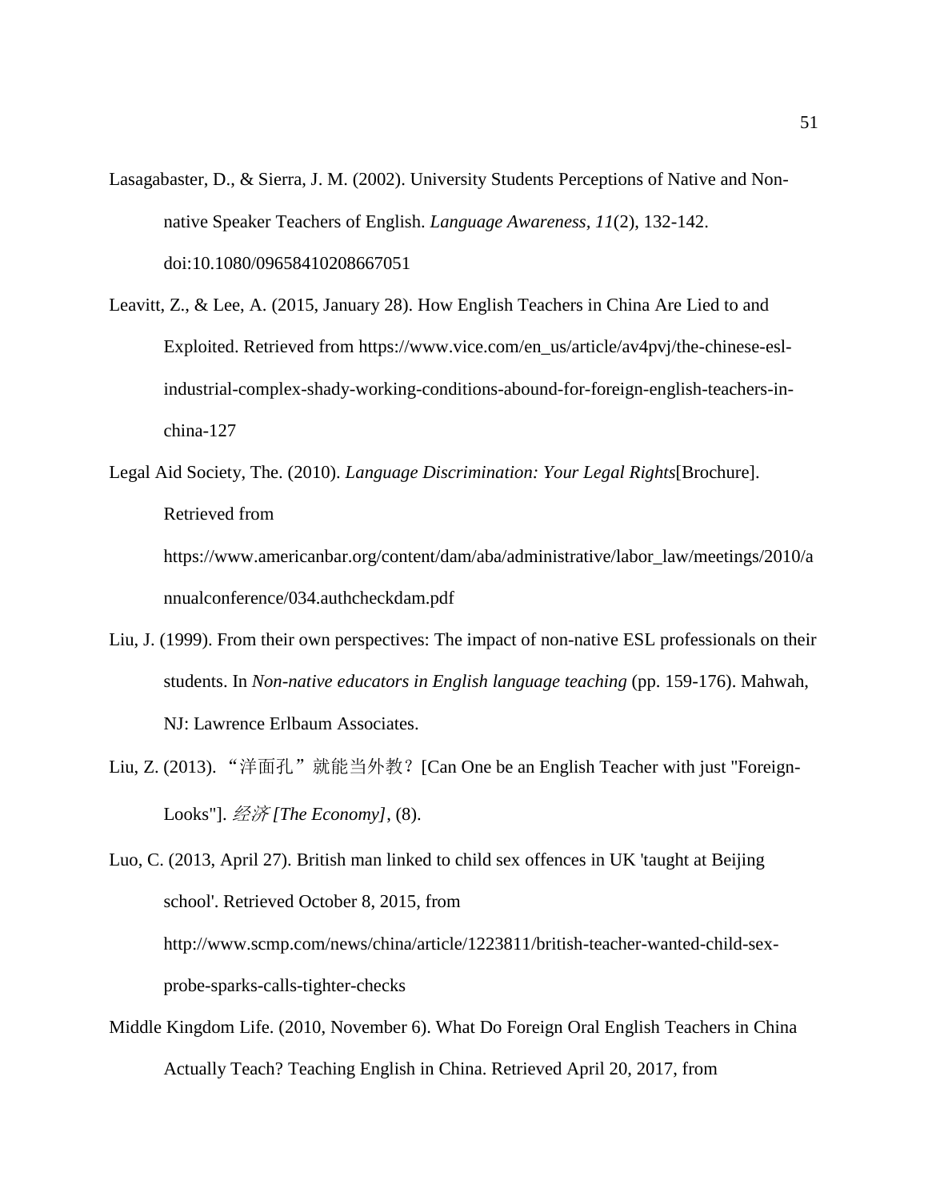Lasagabaster, D., & Sierra, J. M. (2002). University Students Perceptions of Native and Non-native Speaker Teachers of English. *Language Awareness, 11*(2), 132-142. doi:10.1080/09658410208667051

Leavitt, Z., & Lee, A. (2015, January 28). How English Teachers in China Are Lied to and Exploited. Retrieved from https://www.vice.com/en_us/article/av4pvj/the-chinese-esl-industrial-complex-shady-working-conditions-abound-for-foreign-english-teachers-in-china-127

Legal Aid Society, The. (2010). *Language Discrimination: Your Legal Rights*[Brochure]. Retrieved from https://www.americanbar.org/content/dam/aba/administrative/labor_law/meetings/2010/annualconference/034.authcheckdam.pdf

Liu, J. (1999). From their own perspectives: The impact of non-native ESL professionals on their students. In *Non-native educators in English language teaching* (pp. 159-176). Mahwah, NJ: Lawrence Erlbaum Associates.

Liu, Z. (2013). "洋面孔"就能当外教？[Can One be an English Teacher with just "Foreign-Looks"]. *经济 [The Economy]*, (8).

Luo, C. (2013, April 27). British man linked to child sex offences in UK 'taught at Beijing school'. Retrieved October 8, 2015, from http://www.scmp.com/news/china/article/1223811/british-teacher-wanted-child-sex-probe-sparks-calls-tighter-checks

Middle Kingdom Life. (2010, November 6). What Do Foreign Oral English Teachers in China Actually Teach? Teaching English in China. Retrieved April 20, 2017, from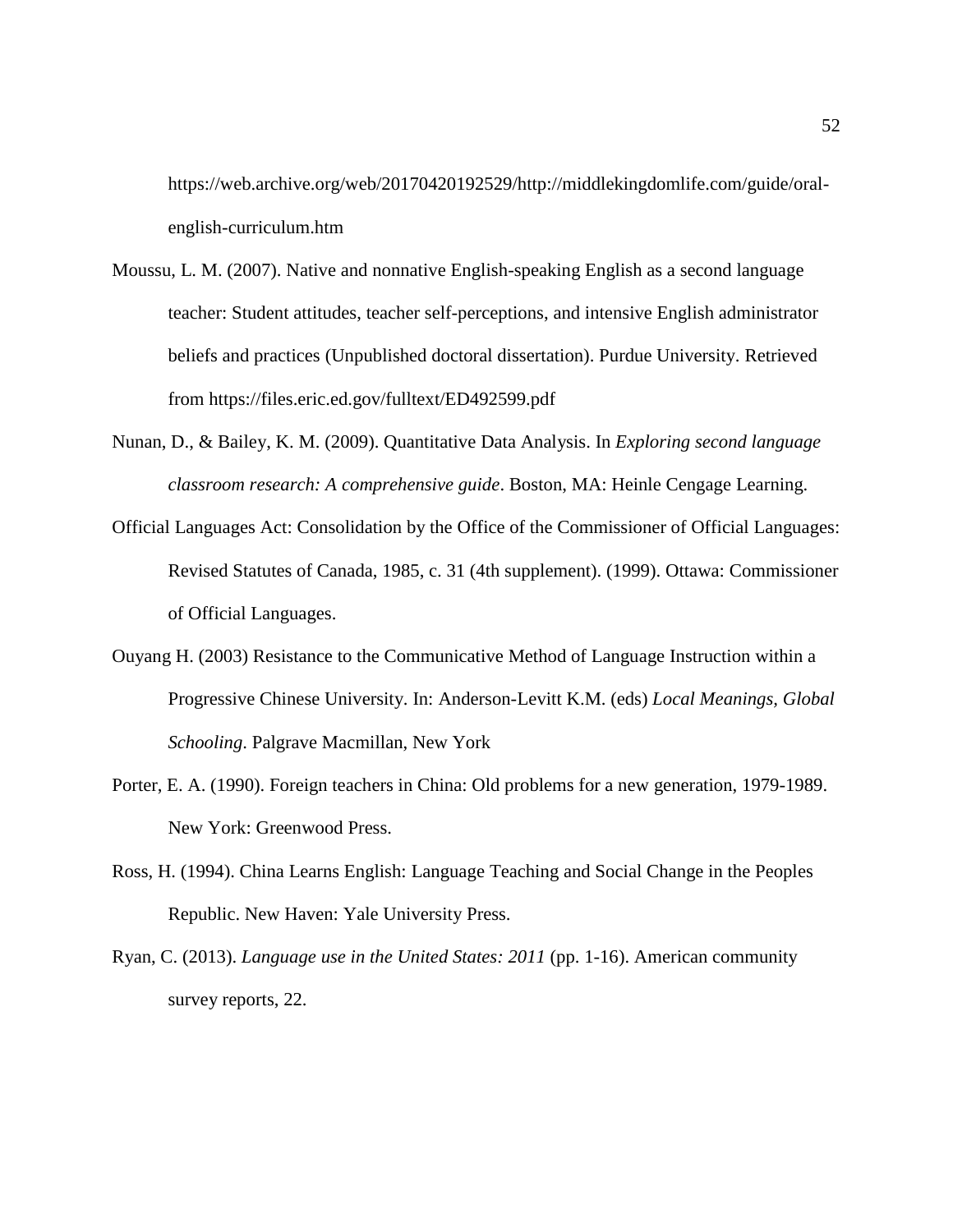https://web.archive.org/web/20170420192529/http://middlekingdomlife.com/guide/oral-english-curriculum.htm

Moussu, L. M. (2007). Native and nonnative English-speaking English as a second language teacher: Student attitudes, teacher self-perceptions, and intensive English administrator beliefs and practices (Unpublished doctoral dissertation). Purdue University. Retrieved from https://files.eric.ed.gov/fulltext/ED492599.pdf

Nunan, D., & Bailey, K. M. (2009). Quantitative Data Analysis. In *Exploring second language classroom research: A comprehensive guide*. Boston, MA: Heinle Cengage Learning.

Official Languages Act: Consolidation by the Office of the Commissioner of Official Languages: Revised Statutes of Canada, 1985, c. 31 (4th supplement). (1999). Ottawa: Commissioner of Official Languages.

Ouyang H. (2003) Resistance to the Communicative Method of Language Instruction within a Progressive Chinese University. In: Anderson-Levitt K.M. (eds) *Local Meanings, Global Schooling*. Palgrave Macmillan, New York

Porter, E. A. (1990). Foreign teachers in China: Old problems for a new generation, 1979-1989. New York: Greenwood Press.

Ross, H. (1994). China Learns English: Language Teaching and Social Change in the Peoples Republic. New Haven: Yale University Press.

Ryan, C. (2013). *Language use in the United States: 2011* (pp. 1-16). American community survey reports, 22.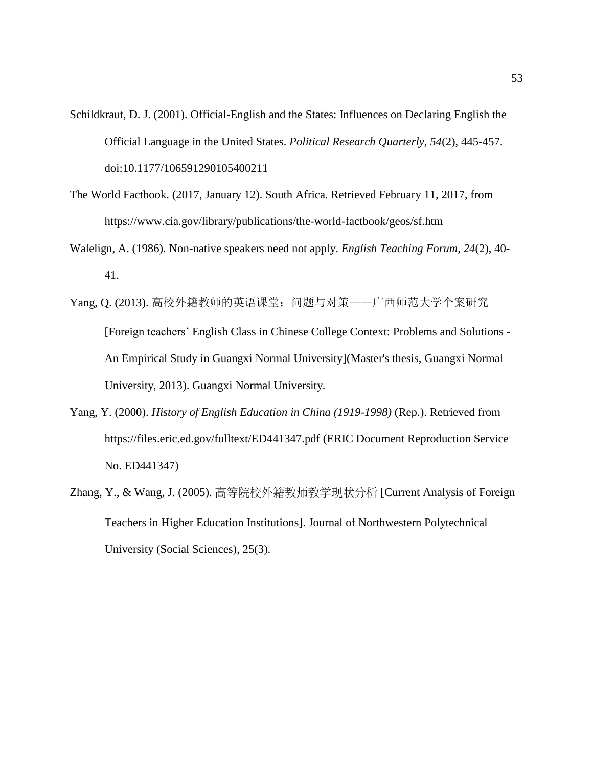Schildkraut, D. J. (2001). Official-English and the States: Influences on Declaring English the Official Language in the United States. *Political Research Quarterly*, *54*(2), 445-457. doi:10.1177/106591290105400211

The World Factbook. (2017, January 12). South Africa. Retrieved February 11, 2017, from https://www.cia.gov/library/publications/the-world-factbook/geos/sf.htm

Walelign, A. (1986). Non-native speakers need not apply. *English Teaching Forum*, *24*(2), 40-41.

Yang, Q. (2013). 高校外籍教师的英语课堂：问题与对策——广西师范大学个案研究 [Foreign teachers' English Class in Chinese College Context: Problems and Solutions - An Empirical Study in Guangxi Normal University](Master's thesis, Guangxi Normal University, 2013). Guangxi Normal University.

Yang, Y. (2000). *History of English Education in China (1919-1998)* (Rep.). Retrieved from https://files.eric.ed.gov/fulltext/ED441347.pdf (ERIC Document Reproduction Service No. ED441347)

Zhang, Y., & Wang, J. (2005). 高等院校外籍教师教学现状分析 [Current Analysis of Foreign Teachers in Higher Education Institutions]. Journal of Northwestern Polytechnical University (Social Sciences), 25(3).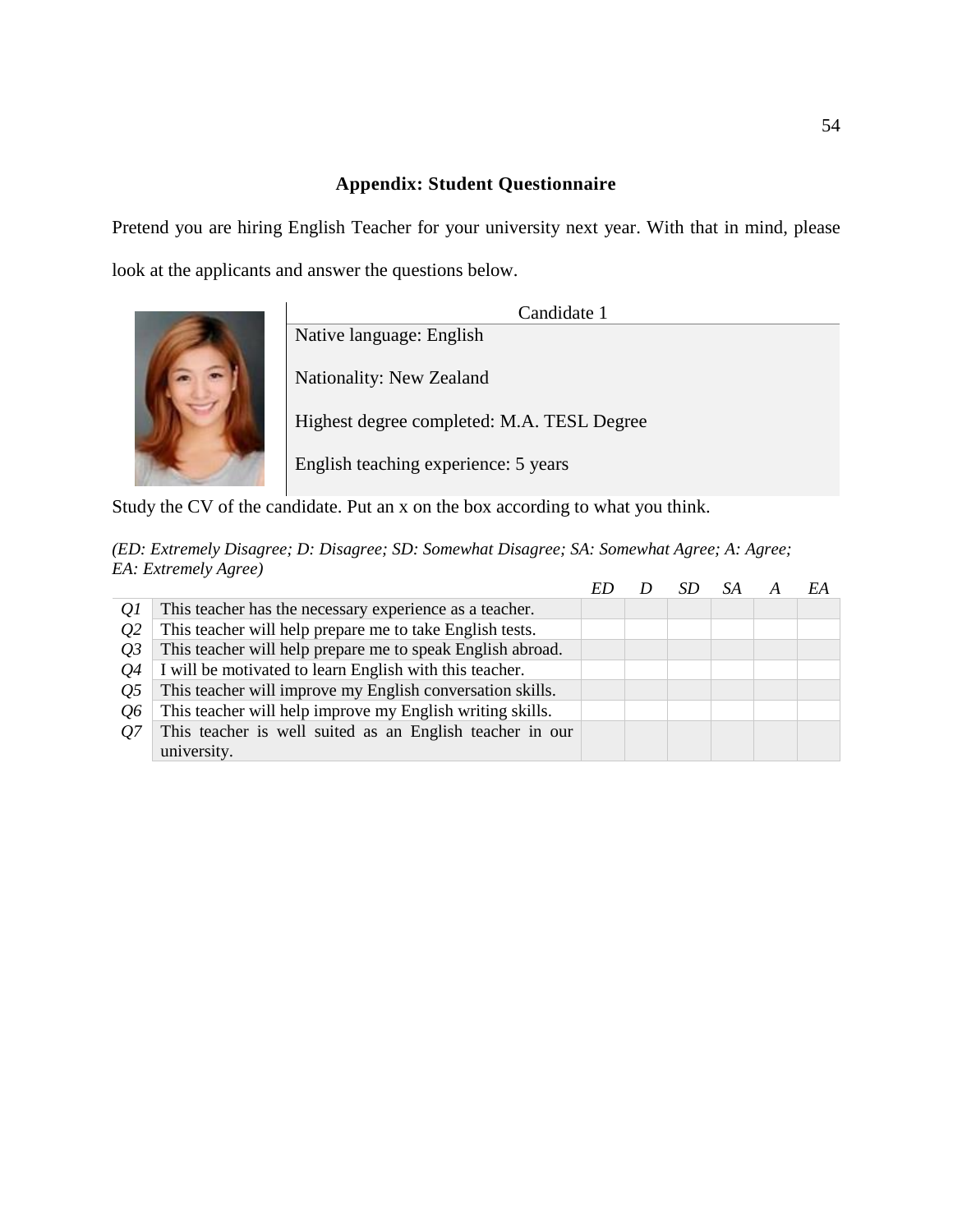## Appendix: Student Questionnaire

Pretend you are hiring English Teacher for your university next year. With that in mind, please look at the applicants and answer the questions below.

| Candidate 1 |
|---|
| Native language: English |
| Nationality: New Zealand |
| Highest degree completed: M.A. TESL Degree |
| English teaching experience: 5 years |

Study the CV of the candidate. Put an x on the box according to what you think.

*(ED: Extremely Disagree; D: Disagree; SD: Somewhat Disagree; SA: Somewhat Agree; A: Agree; EA: Extremely Agree)*

| | | *ED* | *D* | *SD* | *SA* | *A* | *EA* |
|---|---|---|---|---|---|---|---|
| *Q1* | This teacher has the necessary experience as a teacher. | | | | | | |
| *Q2* | This teacher will help prepare me to take English tests. | | | | | | |
| *Q3* | This teacher will help prepare me to speak English abroad. | | | | | | |
| *Q4* | I will be motivated to learn English with this teacher. | | | | | | |
| *Q5* | This teacher will improve my English conversation skills. | | | | | | |
| *Q6* | This teacher will help improve my English writing skills. | | | | | | |
| *Q7* | This teacher is well suited as an English teacher in our university. | | | | | | |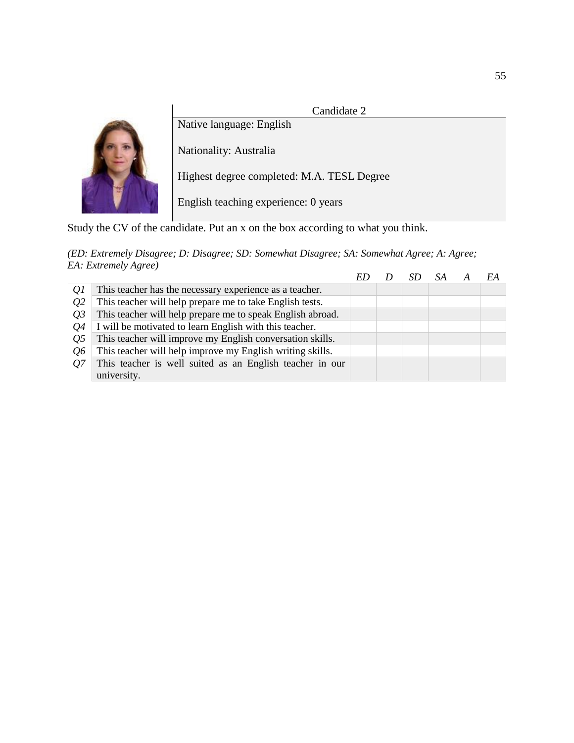Candidate 2

Native language: English

Nationality: Australia

Highest degree completed: M.A. TESL Degree

English teaching experience: 0 years

Study the CV of the candidate. Put an x on the box according to what you think.

*(ED: Extremely Disagree; D: Disagree; SD: Somewhat Disagree; SA: Somewhat Agree; A: Agree; EA: Extremely Agree)*

| | | *ED* | *D* | *SD* | *SA* | *A* | *EA* |
|---|---|---|---|---|---|---|---|
| *Q1* | This teacher has the necessary experience as a teacher. | | | | | | |
| *Q2* | This teacher will help prepare me to take English tests. | | | | | | |
| *Q3* | This teacher will help prepare me to speak English abroad. | | | | | | |
| *Q4* | I will be motivated to learn English with this teacher. | | | | | | |
| *Q5* | This teacher will improve my English conversation skills. | | | | | | |
| *Q6* | This teacher will help improve my English writing skills. | | | | | | |
| *Q7* | This teacher is well suited as an English teacher in our university. | | | | | | |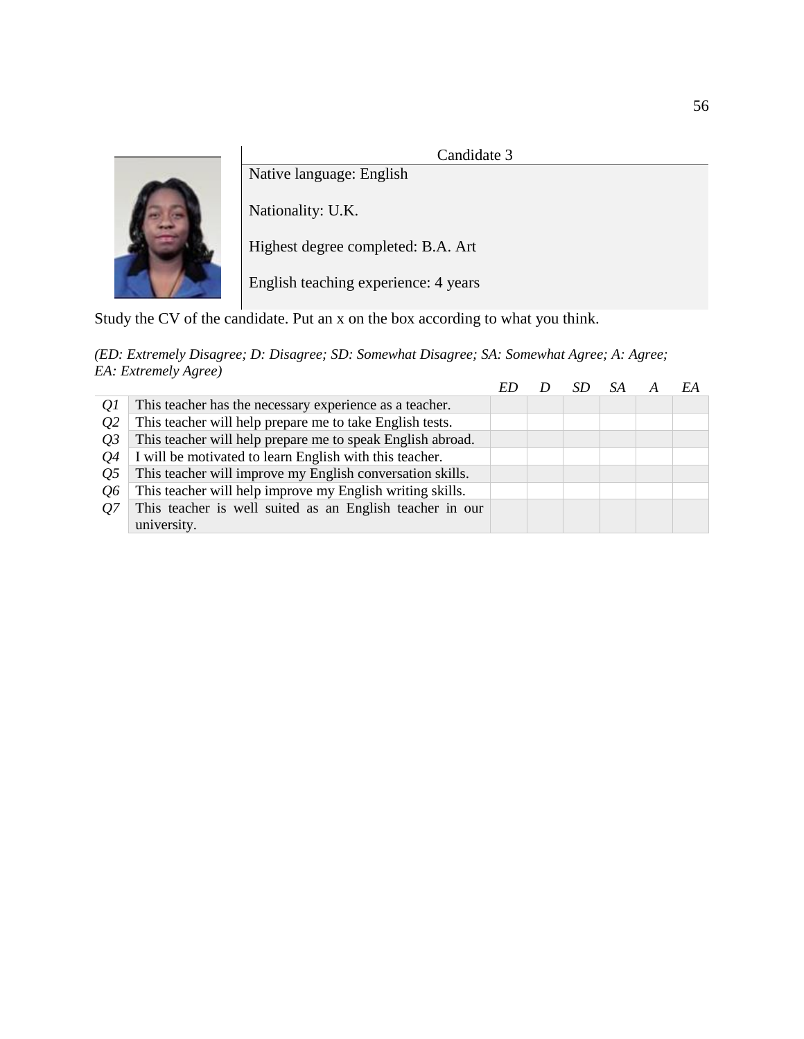Candidate 3

Native language: English

Nationality: U.K.

Highest degree completed: B.A. Art

English teaching experience: 4 years

Study the CV of the candidate. Put an x on the box according to what you think.

*(ED: Extremely Disagree; D: Disagree; SD: Somewhat Disagree; SA: Somewhat Agree; A: Agree; EA: Extremely Agree)*

| | | *ED* | *D* | *SD* | *SA* | *A* | *EA* |
|---|---|---|---|---|---|---|---|
| *Q1* | This teacher has the necessary experience as a teacher. | | | | | | |
| *Q2* | This teacher will help prepare me to take English tests. | | | | | | |
| *Q3* | This teacher will help prepare me to speak English abroad. | | | | | | |
| *Q4* | I will be motivated to learn English with this teacher. | | | | | | |
| *Q5* | This teacher will improve my English conversation skills. | | | | | | |
| *Q6* | This teacher will help improve my English writing skills. | | | | | | |
| *Q7* | This teacher is well suited as an English teacher in our university. | | | | | | |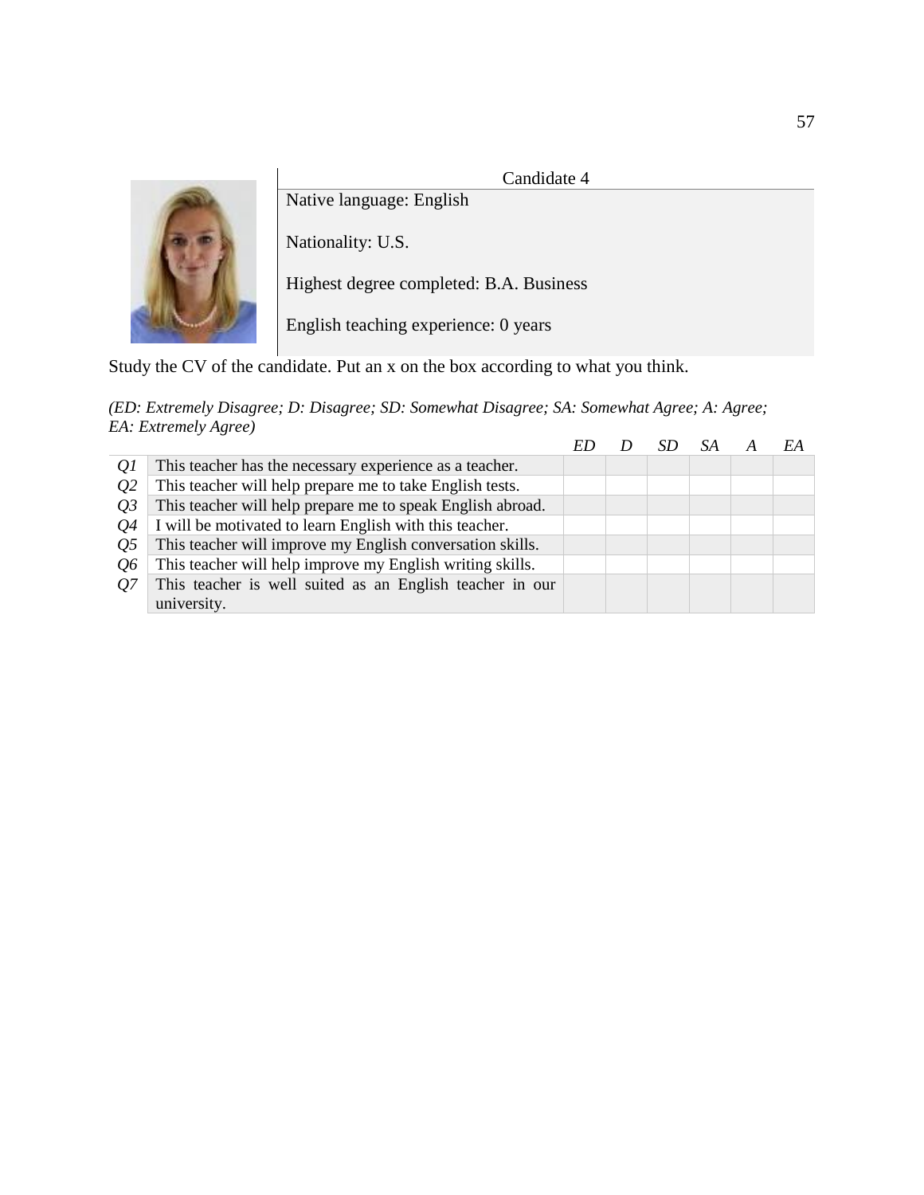Candidate 4

Native language: English

Nationality: U.S.

Highest degree completed: B.A. Business

English teaching experience: 0 years

Study the CV of the candidate. Put an x on the box according to what you think.

*(ED: Extremely Disagree; D: Disagree; SD: Somewhat Disagree; SA: Somewhat Agree; A: Agree; EA: Extremely Agree)*

| | | *ED* | *D* | *SD* | *SA* | *A* | *EA* |
|---|---|---|---|---|---|---|---|
| *Q1* | This teacher has the necessary experience as a teacher. | | | | | | |
| *Q2* | This teacher will help prepare me to take English tests. | | | | | | |
| *Q3* | This teacher will help prepare me to speak English abroad. | | | | | | |
| *Q4* | I will be motivated to learn English with this teacher. | | | | | | |
| *Q5* | This teacher will improve my English conversation skills. | | | | | | |
| *Q6* | This teacher will help improve my English writing skills. | | | | | | |
| *Q7* | This teacher is well suited as an English teacher in our university. | | | | | | |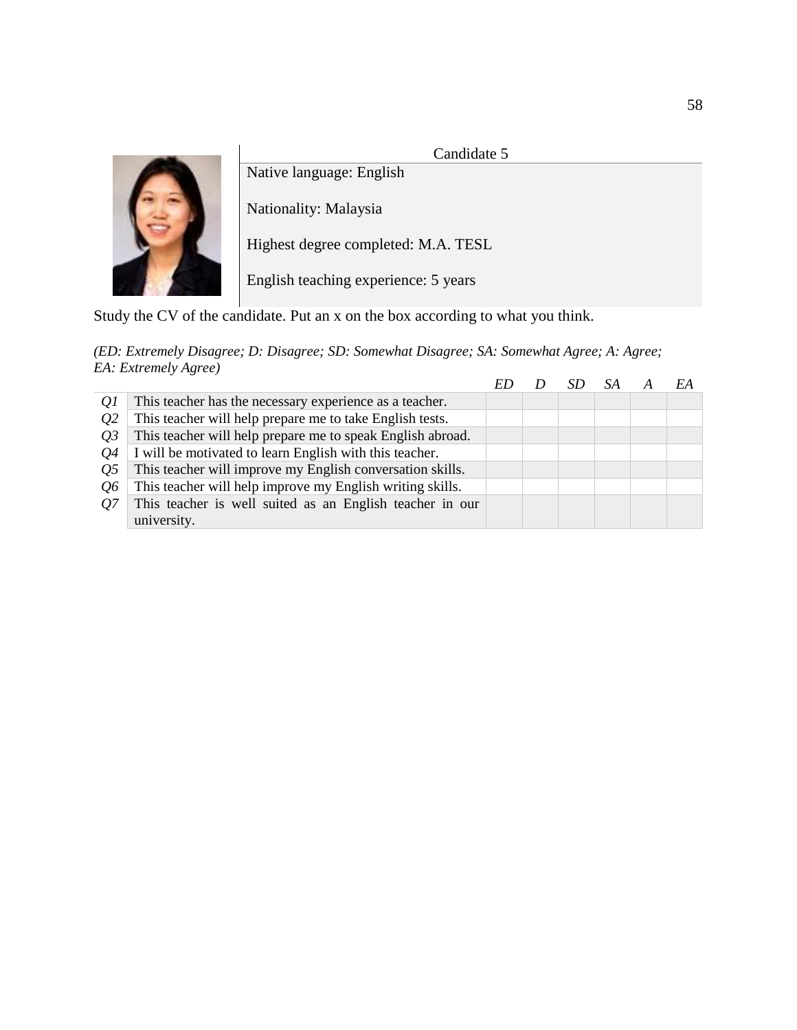Candidate 5

Native language: English

Nationality: Malaysia

Highest degree completed: M.A. TESL

English teaching experience: 5 years

Study the CV of the candidate. Put an x on the box according to what you think.

*(ED: Extremely Disagree; D: Disagree; SD: Somewhat Disagree; SA: Somewhat Agree; A: Agree; EA: Extremely Agree)*

| | | *ED* | *D* | *SD* | *SA* | *A* | *EA* |
|---|---|---|---|---|---|---|---|
| *Q1* | This teacher has the necessary experience as a teacher. | | | | | | |
| *Q2* | This teacher will help prepare me to take English tests. | | | | | | |
| *Q3* | This teacher will help prepare me to speak English abroad. | | | | | | |
| *Q4* | I will be motivated to learn English with this teacher. | | | | | | |
| *Q5* | This teacher will improve my English conversation skills. | | | | | | |
| *Q6* | This teacher will help improve my English writing skills. | | | | | | |
| *Q7* | This teacher is well suited as an English teacher in our university. | | | | | | |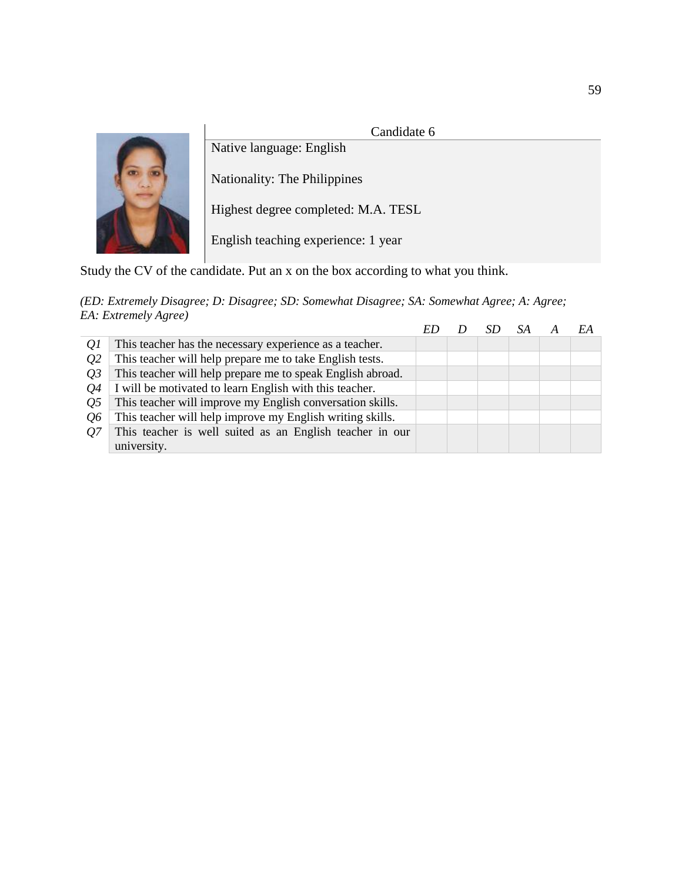Candidate 6

Native language: English

Nationality: The Philippines

Highest degree completed: M.A. TESL

English teaching experience: 1 year

Study the CV of the candidate. Put an x on the box according to what you think.

*(ED: Extremely Disagree; D: Disagree; SD: Somewhat Disagree; SA: Somewhat Agree; A: Agree; EA: Extremely Agree)*

| | | *ED* | *D* | *SD* | *SA* | *A* | *EA* |
|---|---|---|---|---|---|---|---|
| *Q1* | This teacher has the necessary experience as a teacher. | | | | | | |
| *Q2* | This teacher will help prepare me to take English tests. | | | | | | |
| *Q3* | This teacher will help prepare me to speak English abroad. | | | | | | |
| *Q4* | I will be motivated to learn English with this teacher. | | | | | | |
| *Q5* | This teacher will improve my English conversation skills. | | | | | | |
| *Q6* | This teacher will help improve my English writing skills. | | | | | | |
| *Q7* | This teacher is well suited as an English teacher in our university. | | | | | | |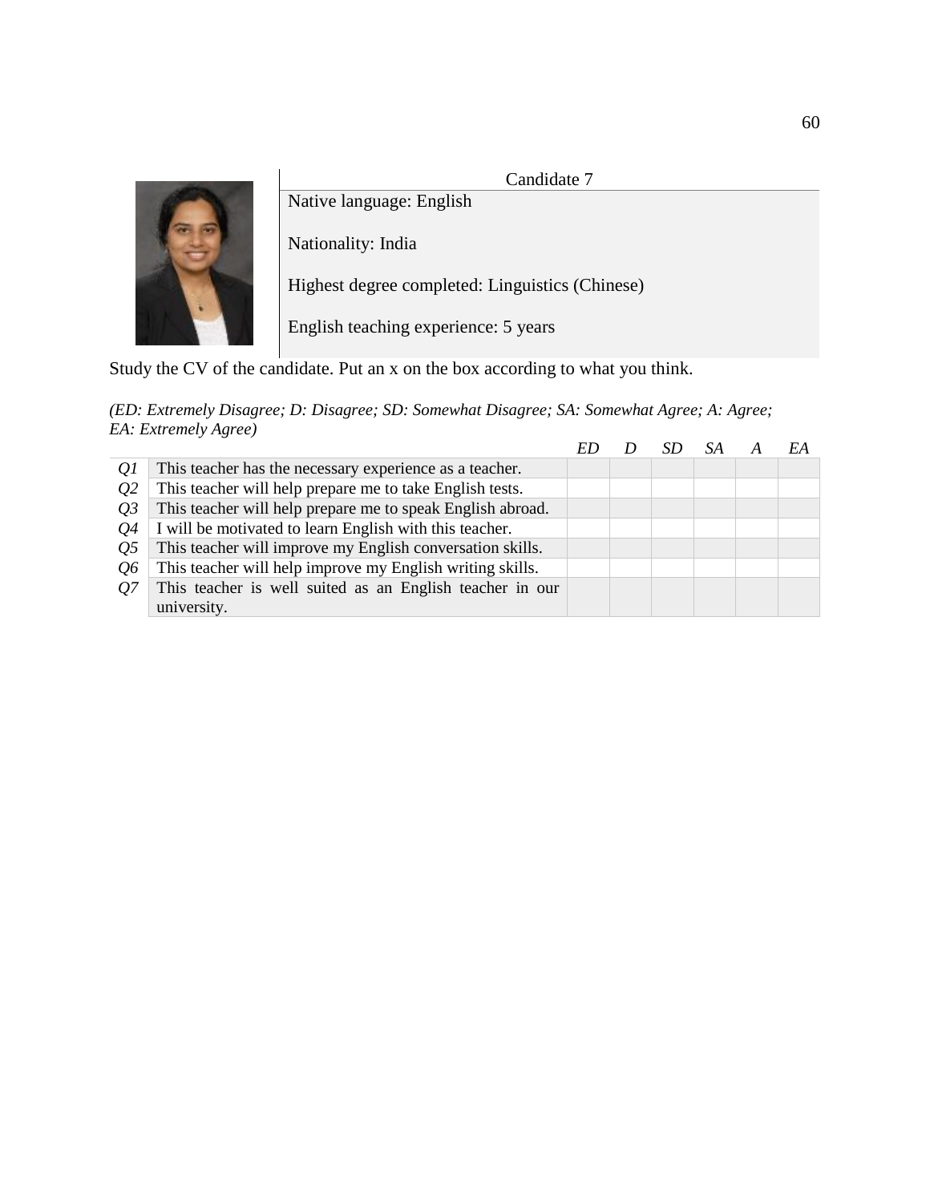Candidate 7

Native language: English

Nationality: India

Highest degree completed: Linguistics (Chinese)

English teaching experience: 5 years

Study the CV of the candidate. Put an x on the box according to what you think.

*(ED: Extremely Disagree; D: Disagree; SD: Somewhat Disagree; SA: Somewhat Agree; A: Agree; EA: Extremely Agree)*

| | | *ED* | *D* | *SD* | *SA* | *A* | *EA* |
|---|---|---|---|---|---|---|---|
| *Q1* | This teacher has the necessary experience as a teacher. | | | | | | |
| *Q2* | This teacher will help prepare me to take English tests. | | | | | | |
| *Q3* | This teacher will help prepare me to speak English abroad. | | | | | | |
| *Q4* | I will be motivated to learn English with this teacher. | | | | | | |
| *Q5* | This teacher will improve my English conversation skills. | | | | | | |
| *Q6* | This teacher will help improve my English writing skills. | | | | | | |
| *Q7* | This teacher is well suited as an English teacher in our university. | | | | | | |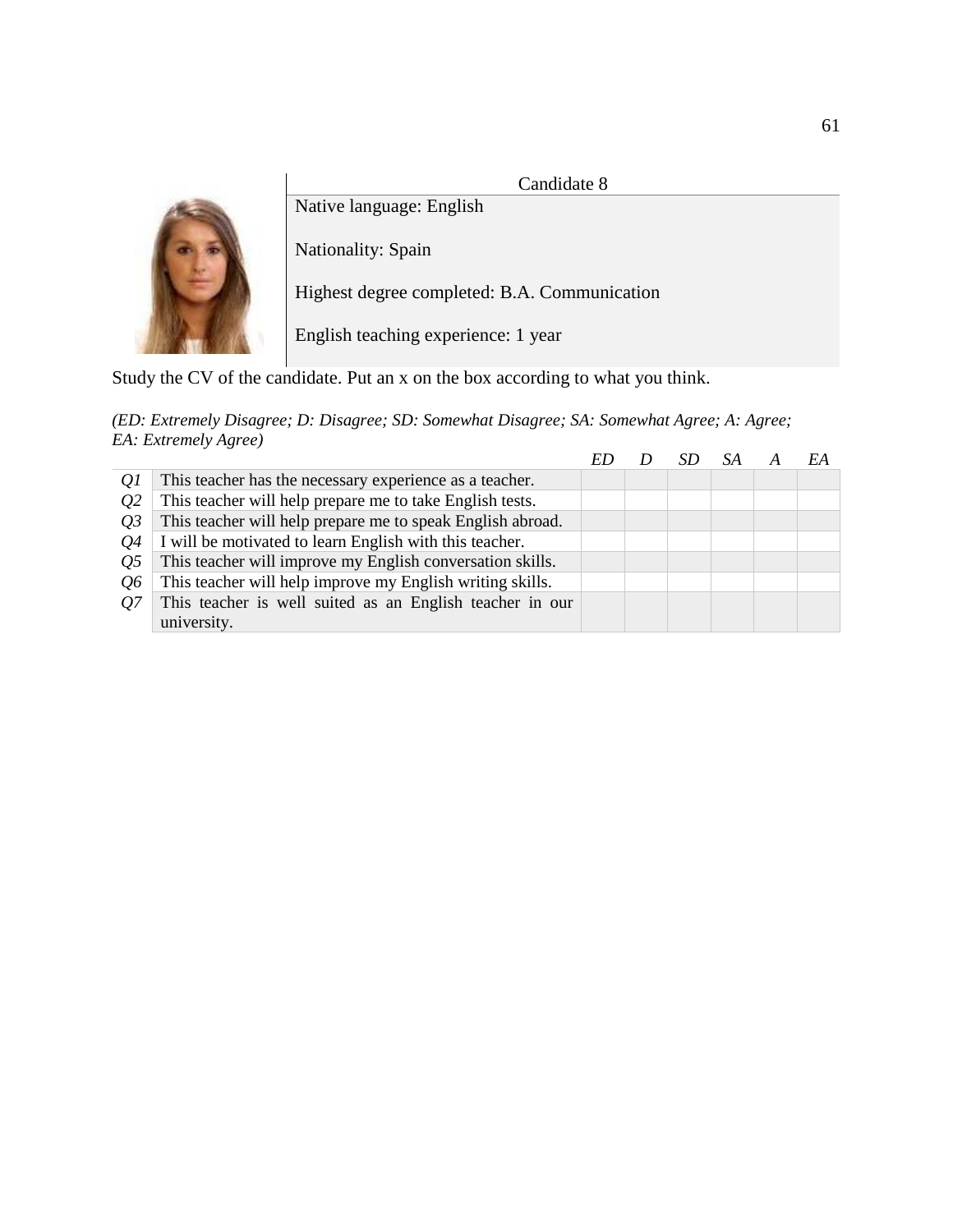Candidate 8

Native language: English

Nationality: Spain

Highest degree completed: B.A. Communication

English teaching experience: 1 year

Study the CV of the candidate. Put an x on the box according to what you think.

*(ED: Extremely Disagree; D: Disagree; SD: Somewhat Disagree; SA: Somewhat Agree; A: Agree; EA: Extremely Agree)*

| | | *ED* | *D* | *SD* | *SA* | *A* | *EA* |
|---|---|---|---|---|---|---|---|
| *Q1* | This teacher has the necessary experience as a teacher. | | | | | | |
| *Q2* | This teacher will help prepare me to take English tests. | | | | | | |
| *Q3* | This teacher will help prepare me to speak English abroad. | | | | | | |
| *Q4* | I will be motivated to learn English with this teacher. | | | | | | |
| *Q5* | This teacher will improve my English conversation skills. | | | | | | |
| *Q6* | This teacher will help improve my English writing skills. | | | | | | |
| *Q7* | This teacher is well suited as an English teacher in our university. | | | | | | |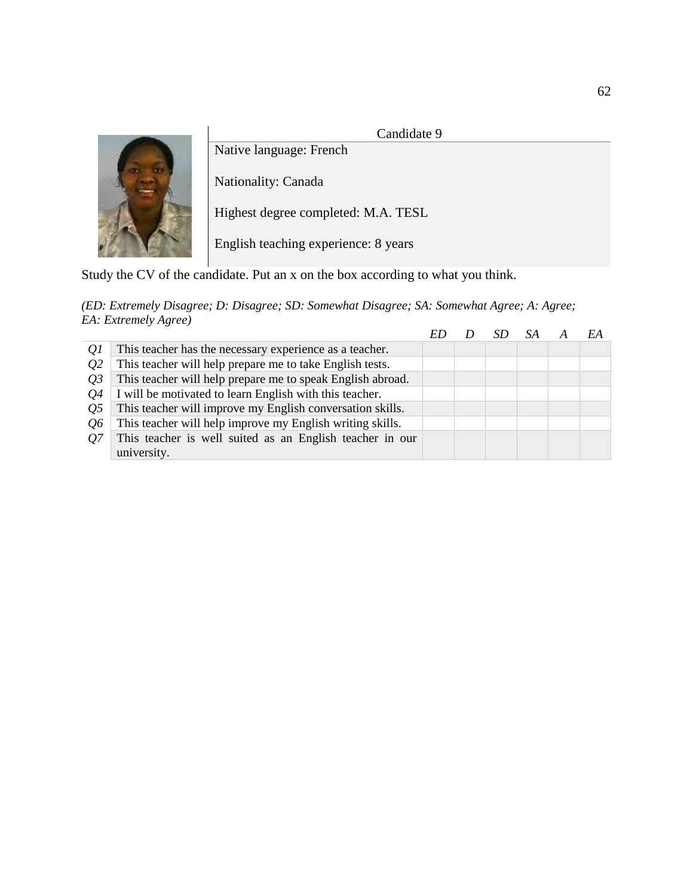Candidate 9

Native language: French

Nationality: Canada

Highest degree completed: M.A. TESL

English teaching experience: 8 years

Study the CV of the candidate. Put an x on the box according to what you think.

*(ED: Extremely Disagree; D: Disagree; SD: Somewhat Disagree; SA: Somewhat Agree; A: Agree; EA: Extremely Agree)*

| | | *ED* | *D* | *SD* | *SA* | *A* | *EA* |
|---|---|---|---|---|---|---|---|
| *Q1* | This teacher has the necessary experience as a teacher. | | | | | | |
| *Q2* | This teacher will help prepare me to take English tests. | | | | | | |
| *Q3* | This teacher will help prepare me to speak English abroad. | | | | | | |
| *Q4* | I will be motivated to learn English with this teacher. | | | | | | |
| *Q5* | This teacher will improve my English conversation skills. | | | | | | |
| *Q6* | This teacher will help improve my English writing skills. | | | | | | |
| *Q7* | This teacher is well suited as an English teacher in our university. | | | | | | |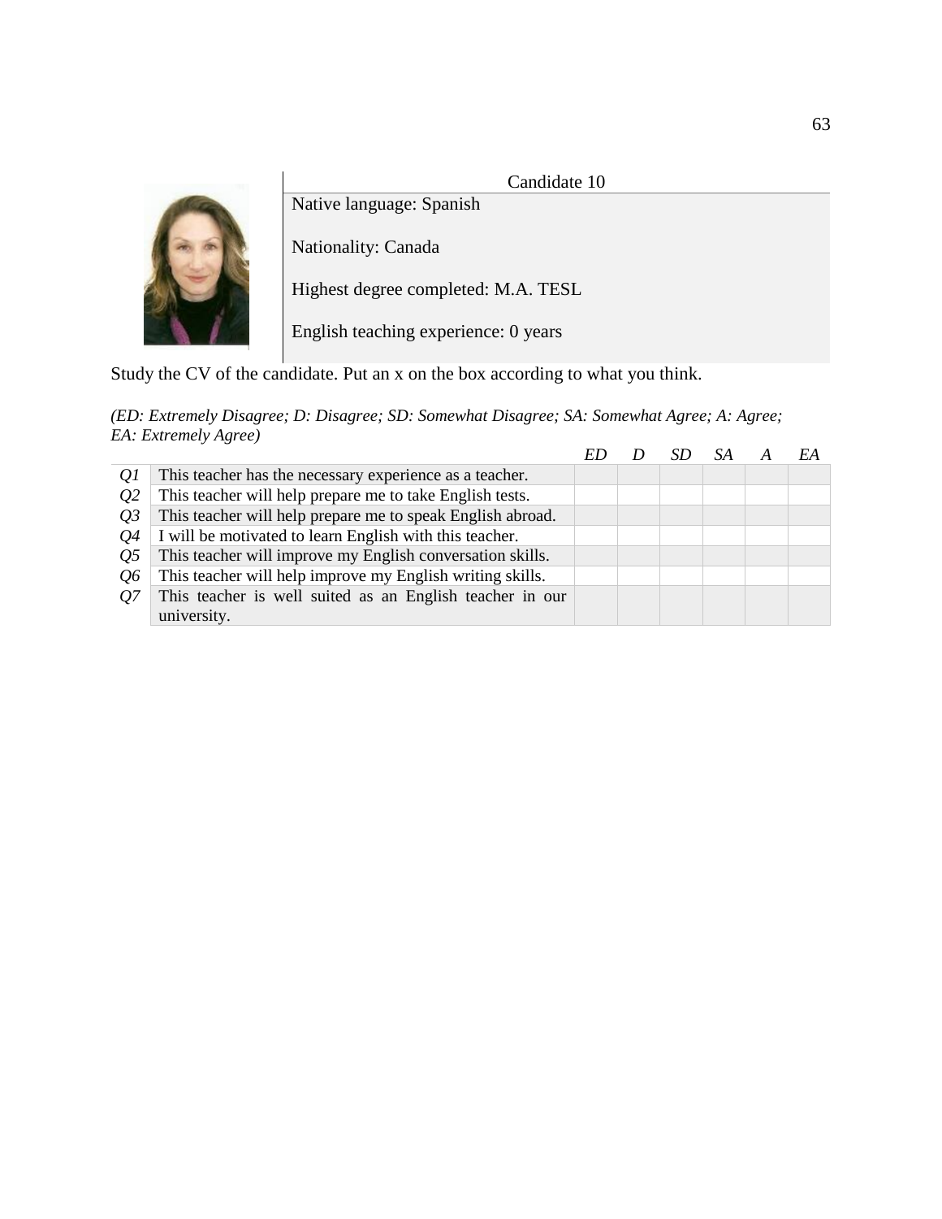Candidate 10

Native language: Spanish

Nationality: Canada

Highest degree completed: M.A. TESL

English teaching experience: 0 years

Study the CV of the candidate. Put an x on the box according to what you think.

*(ED: Extremely Disagree; D: Disagree; SD: Somewhat Disagree; SA: Somewhat Agree; A: Agree; EA: Extremely Agree)*

| | | *ED* | *D* | *SD* | *SA* | *A* | *EA* |
|---|---|---|---|---|---|---|---|
| *Q1* | This teacher has the necessary experience as a teacher. | | | | | | |
| *Q2* | This teacher will help prepare me to take English tests. | | | | | | |
| *Q3* | This teacher will help prepare me to speak English abroad. | | | | | | |
| *Q4* | I will be motivated to learn English with this teacher. | | | | | | |
| *Q5* | This teacher will improve my English conversation skills. | | | | | | |
| *Q6* | This teacher will help improve my English writing skills. | | | | | | |
| *Q7* | This teacher is well suited as an English teacher in our university. | | | | | | |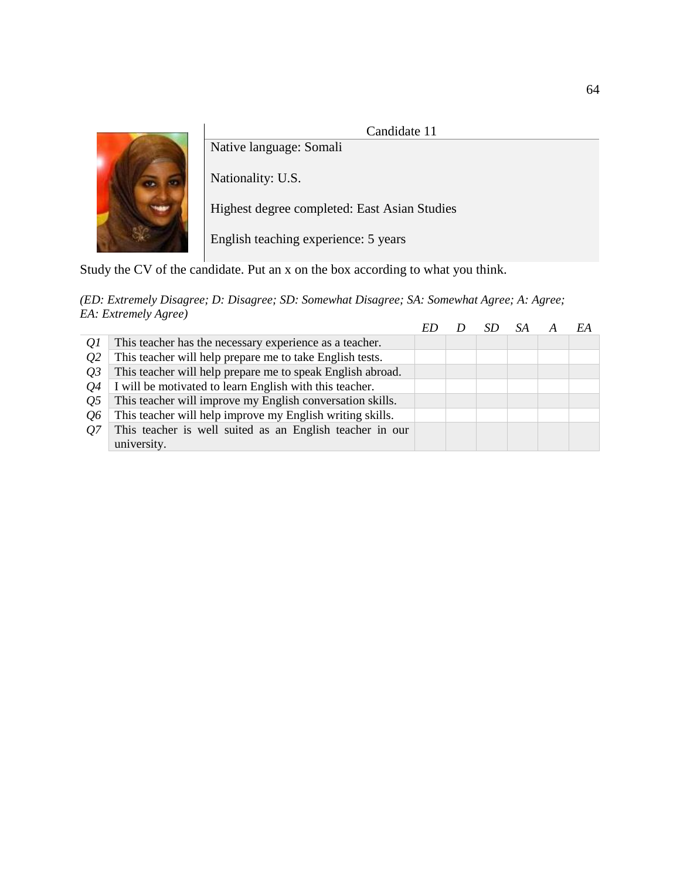Candidate 11

Native language: Somali

Nationality: U.S.

Highest degree completed: East Asian Studies

English teaching experience: 5 years

Study the CV of the candidate. Put an x on the box according to what you think.

*(ED: Extremely Disagree; D: Disagree; SD: Somewhat Disagree; SA: Somewhat Agree; A: Agree; EA: Extremely Agree)*

| | | *ED* | *D* | *SD* | *SA* | *A* | *EA* |
|---|---|---|---|---|---|---|---|
| *Q1* | This teacher has the necessary experience as a teacher. | | | | | | |
| *Q2* | This teacher will help prepare me to take English tests. | | | | | | |
| *Q3* | This teacher will help prepare me to speak English abroad. | | | | | | |
| *Q4* | I will be motivated to learn English with this teacher. | | | | | | |
| *Q5* | This teacher will improve my English conversation skills. | | | | | | |
| *Q6* | This teacher will help improve my English writing skills. | | | | | | |
| *Q7* | This teacher is well suited as an English teacher in our university. | | | | | | |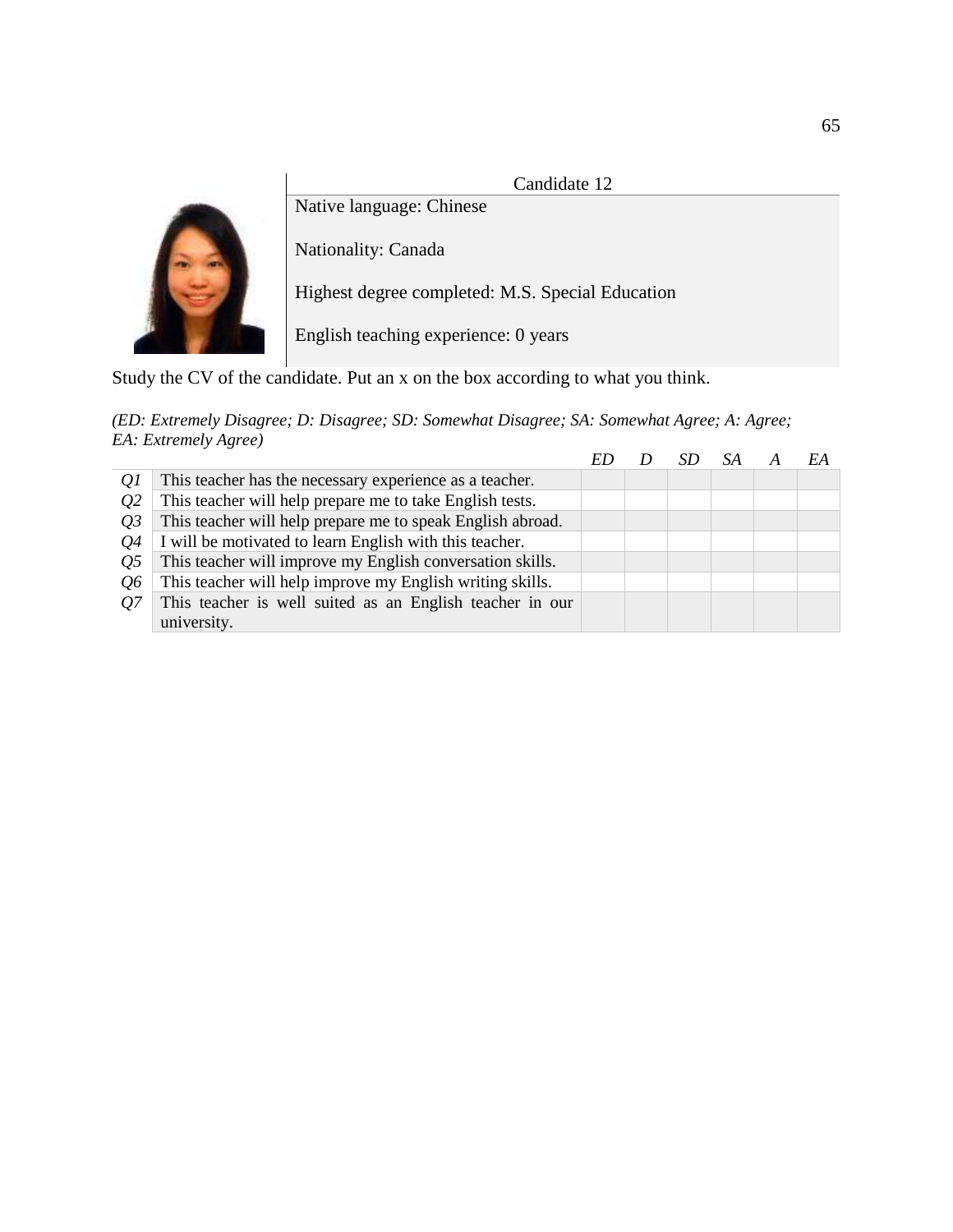Candidate 12

Native language: Chinese

Nationality: Canada

Highest degree completed: M.S. Special Education

English teaching experience: 0 years

Study the CV of the candidate. Put an x on the box according to what you think.

*(ED: Extremely Disagree; D: Disagree; SD: Somewhat Disagree; SA: Somewhat Agree; A: Agree; EA: Extremely Agree)*

| | | *ED* | *D* | *SD* | *SA* | *A* | *EA* |
|---|---|---|---|---|---|---|---|
| *Q1* | This teacher has the necessary experience as a teacher. | | | | | | |
| *Q2* | This teacher will help prepare me to take English tests. | | | | | | |
| *Q3* | This teacher will help prepare me to speak English abroad. | | | | | | |
| *Q4* | I will be motivated to learn English with this teacher. | | | | | | |
| *Q5* | This teacher will improve my English conversation skills. | | | | | | |
| *Q6* | This teacher will help improve my English writing skills. | | | | | | |
| *Q7* | This teacher is well suited as an English teacher in our university. | | | | | | |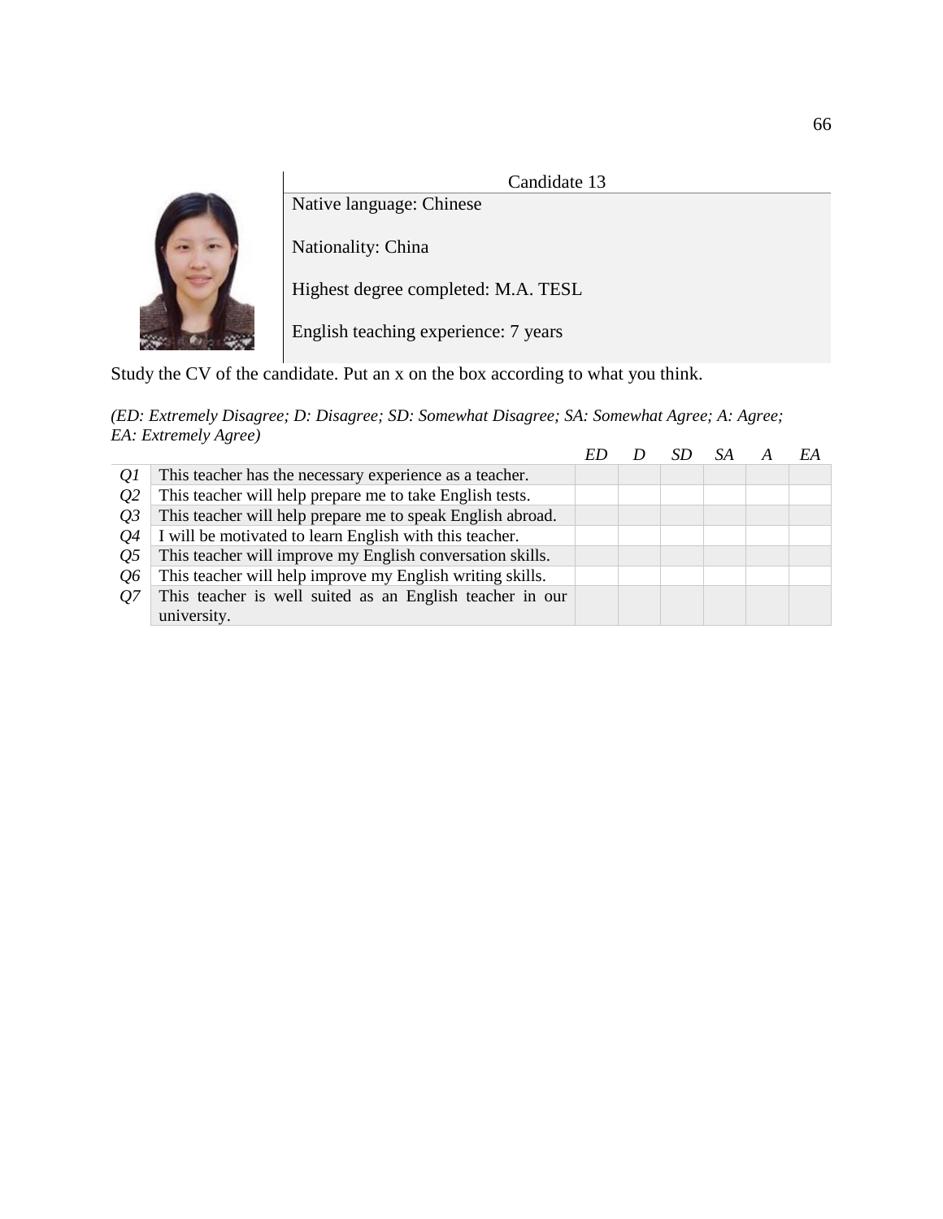Candidate 13

Native language: Chinese

Nationality: China

Highest degree completed: M.A. TESL

English teaching experience: 7 years

Study the CV of the candidate. Put an x on the box according to what you think.

*(ED: Extremely Disagree; D: Disagree; SD: Somewhat Disagree; SA: Somewhat Agree; A: Agree; EA: Extremely Agree)*

| | | *ED* | *D* | *SD* | *SA* | *A* | *EA* |
|---|---|---|---|---|---|---|---|
| *Q1* | This teacher has the necessary experience as a teacher. | | | | | | |
| *Q2* | This teacher will help prepare me to take English tests. | | | | | | |
| *Q3* | This teacher will help prepare me to speak English abroad. | | | | | | |
| *Q4* | I will be motivated to learn English with this teacher. | | | | | | |
| *Q5* | This teacher will improve my English conversation skills. | | | | | | |
| *Q6* | This teacher will help improve my English writing skills. | | | | | | |
| *Q7* | This teacher is well suited as an English teacher in our university. | | | | | | |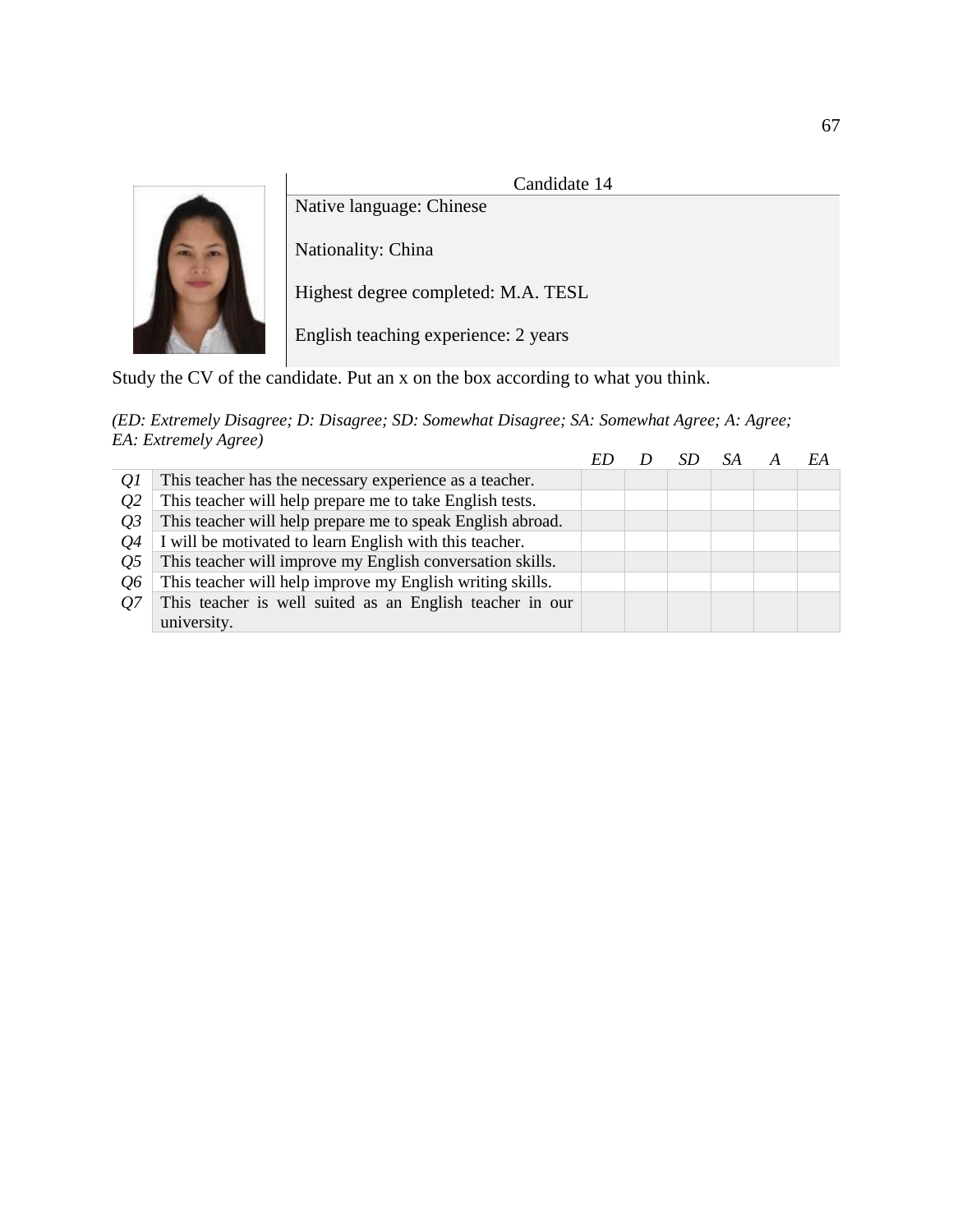Candidate 14

Native language: Chinese

Nationality: China

Highest degree completed: M.A. TESL

English teaching experience: 2 years

Study the CV of the candidate. Put an x on the box according to what you think.

*(ED: Extremely Disagree; D: Disagree; SD: Somewhat Disagree; SA: Somewhat Agree; A: Agree; EA: Extremely Agree)*

| | | *ED* | *D* | *SD* | *SA* | *A* | *EA* |
|---|---|---|---|---|---|---|---|
| *Q1* | This teacher has the necessary experience as a teacher. | | | | | | |
| *Q2* | This teacher will help prepare me to take English tests. | | | | | | |
| *Q3* | This teacher will help prepare me to speak English abroad. | | | | | | |
| *Q4* | I will be motivated to learn English with this teacher. | | | | | | |
| *Q5* | This teacher will improve my English conversation skills. | | | | | | |
| *Q6* | This teacher will help improve my English writing skills. | | | | | | |
| *Q7* | This teacher is well suited as an English teacher in our university. | | | | | | |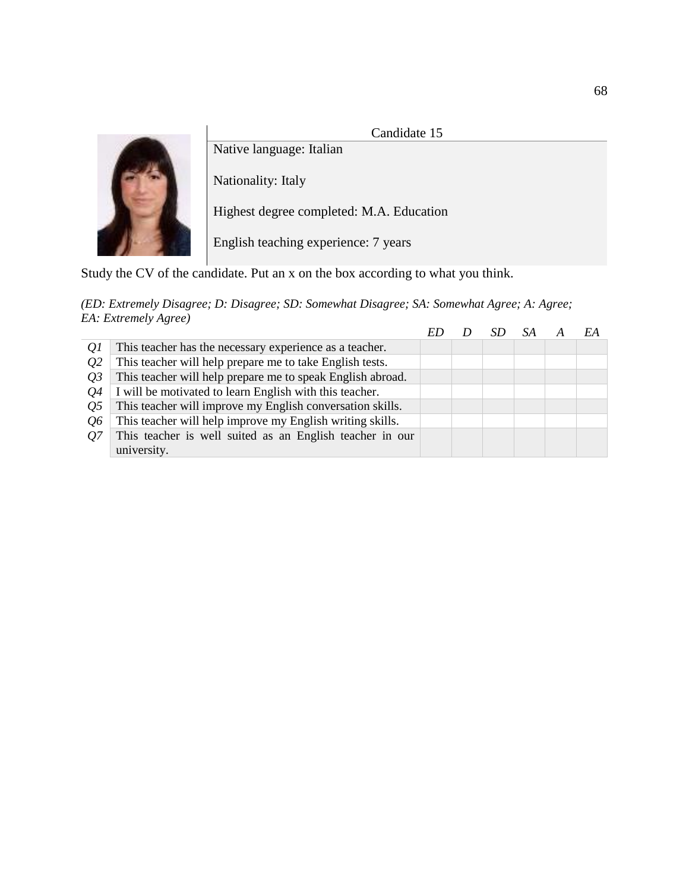Candidate 15

Native language: Italian

Nationality: Italy

Highest degree completed: M.A. Education

English teaching experience: 7 years

Study the CV of the candidate. Put an x on the box according to what you think.

*(ED: Extremely Disagree; D: Disagree; SD: Somewhat Disagree; SA: Somewhat Agree; A: Agree; EA: Extremely Agree)*

| | | *ED* | *D* | *SD* | *SA* | *A* | *EA* |
|---|---|---|---|---|---|---|---|
| *Q1* | This teacher has the necessary experience as a teacher. | | | | | | |
| *Q2* | This teacher will help prepare me to take English tests. | | | | | | |
| *Q3* | This teacher will help prepare me to speak English abroad. | | | | | | |
| *Q4* | I will be motivated to learn English with this teacher. | | | | | | |
| *Q5* | This teacher will improve my English conversation skills. | | | | | | |
| *Q6* | This teacher will help improve my English writing skills. | | | | | | |
| *Q7* | This teacher is well suited as an English teacher in our university. | | | | | | |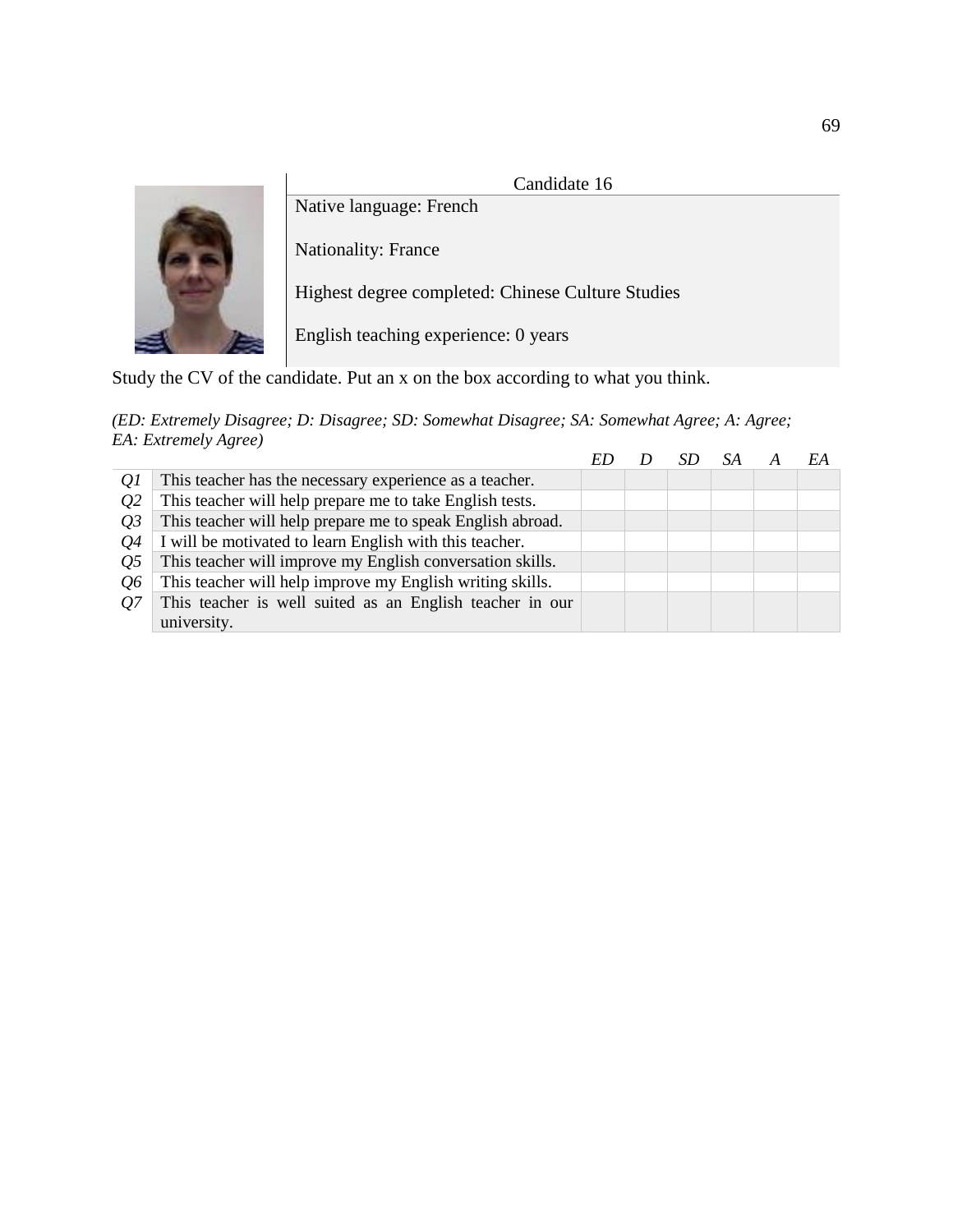Candidate 16

Native language: French

Nationality: France

Highest degree completed: Chinese Culture Studies

English teaching experience: 0 years

Study the CV of the candidate. Put an x on the box according to what you think.

*(ED: Extremely Disagree; D: Disagree; SD: Somewhat Disagree; SA: Somewhat Agree; A: Agree; EA: Extremely Agree)*

| | | *ED* | *D* | *SD* | *SA* | *A* | *EA* |
|---|---|---|---|---|---|---|---|
| *Q1* | This teacher has the necessary experience as a teacher. | | | | | | |
| *Q2* | This teacher will help prepare me to take English tests. | | | | | | |
| *Q3* | This teacher will help prepare me to speak English abroad. | | | | | | |
| *Q4* | I will be motivated to learn English with this teacher. | | | | | | |
| *Q5* | This teacher will improve my English conversation skills. | | | | | | |
| *Q6* | This teacher will help improve my English writing skills. | | | | | | |
| *Q7* | This teacher is well suited as an English teacher in our university. | | | | | | |